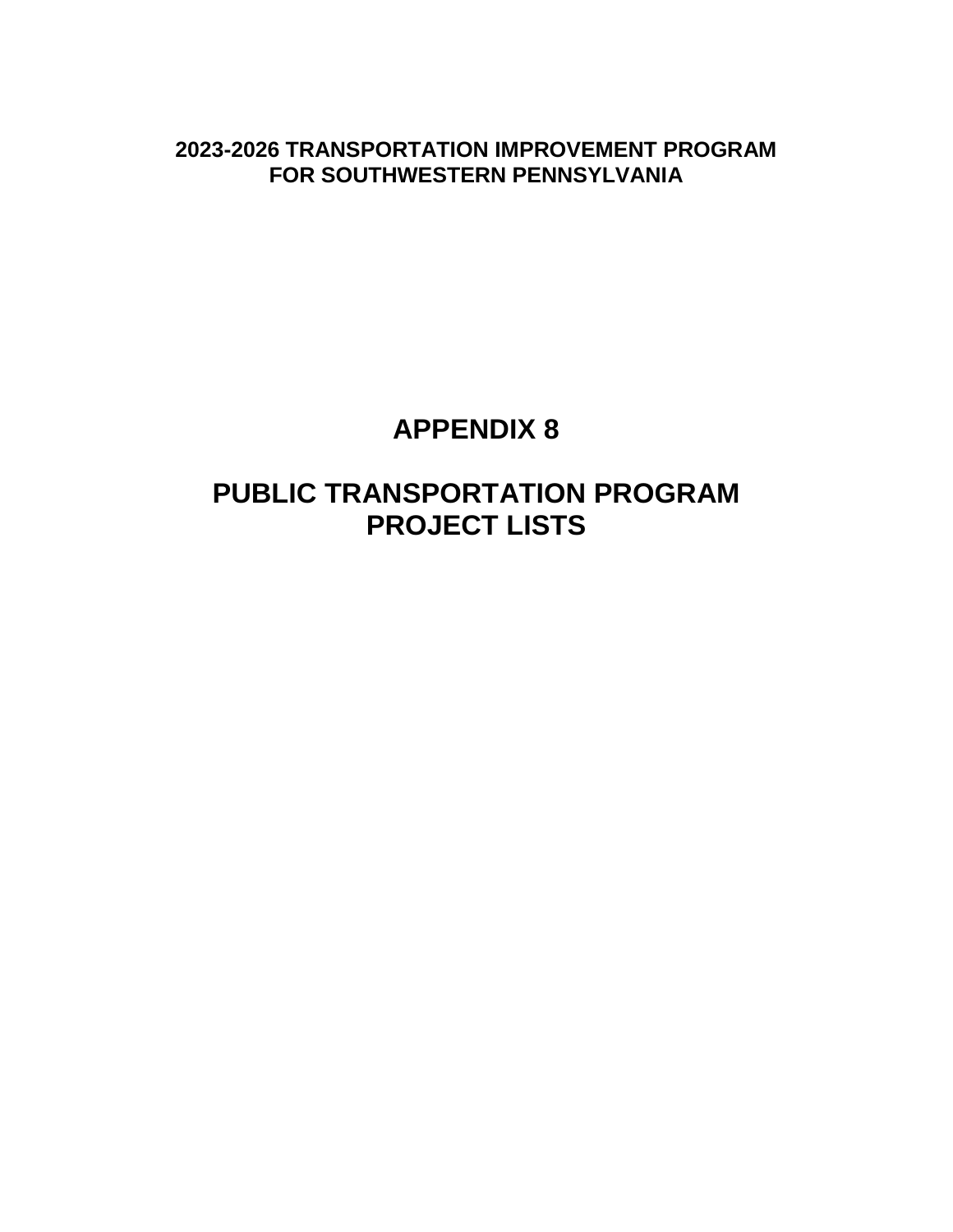**2023-2026 TRANSPORTATION IMPROVEMENT PROGRAM**
**FOR SOUTHWESTERN PENNSYLVANIA**

# APPENDIX 8

# PUBLIC TRANSPORTATION PROGRAM PROJECT LISTS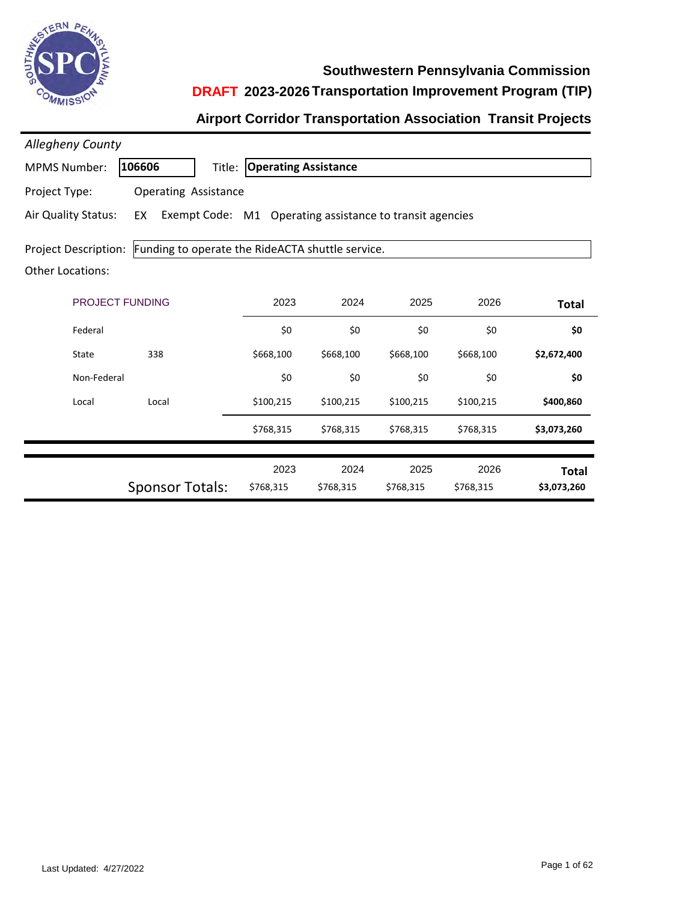# Southwestern Pennsylvania Commission

## DRAFT 2023-2026 Transportation Improvement Program (TIP)

## Airport Corridor Transportation Association Transit Projects

*Allegheny County*

**MPMS Number:** 106606 **Title:** **Operating Assistance**

**Project Type:** Operating Assistance

**Air Quality Status:** EX **Exempt Code:** M1 Operating assistance to transit agencies

**Project Description:** Funding to operate the RideACTA shuttle service.

**Other Locations:**

| PROJECT FUNDING | | 2023 | 2024 | 2025 | 2026 | Total |
|---|---|---|---|---|---|---|
| Federal | | $0 | $0 | $0 | $0 | **$0** |
| State | 338 | $668,100 | $668,100 | $668,100 | $668,100 | **$2,672,400** |
| Non-Federal | | $0 | $0 | $0 | $0 | **$0** |
| Local | Local | $100,215 | $100,215 | $100,215 | $100,215 | **$400,860** |
| | | $768,315 | $768,315 | $768,315 | $768,315 | **$3,073,260** |

| | 2023 | 2024 | 2025 | 2026 | Total |
|---|---|---|---|---|---|
| Sponsor Totals: | $768,315 | $768,315 | $768,315 | $768,315 | **$3,073,260** |

Last Updated: 4/27/2022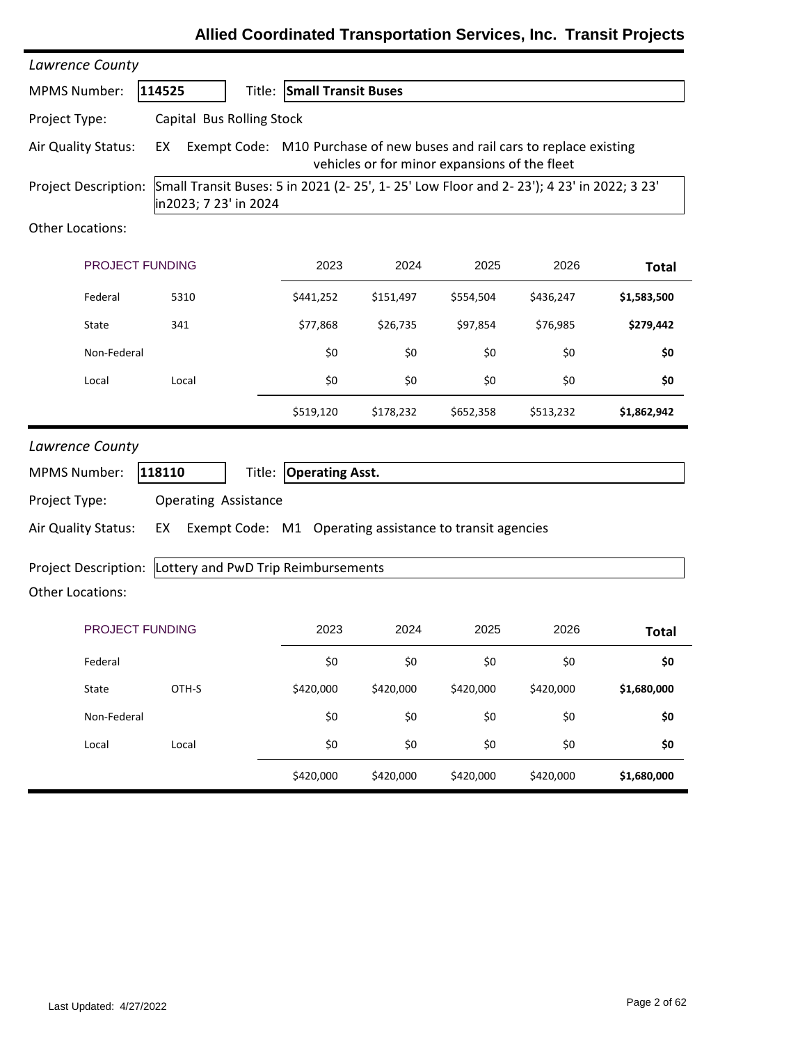# Allied Coordinated Transportation Services, Inc. Transit Projects

*Lawrence County*

**MPMS Number:** **114525** **Title:** **Small Transit Buses**

**Project Type:** Capital Bus Rolling Stock

**Air Quality Status:** EX Exempt Code: M10 Purchase of new buses and rail cars to replace existing vehicles or for minor expansions of the fleet

**Project Description:** Small Transit Buses: 5 in 2021 (2- 25', 1- 25' Low Floor and 2- 23'); 4 23' in 2022; 3 23' in2023; 7 23' in 2024

**Other Locations:**

| PROJECT FUNDING | | 2023 | 2024 | 2025 | 2026 | Total |
|---|---|---|---|---|---|---|
| Federal | 5310 | $441,252 | $151,497 | $554,504 | $436,247 | **$1,583,500** |
| State | 341 | $77,868 | $26,735 | $97,854 | $76,985 | **$279,442** |
| Non-Federal | | $0 | $0 | $0 | $0 | **$0** |
| Local | Local | $0 | $0 | $0 | $0 | **$0** |
| | | $519,120 | $178,232 | $652,358 | $513,232 | **$1,862,942** |

*Lawrence County*

**MPMS Number:** **118110** **Title:** **Operating Asst.**

**Project Type:** Operating Assistance

**Air Quality Status:** EX Exempt Code: M1 Operating assistance to transit agencies

**Project Description:** Lottery and PwD Trip Reimbursements

**Other Locations:**

| PROJECT FUNDING | | 2023 | 2024 | 2025 | 2026 | Total |
|---|---|---|---|---|---|---|
| Federal | | $0 | $0 | $0 | $0 | **$0** |
| State | OTH-S | $420,000 | $420,000 | $420,000 | $420,000 | **$1,680,000** |
| Non-Federal | | $0 | $0 | $0 | $0 | **$0** |
| Local | Local | $0 | $0 | $0 | $0 | **$0** |
| | | $420,000 | $420,000 | $420,000 | $420,000 | **$1,680,000** |

Last Updated: 4/27/2022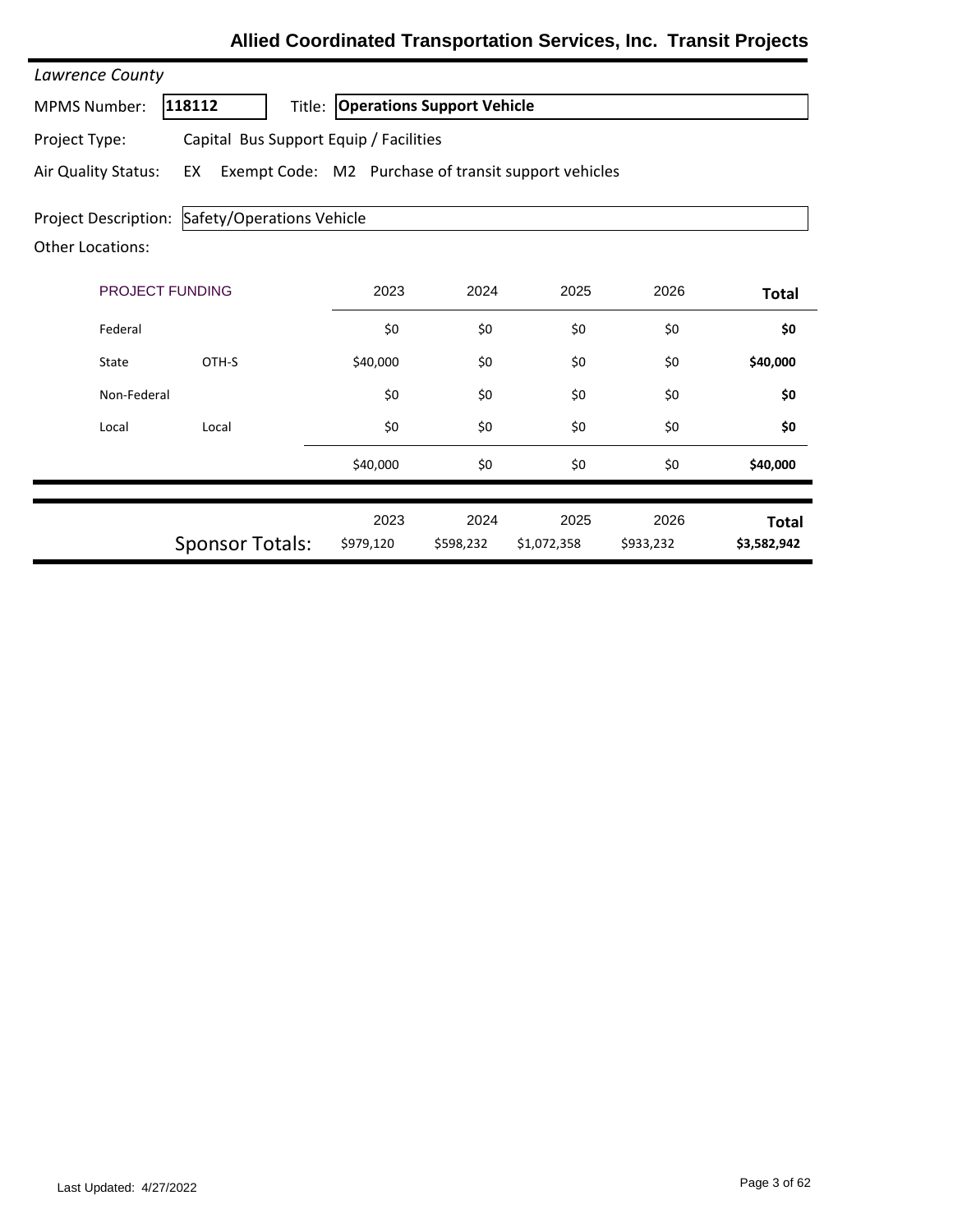# Allied Coordinated Transportation Services, Inc. Transit Projects

*Lawrence County*

MPMS Number: **118112** Title: **Operations Support Vehicle**

Project Type: Capital Bus Support Equip / Facilities

Air Quality Status: EX Exempt Code: M2 Purchase of transit support vehicles

Project Description: Safety/Operations Vehicle

Other Locations:

| PROJECT FUNDING | | 2023 | 2024 | 2025 | 2026 | Total |
|---|---|---|---|---|---|---|
| Federal | | $0 | $0 | $0 | $0 | **$0** |
| State | OTH-S | $40,000 | $0 | $0 | $0 | **$40,000** |
| Non-Federal | | $0 | $0 | $0 | $0 | **$0** |
| Local | Local | $0 | $0 | $0 | $0 | **$0** |
| | | $40,000 | $0 | $0 | $0 | **$40,000** |

| | 2023 | 2024 | 2025 | 2026 | Total |
|---|---|---|---|---|---|
| Sponsor Totals: | $979,120 | $598,232 | $1,072,358 | $933,232 | **$3,582,942** |

Last Updated: 4/27/2022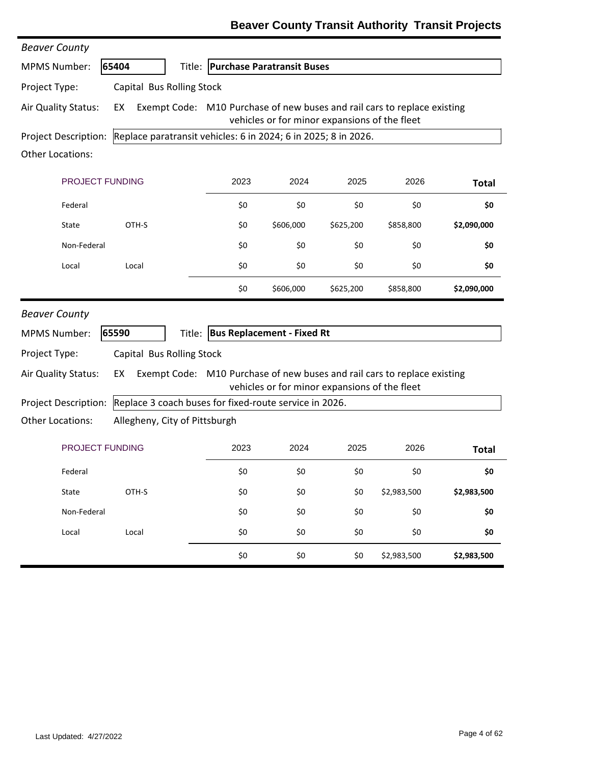# Beaver County Transit Authority Transit Projects

*Beaver County*

**MPMS Number:** **65404** Title: **Purchase Paratransit Buses**

**Project Type:** Capital Bus Rolling Stock

**Air Quality Status:** EX Exempt Code: M10 Purchase of new buses and rail cars to replace existing vehicles or for minor expansions of the fleet

**Project Description:** Replace paratransit vehicles: 6 in 2024; 6 in 2025; 8 in 2026.

**Other Locations:**

| PROJECT FUNDING | | 2023 | 2024 | 2025 | 2026 | Total |
|---|---|---|---|---|---|---|
| Federal | | $0 | $0 | $0 | $0 | **$0** |
| State | OTH-S | $0 | $606,000 | $625,200 | $858,800 | **$2,090,000** |
| Non-Federal | | $0 | $0 | $0 | $0 | **$0** |
| Local | Local | $0 | $0 | $0 | $0 | **$0** |
| | | $0 | $606,000 | $625,200 | $858,800 | **$2,090,000** |

*Beaver County*

**MPMS Number:** **65590** Title: **Bus Replacement - Fixed Rt**

**Project Type:** Capital Bus Rolling Stock

**Air Quality Status:** EX Exempt Code: M10 Purchase of new buses and rail cars to replace existing vehicles or for minor expansions of the fleet

**Project Description:** Replace 3 coach buses for fixed-route service in 2026.

**Other Locations:** Allegheny, City of Pittsburgh

| PROJECT FUNDING | | 2023 | 2024 | 2025 | 2026 | Total |
|---|---|---|---|---|---|---|
| Federal | | $0 | $0 | $0 | $0 | **$0** |
| State | OTH-S | $0 | $0 | $0 | $2,983,500 | **$2,983,500** |
| Non-Federal | | $0 | $0 | $0 | $0 | **$0** |
| Local | Local | $0 | $0 | $0 | $0 | **$0** |
| | | $0 | $0 | $0 | $2,983,500 | **$2,983,500** |

Last Updated: 4/27/2022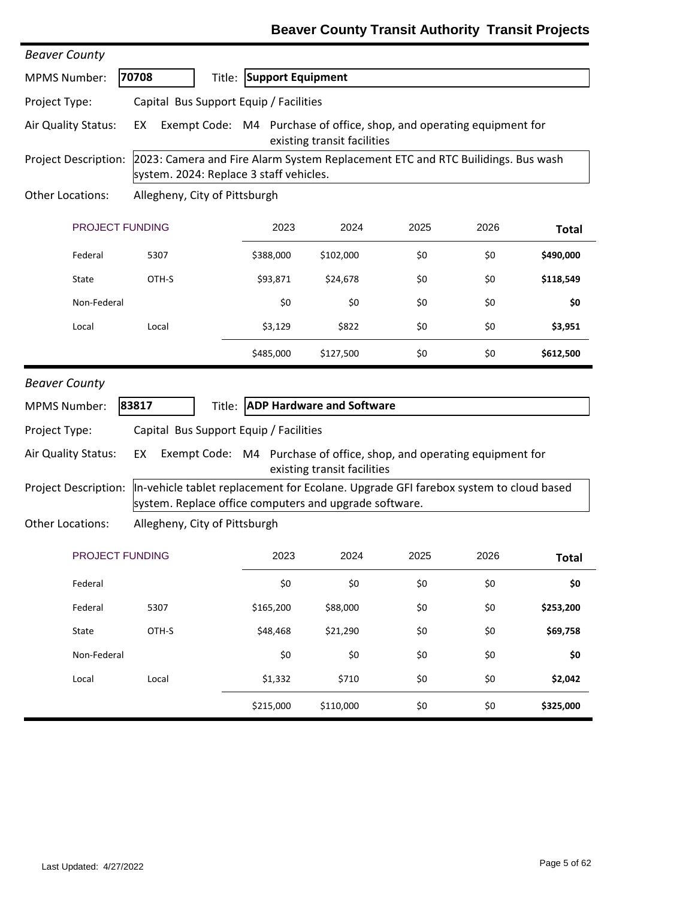# Beaver County Transit Authority Transit Projects

*Beaver County*

**MPMS Number:** 70708 **Title:** **Support Equipment**

**Project Type:** Capital Bus Support Equip / Facilities

**Air Quality Status:** EX Exempt Code: M4 Purchase of office, shop, and operating equipment for existing transit facilities

**Project Description:** 2023: Camera and Fire Alarm System Replacement ETC and RTC Builidings. Bus wash system. 2024: Replace 3 staff vehicles.

**Other Locations:** Allegheny, City of Pittsburgh

| PROJECT FUNDING | | 2023 | 2024 | 2025 | 2026 | Total |
|---|---|---|---|---|---|---|
| Federal | 5307 | $388,000 | $102,000 | $0 | $0 | **$490,000** |
| State | OTH-S | $93,871 | $24,678 | $0 | $0 | **$118,549** |
| Non-Federal | | $0 | $0 | $0 | $0 | **$0** |
| Local | Local | $3,129 | $822 | $0 | $0 | **$3,951** |
| | | $485,000 | $127,500 | $0 | $0 | **$612,500** |

*Beaver County*

**MPMS Number:** 83817 **Title:** **ADP Hardware and Software**

**Project Type:** Capital Bus Support Equip / Facilities

**Air Quality Status:** EX Exempt Code: M4 Purchase of office, shop, and operating equipment for existing transit facilities

**Project Description:** In-vehicle tablet replacement for Ecolane. Upgrade GFI farebox system to cloud based system. Replace office computers and upgrade software.

**Other Locations:** Allegheny, City of Pittsburgh

| PROJECT FUNDING | | 2023 | 2024 | 2025 | 2026 | Total |
|---|---|---|---|---|---|---|
| Federal | | $0 | $0 | $0 | $0 | **$0** |
| Federal | 5307 | $165,200 | $88,000 | $0 | $0 | **$253,200** |
| State | OTH-S | $48,468 | $21,290 | $0 | $0 | **$69,758** |
| Non-Federal | | $0 | $0 | $0 | $0 | **$0** |
| Local | Local | $1,332 | $710 | $0 | $0 | **$2,042** |
| | | $215,000 | $110,000 | $0 | $0 | **$325,000** |

Last Updated: 4/27/2022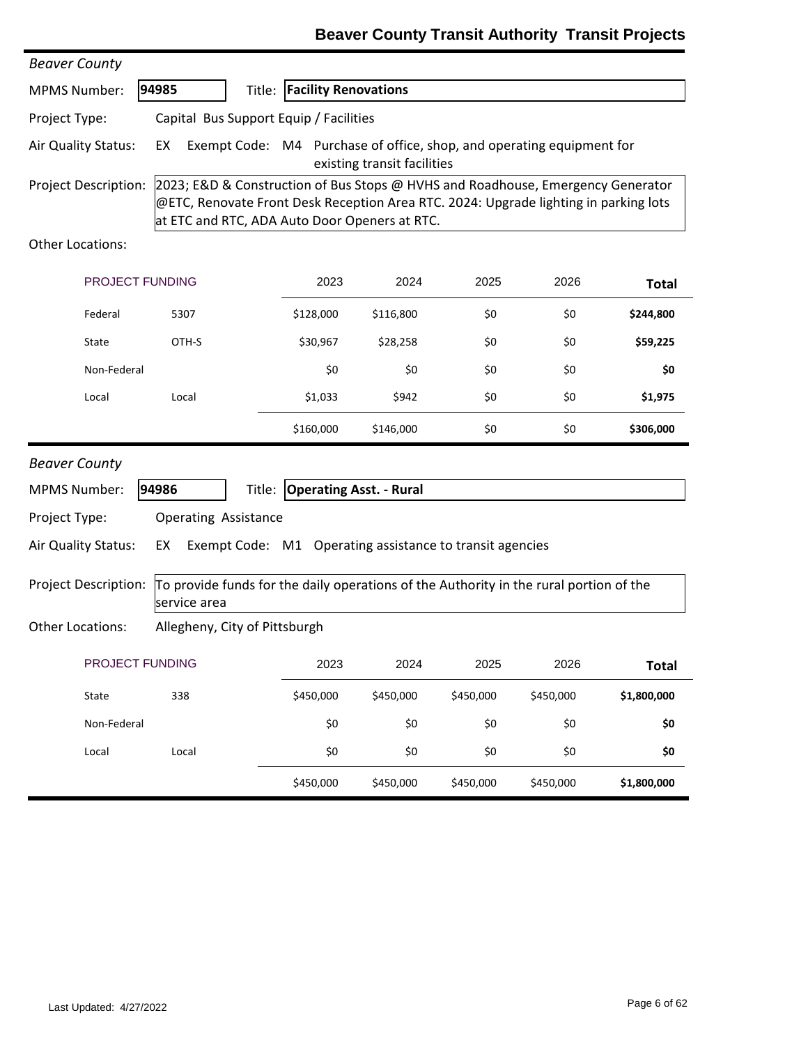# Beaver County Transit Authority Transit Projects

*Beaver County*

**MPMS Number:** **94985** Title: **Facility Renovations**

**Project Type:** Capital Bus Support Equip / Facilities

**Air Quality Status:** EX Exempt Code: M4 Purchase of office, shop, and operating equipment for existing transit facilities

**Project Description:** 2023; E&D & Construction of Bus Stops @ HVHS and Roadhouse, Emergency Generator @ETC, Renovate Front Desk Reception Area RTC. 2024: Upgrade lighting in parking lots at ETC and RTC, ADA Auto Door Openers at RTC.

**Other Locations:**

| PROJECT FUNDING | | 2023 | 2024 | 2025 | 2026 | Total |
|---|---|---|---|---|---|---|
| Federal | 5307 | $128,000 | $116,800 | $0 | $0 | **$244,800** |
| State | OTH-S | $30,967 | $28,258 | $0 | $0 | **$59,225** |
| Non-Federal | | $0 | $0 | $0 | $0 | **$0** |
| Local | Local | $1,033 | $942 | $0 | $0 | **$1,975** |
| | | $160,000 | $146,000 | $0 | $0 | **$306,000** |

*Beaver County*

**MPMS Number:** **94986** Title: **Operating Asst. - Rural**

**Project Type:** Operating Assistance

**Air Quality Status:** EX Exempt Code: M1 Operating assistance to transit agencies

**Project Description:** To provide funds for the daily operations of the Authority in the rural portion of the service area

**Other Locations:** Allegheny, City of Pittsburgh

| PROJECT FUNDING | | 2023 | 2024 | 2025 | 2026 | Total |
|---|---|---|---|---|---|---|
| State | 338 | $450,000 | $450,000 | $450,000 | $450,000 | **$1,800,000** |
| Non-Federal | | $0 | $0 | $0 | $0 | **$0** |
| Local | Local | $0 | $0 | $0 | $0 | **$0** |
| | | $450,000 | $450,000 | $450,000 | $450,000 | **$1,800,000** |

Last Updated: 4/27/2022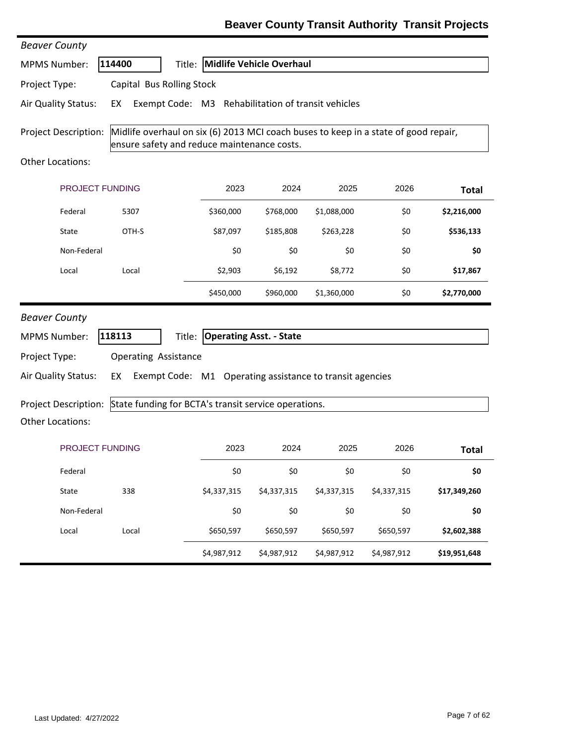# Beaver County Transit Authority Transit Projects

*Beaver County*

**MPMS Number:** 114400 **Title:** Midlife Vehicle Overhaul

**Project Type:** Capital Bus Rolling Stock

**Air Quality Status:** EX Exempt Code: M3 Rehabilitation of transit vehicles

**Project Description:** Midlife overhaul on six (6) 2013 MCI coach buses to keep in a state of good repair, ensure safety and reduce maintenance costs.

**Other Locations:**

| PROJECT FUNDING | | 2023 | 2024 | 2025 | 2026 | Total |
|---|---|---|---|---|---|---|
| Federal | 5307 | $360,000 | $768,000 | $1,088,000 | $0 | **$2,216,000** |
| State | OTH-S | $87,097 | $185,808 | $263,228 | $0 | **$536,133** |
| Non-Federal | | $0 | $0 | $0 | $0 | **$0** |
| Local | Local | $2,903 | $6,192 | $8,772 | $0 | **$17,867** |
| | | $450,000 | $960,000 | $1,360,000 | $0 | **$2,770,000** |

*Beaver County*

**MPMS Number:** 118113 **Title:** Operating Asst. - State

**Project Type:** Operating Assistance

**Air Quality Status:** EX Exempt Code: M1 Operating assistance to transit agencies

**Project Description:** State funding for BCTA's transit service operations.

**Other Locations:**

| PROJECT FUNDING | | 2023 | 2024 | 2025 | 2026 | Total |
|---|---|---|---|---|---|---|
| Federal | | $0 | $0 | $0 | $0 | **$0** |
| State | 338 | $4,337,315 | $4,337,315 | $4,337,315 | $4,337,315 | **$17,349,260** |
| Non-Federal | | $0 | $0 | $0 | $0 | **$0** |
| Local | Local | $650,597 | $650,597 | $650,597 | $650,597 | **$2,602,388** |
| | | $4,987,912 | $4,987,912 | $4,987,912 | $4,987,912 | **$19,951,648** |

Last Updated: 4/27/2022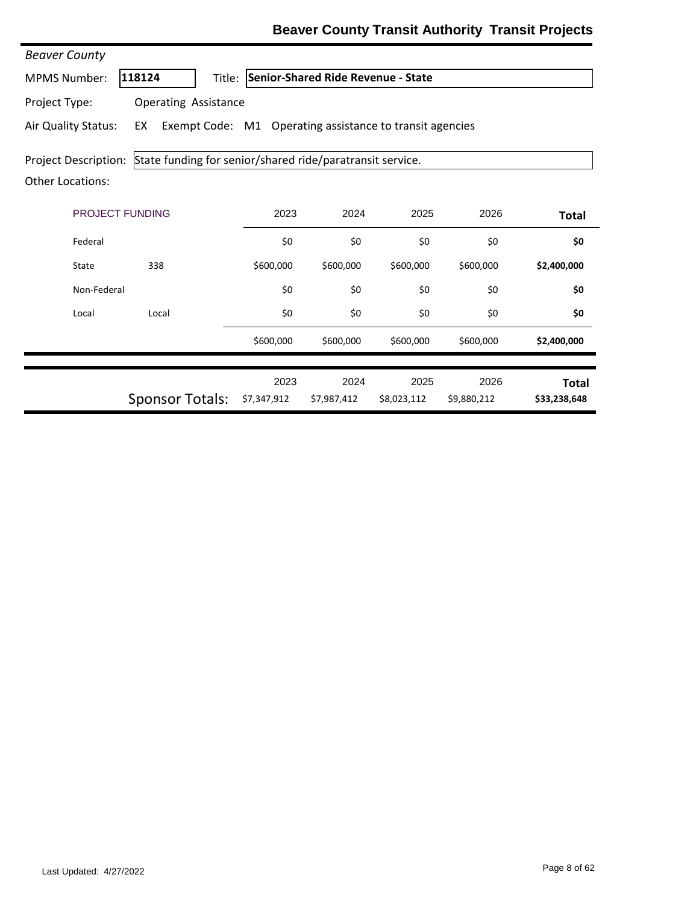# Beaver County Transit Authority Transit Projects

*Beaver County*

MPMS Number: **118124** Title: **Senior-Shared Ride Revenue - State**

Project Type: Operating Assistance

Air Quality Status: EX Exempt Code: M1 Operating assistance to transit agencies

Project Description: State funding for senior/shared ride/paratransit service.

Other Locations:

| PROJECT FUNDING | | 2023 | 2024 | 2025 | 2026 | Total |
|---|---|---|---|---|---|---|
| Federal | | $0 | $0 | $0 | $0 | **$0** |
| State | 338 | $600,000 | $600,000 | $600,000 | $600,000 | **$2,400,000** |
| Non-Federal | | $0 | $0 | $0 | $0 | **$0** |
| Local | Local | $0 | $0 | $0 | $0 | **$0** |
| | | $600,000 | $600,000 | $600,000 | $600,000 | **$2,400,000** |

| | 2023 | 2024 | 2025 | 2026 | Total |
|---|---|---|---|---|---|
| Sponsor Totals: | $7,347,912 | $7,987,412 | $8,023,112 | $9,880,212 | **$33,238,648** |

Last Updated: 4/27/2022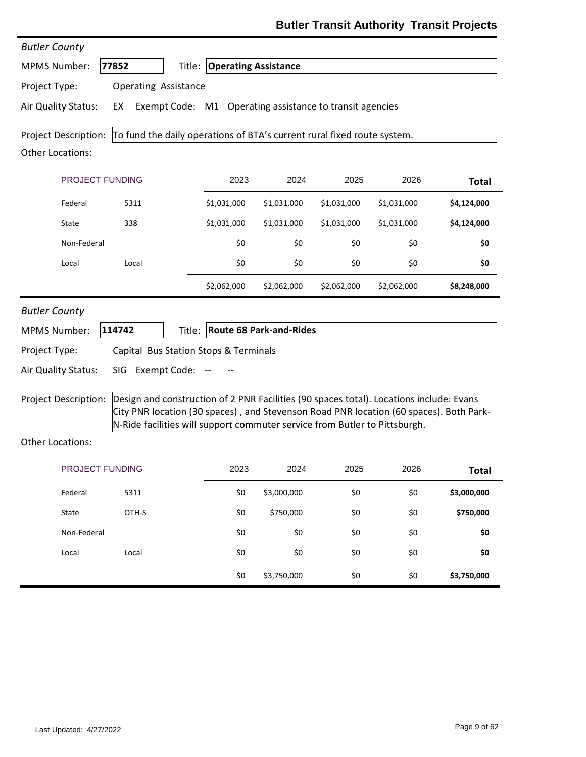# Butler Transit Authority Transit Projects

*Butler County*

**MPMS Number:** **77852** Title: **Operating Assistance**

Project Type: Operating Assistance

Air Quality Status: EX Exempt Code: M1 Operating assistance to transit agencies

Project Description: To fund the daily operations of BTA's current rural fixed route system.

Other Locations:

| PROJECT FUNDING | | 2023 | 2024 | 2025 | 2026 | Total |
|---|---|---|---|---|---|---|
| Federal | 5311 | $1,031,000 | $1,031,000 | $1,031,000 | $1,031,000 | **$4,124,000** |
| State | 338 | $1,031,000 | $1,031,000 | $1,031,000 | $1,031,000 | **$4,124,000** |
| Non-Federal | | $0 | $0 | $0 | $0 | **$0** |
| Local | Local | $0 | $0 | $0 | $0 | **$0** |
| | | $2,062,000 | $2,062,000 | $2,062,000 | $2,062,000 | **$8,248,000** |

*Butler County*

**MPMS Number:** **114742** Title: **Route 68 Park-and-Rides**

Project Type: Capital Bus Station Stops & Terminals

Air Quality Status: SIG Exempt Code: -- --

Project Description: Design and construction of 2 PNR Facilities (90 spaces total). Locations include: Evans City PNR location (30 spaces) , and Stevenson Road PNR location (60 spaces). Both Park-N-Ride facilities will support commuter service from Butler to Pittsburgh.

Other Locations:

| PROJECT FUNDING | | 2023 | 2024 | 2025 | 2026 | Total |
|---|---|---|---|---|---|---|
| Federal | 5311 | $0 | $3,000,000 | $0 | $0 | **$3,000,000** |
| State | OTH-S | $0 | $750,000 | $0 | $0 | **$750,000** |
| Non-Federal | | $0 | $0 | $0 | $0 | **$0** |
| Local | Local | $0 | $0 | $0 | $0 | **$0** |
| | | $0 | $3,750,000 | $0 | $0 | **$3,750,000** |

Last Updated: 4/27/2022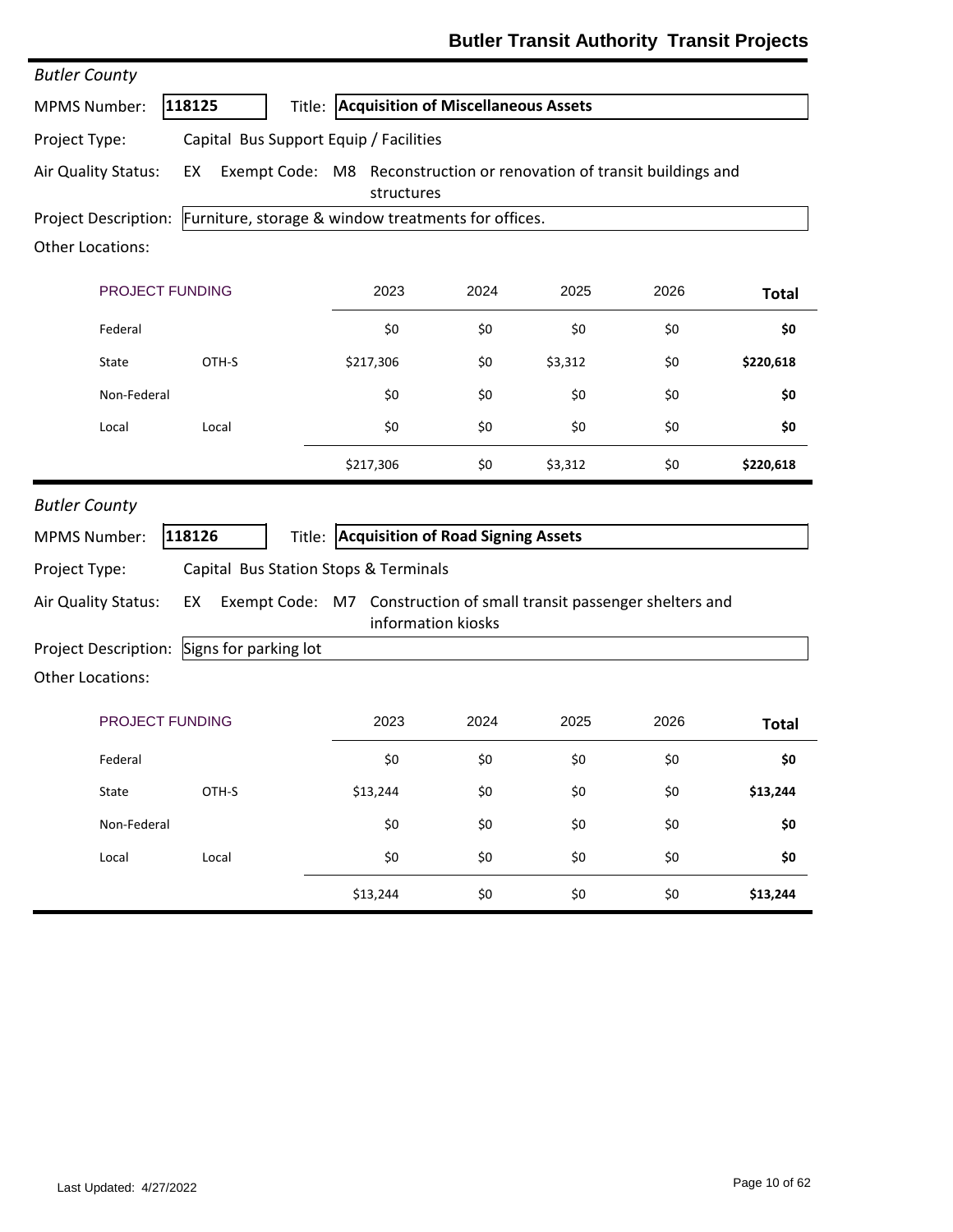## Butler Transit Authority Transit Projects

*Butler County*

**MPMS Number:** 118125 **Title: Acquisition of Miscellaneous Assets**

**Project Type:** Capital Bus Support Equip / Facilities

**Air Quality Status:** EX Exempt Code: M8 Reconstruction or renovation of transit buildings and structures

**Project Description:** Furniture, storage & window treatments for offices.

**Other Locations:**

| PROJECT FUNDING | | 2023 | 2024 | 2025 | 2026 | Total |
|---|---|---|---|---|---|---|
| Federal | | $0 | $0 | $0 | $0 | **$0** |
| State | OTH-S | $217,306 | $0 | $3,312 | $0 | **$220,618** |
| Non-Federal | | $0 | $0 | $0 | $0 | **$0** |
| Local | Local | $0 | $0 | $0 | $0 | **$0** |
| | | $217,306 | $0 | $3,312 | $0 | **$220,618** |

*Butler County*

**MPMS Number:** 118126 **Title: Acquisition of Road Signing Assets**

**Project Type:** Capital Bus Station Stops & Terminals

**Air Quality Status:** EX Exempt Code: M7 Construction of small transit passenger shelters and information kiosks

**Project Description:** Signs for parking lot

**Other Locations:**

| PROJECT FUNDING | | 2023 | 2024 | 2025 | 2026 | Total |
|---|---|---|---|---|---|---|
| Federal | | $0 | $0 | $0 | $0 | **$0** |
| State | OTH-S | $13,244 | $0 | $0 | $0 | **$13,244** |
| Non-Federal | | $0 | $0 | $0 | $0 | **$0** |
| Local | Local | $0 | $0 | $0 | $0 | **$0** |
| | | $13,244 | $0 | $0 | $0 | **$13,244** |

Last Updated: 4/27/2022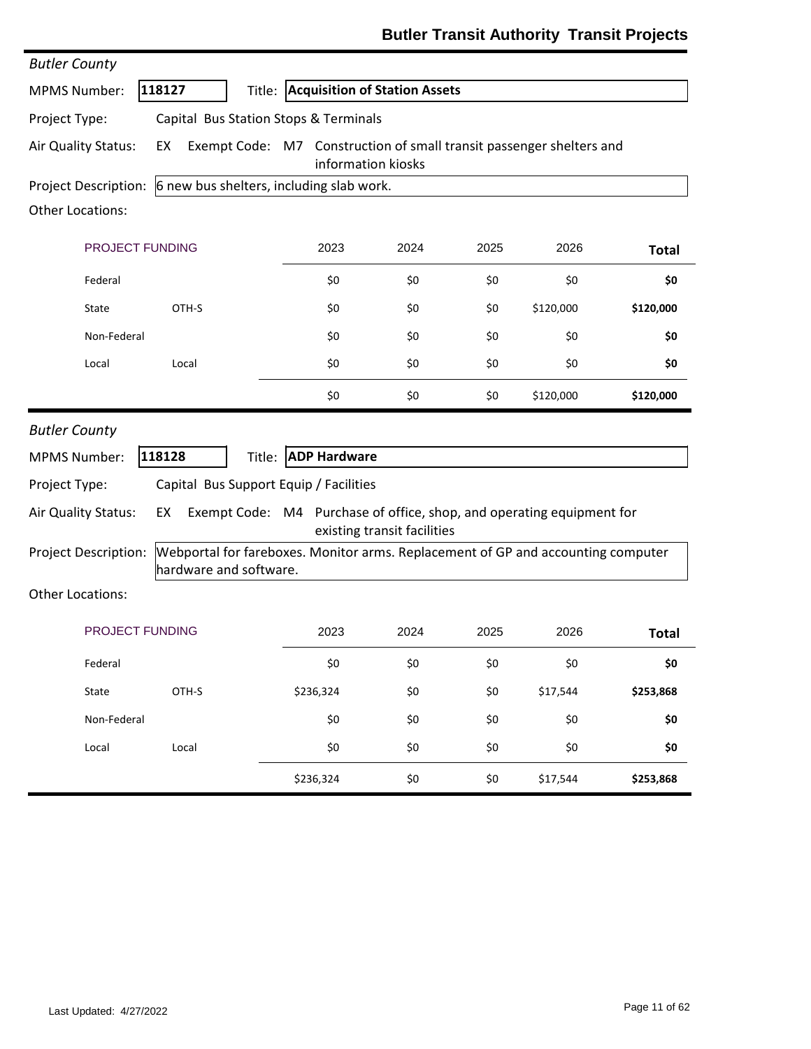# Butler Transit Authority Transit Projects

*Butler County*

**MPMS Number:** 118127 **Title:** **Acquisition of Station Assets**

**Project Type:** Capital Bus Station Stops & Terminals

**Air Quality Status:** EX **Exempt Code:** M7 Construction of small transit passenger shelters and information kiosks

**Project Description:** 6 new bus shelters, including slab work.

**Other Locations:**

| PROJECT FUNDING | | 2023 | 2024 | 2025 | 2026 | **Total** |
|---|---|---|---|---|---|---|
| Federal | | $0 | $0 | $0 | $0 | **$0** |
| State | OTH-S | $0 | $0 | $0 | $120,000 | **$120,000** |
| Non-Federal | | $0 | $0 | $0 | $0 | **$0** |
| Local | Local | $0 | $0 | $0 | $0 | **$0** |
| | | $0 | $0 | $0 | $120,000 | **$120,000** |

*Butler County*

**MPMS Number:** 118128 **Title:** **ADP Hardware**

**Project Type:** Capital Bus Support Equip / Facilities

**Air Quality Status:** EX **Exempt Code:** M4 Purchase of office, shop, and operating equipment for existing transit facilities

**Project Description:** Webportal for fareboxes. Monitor arms. Replacement of GP and accounting computer hardware and software.

**Other Locations:**

| PROJECT FUNDING | | 2023 | 2024 | 2025 | 2026 | **Total** |
|---|---|---|---|---|---|---|
| Federal | | $0 | $0 | $0 | $0 | **$0** |
| State | OTH-S | $236,324 | $0 | $0 | $17,544 | **$253,868** |
| Non-Federal | | $0 | $0 | $0 | $0 | **$0** |
| Local | Local | $0 | $0 | $0 | $0 | **$0** |
| | | $236,324 | $0 | $0 | $17,544 | **$253,868** |

Last Updated: 4/27/2022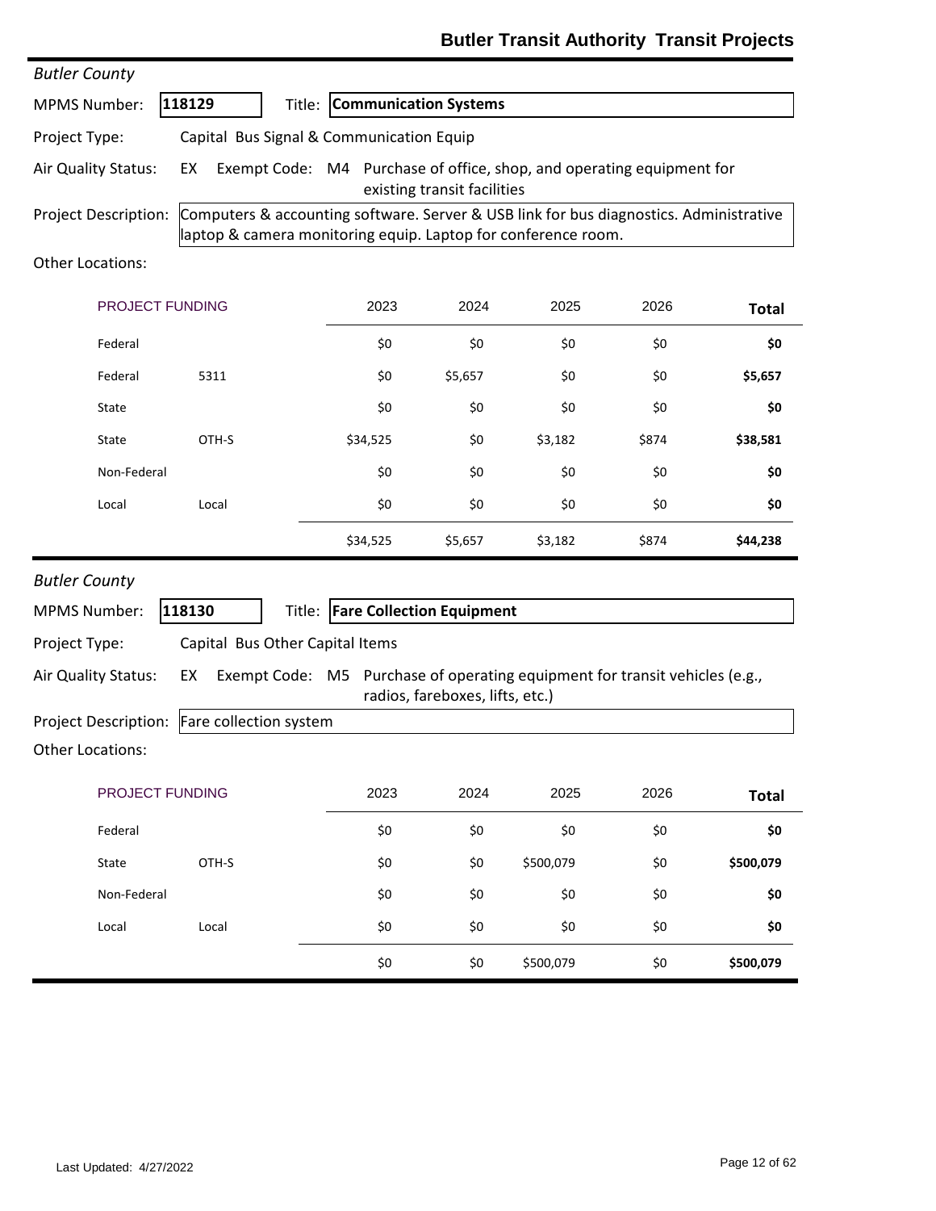# Butler Transit Authority Transit Projects

*Butler County*

**MPMS Number:** 118129 **Title:** **Communication Systems**

**Project Type:** Capital Bus Signal & Communication Equip

**Air Quality Status:** EX **Exempt Code:** M4 Purchase of office, shop, and operating equipment for existing transit facilities

**Project Description:** Computers & accounting software. Server & USB link for bus diagnostics. Administrative laptop & camera monitoring equip. Laptop for conference room.

**Other Locations:**

| PROJECT FUNDING | | 2023 | 2024 | 2025 | 2026 | Total |
|---|---|---|---|---|---|---|
| Federal | | $0 | $0 | $0 | $0 | **$0** |
| Federal | 5311 | $0 | $5,657 | $0 | $0 | **$5,657** |
| State | | $0 | $0 | $0 | $0 | **$0** |
| State | OTH-S | $34,525 | $0 | $3,182 | $874 | **$38,581** |
| Non-Federal | | $0 | $0 | $0 | $0 | **$0** |
| Local | Local | $0 | $0 | $0 | $0 | **$0** |
| | | $34,525 | $5,657 | $3,182 | $874 | **$44,238** |

*Butler County*

**MPMS Number:** 118130 **Title:** **Fare Collection Equipment**

**Project Type:** Capital Bus Other Capital Items

**Air Quality Status:** EX **Exempt Code:** M5 Purchase of operating equipment for transit vehicles (e.g., radios, fareboxes, lifts, etc.)

**Project Description:** Fare collection system

**Other Locations:**

| PROJECT FUNDING | | 2023 | 2024 | 2025 | 2026 | Total |
|---|---|---|---|---|---|---|
| Federal | | $0 | $0 | $0 | $0 | **$0** |
| State | OTH-S | $0 | $0 | $500,079 | $0 | **$500,079** |
| Non-Federal | | $0 | $0 | $0 | $0 | **$0** |
| Local | Local | $0 | $0 | $0 | $0 | **$0** |
| | | $0 | $0 | $500,079 | $0 | **$500,079** |

Last Updated: 4/27/2022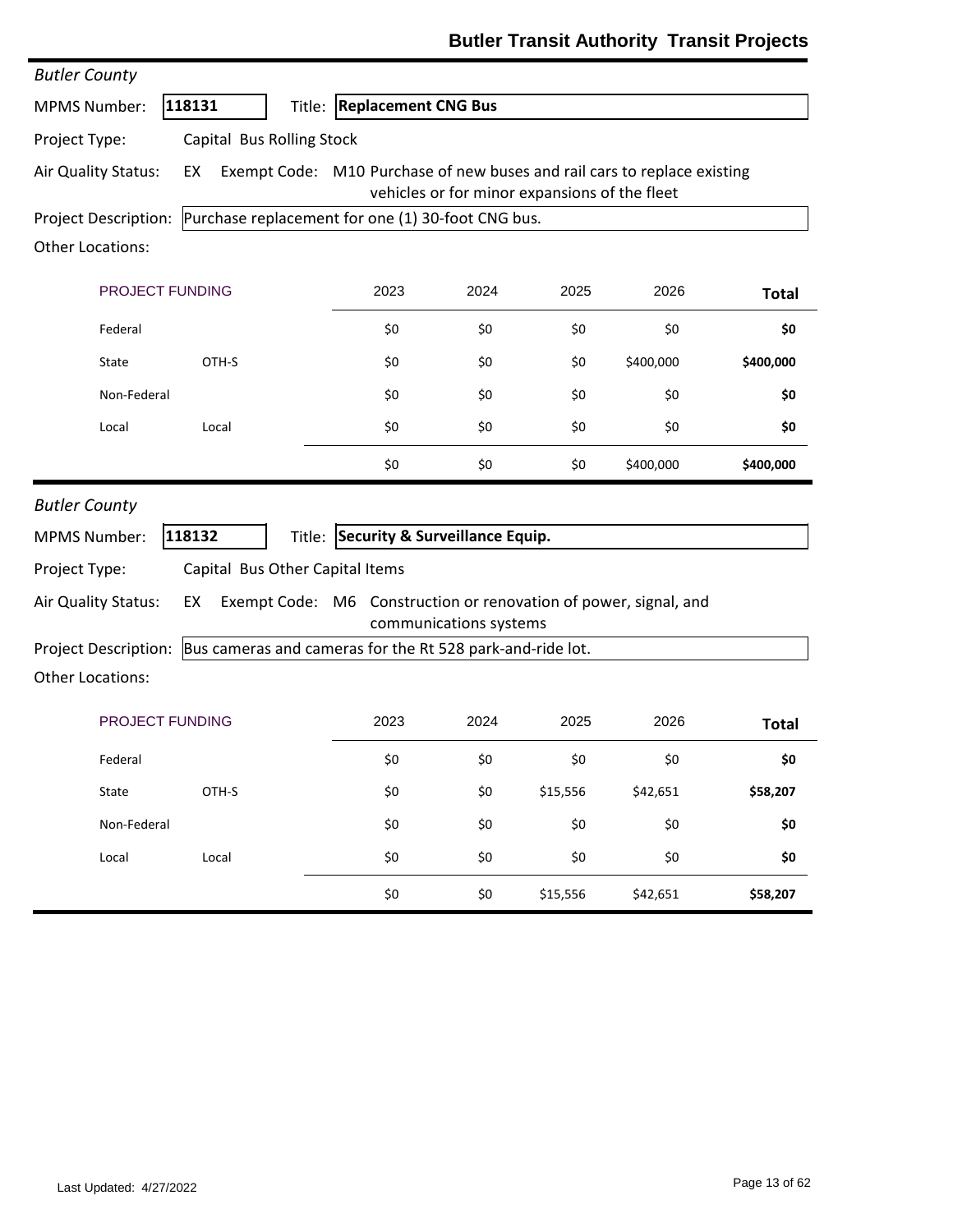# Butler Transit Authority Transit Projects

*Butler County*

**MPMS Number:** **118131** Title: **Replacement CNG Bus**

**Project Type:** Capital Bus Rolling Stock

**Air Quality Status:** EX Exempt Code: M10 Purchase of new buses and rail cars to replace existing vehicles or for minor expansions of the fleet

**Project Description:** Purchase replacement for one (1) 30-foot CNG bus.

**Other Locations:**

| PROJECT FUNDING | | 2023 | 2024 | 2025 | 2026 | Total |
|---|---|---|---|---|---|---|
| Federal | | $0 | $0 | $0 | $0 | **$0** |
| State | OTH-S | $0 | $0 | $0 | $400,000 | **$400,000** |
| Non-Federal | | $0 | $0 | $0 | $0 | **$0** |
| Local | Local | $0 | $0 | $0 | $0 | **$0** |
| | | $0 | $0 | $0 | $400,000 | **$400,000** |

*Butler County*

**MPMS Number:** **118132** Title: **Security & Surveillance Equip.**

**Project Type:** Capital Bus Other Capital Items

**Air Quality Status:** EX Exempt Code: M6 Construction or renovation of power, signal, and communications systems

**Project Description:** Bus cameras and cameras for the Rt 528 park-and-ride lot.

**Other Locations:**

| PROJECT FUNDING | | 2023 | 2024 | 2025 | 2026 | Total |
|---|---|---|---|---|---|---|
| Federal | | $0 | $0 | $0 | $0 | **$0** |
| State | OTH-S | $0 | $0 | $15,556 | $42,651 | **$58,207** |
| Non-Federal | | $0 | $0 | $0 | $0 | **$0** |
| Local | Local | $0 | $0 | $0 | $0 | **$0** |
| | | $0 | $0 | $15,556 | $42,651 | **$58,207** |

Last Updated: 4/27/2022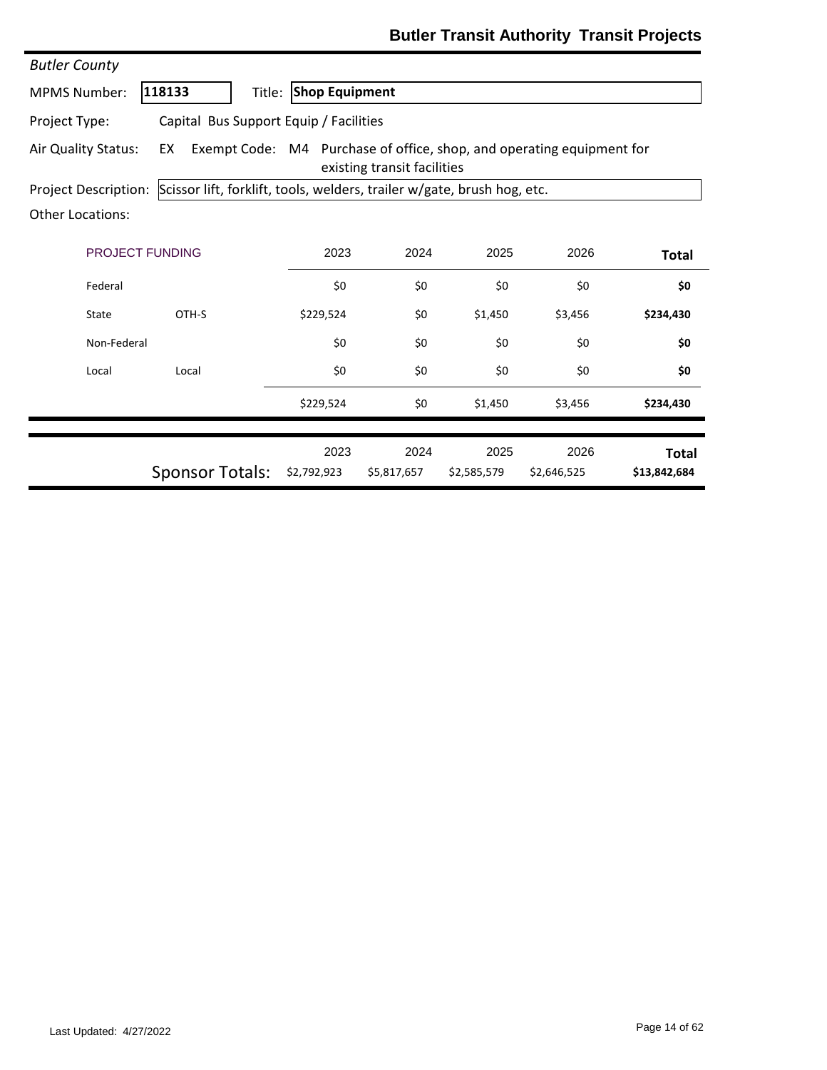# Butler Transit Authority Transit Projects

*Butler County*

**MPMS Number:** 118133 **Title:** **Shop Equipment**

**Project Type:** Capital Bus Support Equip / Facilities

**Air Quality Status:** EX **Exempt Code:** M4 Purchase of office, shop, and operating equipment for existing transit facilities

**Project Description:** Scissor lift, forklift, tools, welders, trailer w/gate, brush hog, etc.

**Other Locations:**

| PROJECT FUNDING | | 2023 | 2024 | 2025 | 2026 | Total |
|---|---|---|---|---|---|---|
| Federal | | $0 | $0 | $0 | $0 | **$0** |
| State | OTH-S | $229,524 | $0 | $1,450 | $3,456 | **$234,430** |
| Non-Federal | | $0 | $0 | $0 | $0 | **$0** |
| Local | Local | $0 | $0 | $0 | $0 | **$0** |
| | | $229,524 | $0 | $1,450 | $3,456 | **$234,430** |

| | 2023 | 2024 | 2025 | 2026 | Total |
|---|---|---|---|---|---|
| Sponsor Totals: | $2,792,923 | $5,817,657 | $2,585,579 | $2,646,525 | **$13,842,684** |

Last Updated: 4/27/2022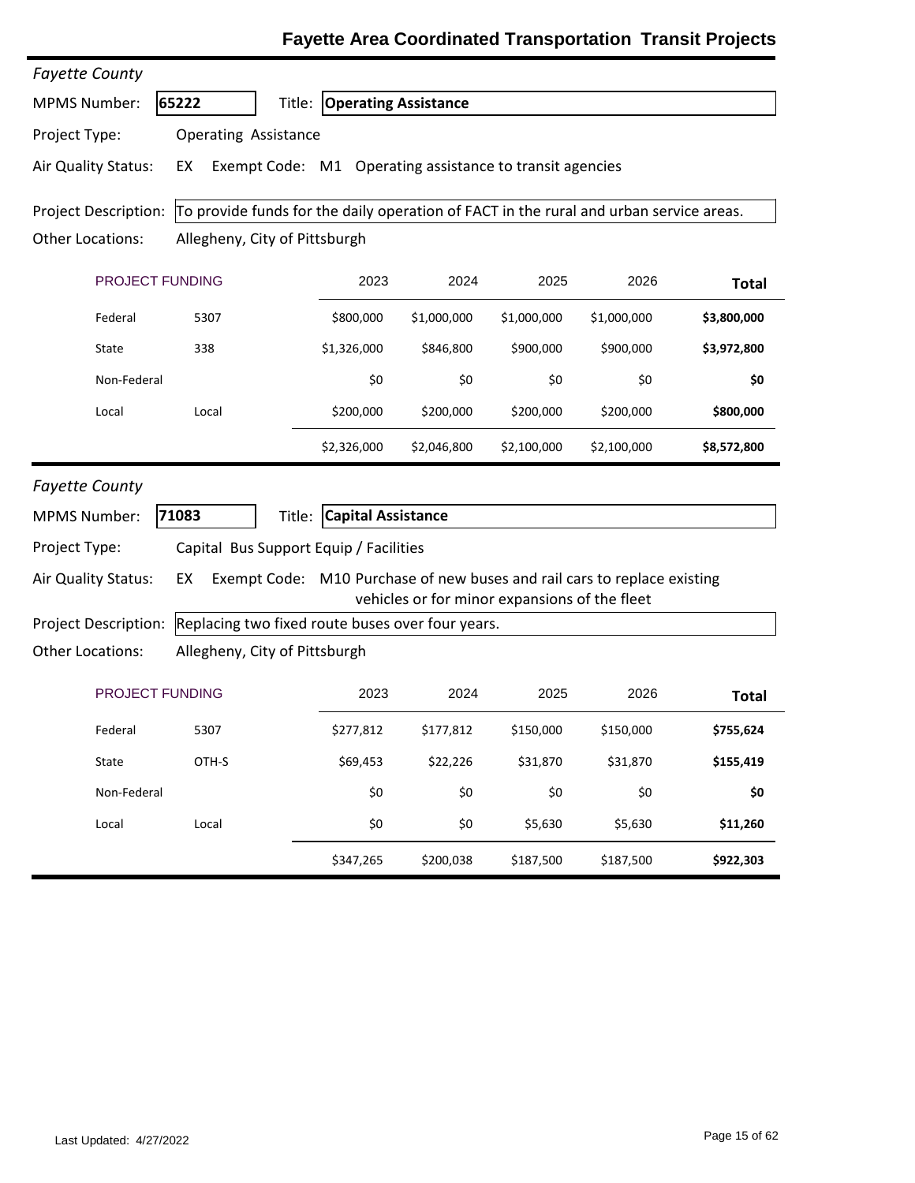## Fayette Area Coordinated Transportation Transit Projects

*Fayette County*

**MPMS Number:** **65222** **Title:** **Operating Assistance**

**Project Type:** Operating Assistance

**Air Quality Status:** EX Exempt Code: M1 Operating assistance to transit agencies

**Project Description:** To provide funds for the daily operation of FACT in the rural and urban service areas.

**Other Locations:** Allegheny, City of Pittsburgh

| PROJECT FUNDING | | 2023 | 2024 | 2025 | 2026 | Total |
|---|---|---|---|---|---|---|
| Federal | 5307 | $800,000 | $1,000,000 | $1,000,000 | $1,000,000 | **$3,800,000** |
| State | 338 | $1,326,000 | $846,800 | $900,000 | $900,000 | **$3,972,800** |
| Non-Federal | | $0 | $0 | $0 | $0 | **$0** |
| Local | Local | $200,000 | $200,000 | $200,000 | $200,000 | **$800,000** |
| | | $2,326,000 | $2,046,800 | $2,100,000 | $2,100,000 | **$8,572,800** |

*Fayette County*

**MPMS Number:** **71083** **Title:** **Capital Assistance**

**Project Type:** Capital Bus Support Equip / Facilities

**Air Quality Status:** EX Exempt Code: M10 Purchase of new buses and rail cars to replace existing vehicles or for minor expansions of the fleet

**Project Description:** Replacing two fixed route buses over four years.

**Other Locations:** Allegheny, City of Pittsburgh

| PROJECT FUNDING | | 2023 | 2024 | 2025 | 2026 | Total |
|---|---|---|---|---|---|---|
| Federal | 5307 | $277,812 | $177,812 | $150,000 | $150,000 | **$755,624** |
| State | OTH-S | $69,453 | $22,226 | $31,870 | $31,870 | **$155,419** |
| Non-Federal | | $0 | $0 | $0 | $0 | **$0** |
| Local | Local | $0 | $0 | $5,630 | $5,630 | **$11,260** |
| | | $347,265 | $200,038 | $187,500 | $187,500 | **$922,303** |

Last Updated: 4/27/2022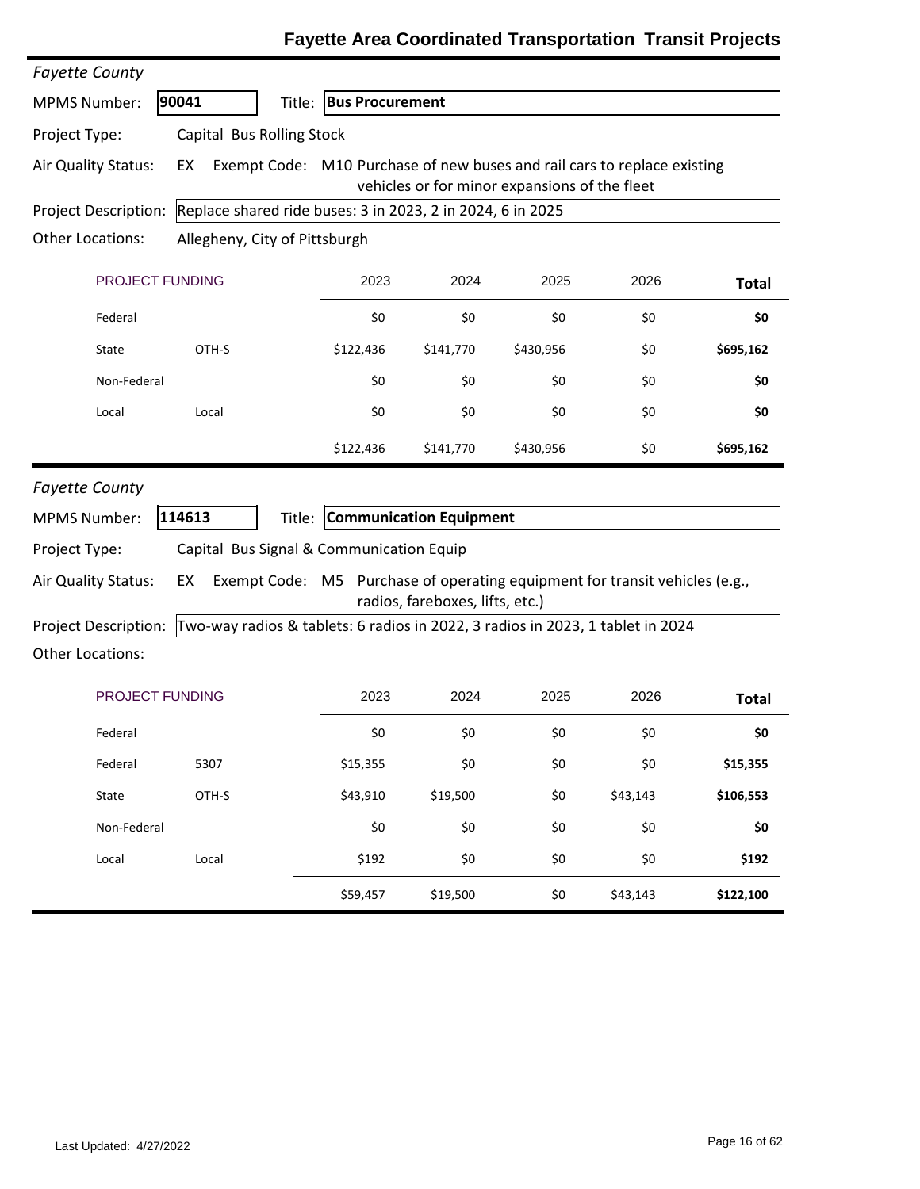# Fayette Area Coordinated Transportation Transit Projects

*Fayette County*

**MPMS Number:** 90041 **Title:** **Bus Procurement**

**Project Type:** Capital Bus Rolling Stock

**Air Quality Status:** EX **Exempt Code:** M10 Purchase of new buses and rail cars to replace existing vehicles or for minor expansions of the fleet

**Project Description:** Replace shared ride buses: 3 in 2023, 2 in 2024, 6 in 2025

**Other Locations:** Allegheny, City of Pittsburgh

| PROJECT FUNDING | | 2023 | 2024 | 2025 | 2026 | **Total** |
|---|---|---|---|---|---|---|
| Federal | | $0 | $0 | $0 | $0 | **$0** |
| State | OTH-S | $122,436 | $141,770 | $430,956 | $0 | **$695,162** |
| Non-Federal | | $0 | $0 | $0 | $0 | **$0** |
| Local | Local | $0 | $0 | $0 | $0 | **$0** |
| | | $122,436 | $141,770 | $430,956 | $0 | **$695,162** |

*Fayette County*

**MPMS Number:** 114613 **Title:** **Communication Equipment**

**Project Type:** Capital Bus Signal & Communication Equip

**Air Quality Status:** EX **Exempt Code:** M5 Purchase of operating equipment for transit vehicles (e.g., radios, fareboxes, lifts, etc.)

**Project Description:** Two-way radios & tablets: 6 radios in 2022, 3 radios in 2023, 1 tablet in 2024

**Other Locations:**

| PROJECT FUNDING | | 2023 | 2024 | 2025 | 2026 | **Total** |
|---|---|---|---|---|---|---|
| Federal | | $0 | $0 | $0 | $0 | **$0** |
| Federal | 5307 | $15,355 | $0 | $0 | $0 | **$15,355** |
| State | OTH-S | $43,910 | $19,500 | $0 | $43,143 | **$106,553** |
| Non-Federal | | $0 | $0 | $0 | $0 | **$0** |
| Local | Local | $192 | $0 | $0 | $0 | **$192** |
| | | $59,457 | $19,500 | $0 | $43,143 | **$122,100** |

Last Updated: 4/27/2022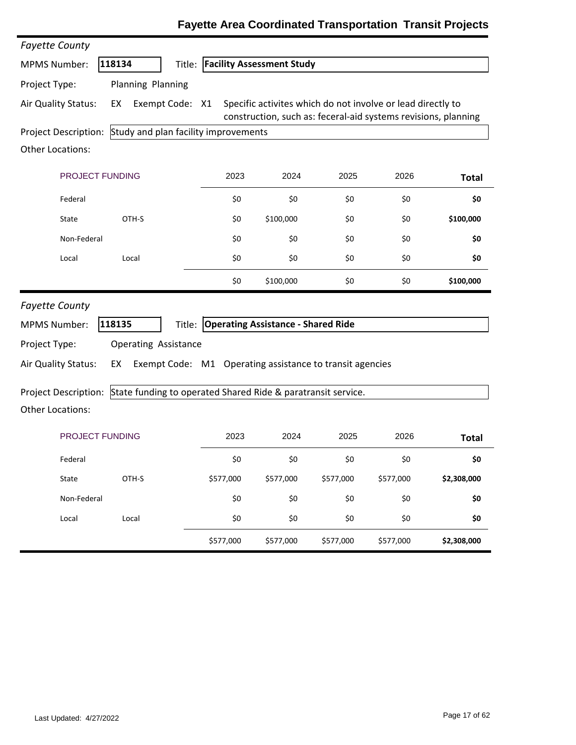# Fayette Area Coordinated Transportation Transit Projects

*Fayette County*

**MPMS Number:** 118134 **Title:** **Facility Assessment Study**

**Project Type:** Planning Planning

**Air Quality Status:** EX Exempt Code: X1 Specific activites which do not involve or lead directly to construction, such as: feceral-aid systems revisions, planning

**Project Description:** Study and plan facility improvements

**Other Locations:**

| PROJECT FUNDING | | 2023 | 2024 | 2025 | 2026 | Total |
|---|---|---|---|---|---|---|
| Federal | | $0 | $0 | $0 | $0 | **$0** |
| State | OTH-S | $0 | $100,000 | $0 | $0 | **$100,000** |
| Non-Federal | | $0 | $0 | $0 | $0 | **$0** |
| Local | Local | $0 | $0 | $0 | $0 | **$0** |
| | | $0 | $100,000 | $0 | $0 | **$100,000** |

*Fayette County*

**MPMS Number:** 118135 **Title:** **Operating Assistance - Shared Ride**

**Project Type:** Operating Assistance

**Air Quality Status:** EX Exempt Code: M1 Operating assistance to transit agencies

**Project Description:** State funding to operated Shared Ride & paratransit service.

**Other Locations:**

| PROJECT FUNDING | | 2023 | 2024 | 2025 | 2026 | Total |
|---|---|---|---|---|---|---|
| Federal | | $0 | $0 | $0 | $0 | **$0** |
| State | OTH-S | $577,000 | $577,000 | $577,000 | $577,000 | **$2,308,000** |
| Non-Federal | | $0 | $0 | $0 | $0 | **$0** |
| Local | Local | $0 | $0 | $0 | $0 | **$0** |
| | | $577,000 | $577,000 | $577,000 | $577,000 | **$2,308,000** |

Last Updated: 4/27/2022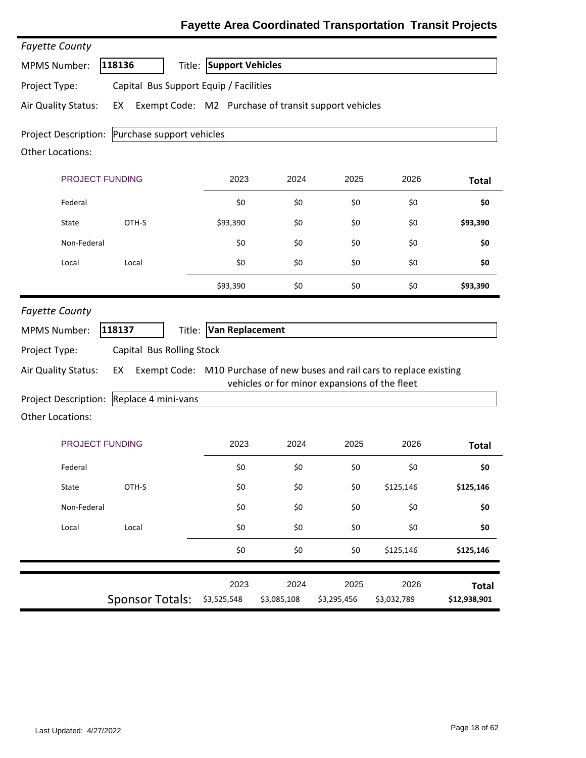# Fayette Area Coordinated Transportation Transit Projects

*Fayette County*

**MPMS Number:** 118136 **Title:** **Support Vehicles**

**Project Type:** Capital Bus Support Equip / Facilities

**Air Quality Status:** EX **Exempt Code:** M2 Purchase of transit support vehicles

**Project Description:** Purchase support vehicles

**Other Locations:**

| PROJECT FUNDING | | 2023 | 2024 | 2025 | 2026 | Total |
|---|---|---|---|---|---|---|
| Federal | | $0 | $0 | $0 | $0 | **$0** |
| State | OTH-S | $93,390 | $0 | $0 | $0 | **$93,390** |
| Non-Federal | | $0 | $0 | $0 | $0 | **$0** |
| Local | Local | $0 | $0 | $0 | $0 | **$0** |
| | | $93,390 | $0 | $0 | $0 | **$93,390** |

*Fayette County*

**MPMS Number:** 118137 **Title:** **Van Replacement**

**Project Type:** Capital Bus Rolling Stock

**Air Quality Status:** EX **Exempt Code:** M10 Purchase of new buses and rail cars to replace existing vehicles or for minor expansions of the fleet

**Project Description:** Replace 4 mini-vans

**Other Locations:**

| PROJECT FUNDING | | 2023 | 2024 | 2025 | 2026 | Total |
|---|---|---|---|---|---|---|
| Federal | | $0 | $0 | $0 | $0 | **$0** |
| State | OTH-S | $0 | $0 | $0 | $125,146 | **$125,146** |
| Non-Federal | | $0 | $0 | $0 | $0 | **$0** |
| Local | Local | $0 | $0 | $0 | $0 | **$0** |
| | | $0 | $0 | $0 | $125,146 | **$125,146** |

| | 2023 | 2024 | 2025 | 2026 | Total |
|---|---|---|---|---|---|
| Sponsor Totals: | $3,525,548 | $3,085,108 | $3,295,456 | $3,032,789 | **$12,938,901** |

Last Updated: 4/27/2022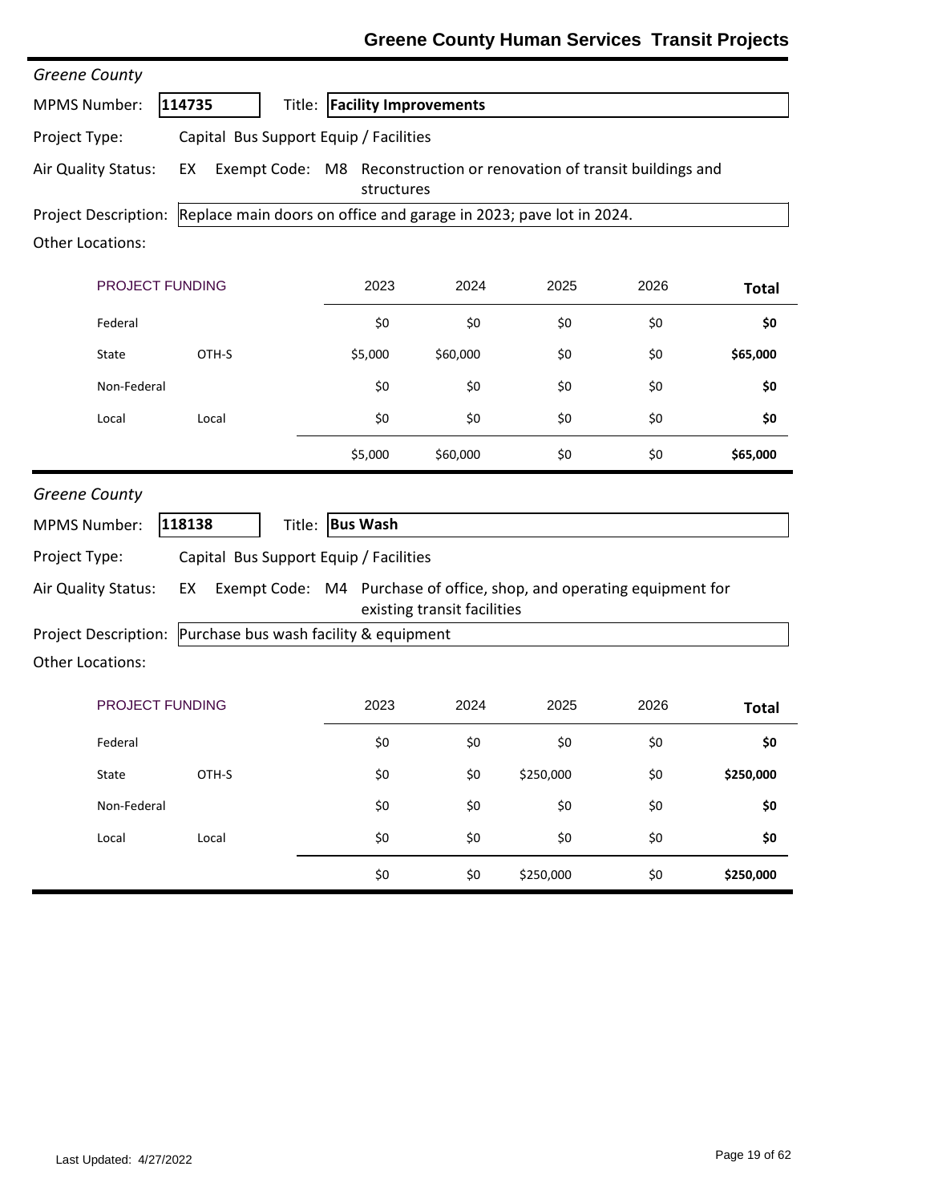# Greene County Human Services Transit Projects

*Greene County*

**MPMS Number:** 114735 **Title:** **Facility Improvements**

**Project Type:** Capital Bus Support Equip / Facilities

**Air Quality Status:** EX Exempt Code: M8 Reconstruction or renovation of transit buildings and structures

**Project Description:** Replace main doors on office and garage in 2023; pave lot in 2024.

**Other Locations:**

| PROJECT FUNDING | | 2023 | 2024 | 2025 | 2026 | Total |
|---|---|---|---|---|---|---|
| Federal | | $0 | $0 | $0 | $0 | **$0** |
| State | OTH-S | $5,000 | $60,000 | $0 | $0 | **$65,000** |
| Non-Federal | | $0 | $0 | $0 | $0 | **$0** |
| Local | Local | $0 | $0 | $0 | $0 | **$0** |
| | | $5,000 | $60,000 | $0 | $0 | **$65,000** |

*Greene County*

**MPMS Number:** 118138 **Title:** **Bus Wash**

**Project Type:** Capital Bus Support Equip / Facilities

**Air Quality Status:** EX Exempt Code: M4 Purchase of office, shop, and operating equipment for existing transit facilities

**Project Description:** Purchase bus wash facility & equipment

**Other Locations:**

| PROJECT FUNDING | | 2023 | 2024 | 2025 | 2026 | Total |
|---|---|---|---|---|---|---|
| Federal | | $0 | $0 | $0 | $0 | **$0** |
| State | OTH-S | $0 | $0 | $250,000 | $0 | **$250,000** |
| Non-Federal | | $0 | $0 | $0 | $0 | **$0** |
| Local | Local | $0 | $0 | $0 | $0 | **$0** |
| | | $0 | $0 | $250,000 | $0 | **$250,000** |

Last Updated: 4/27/2022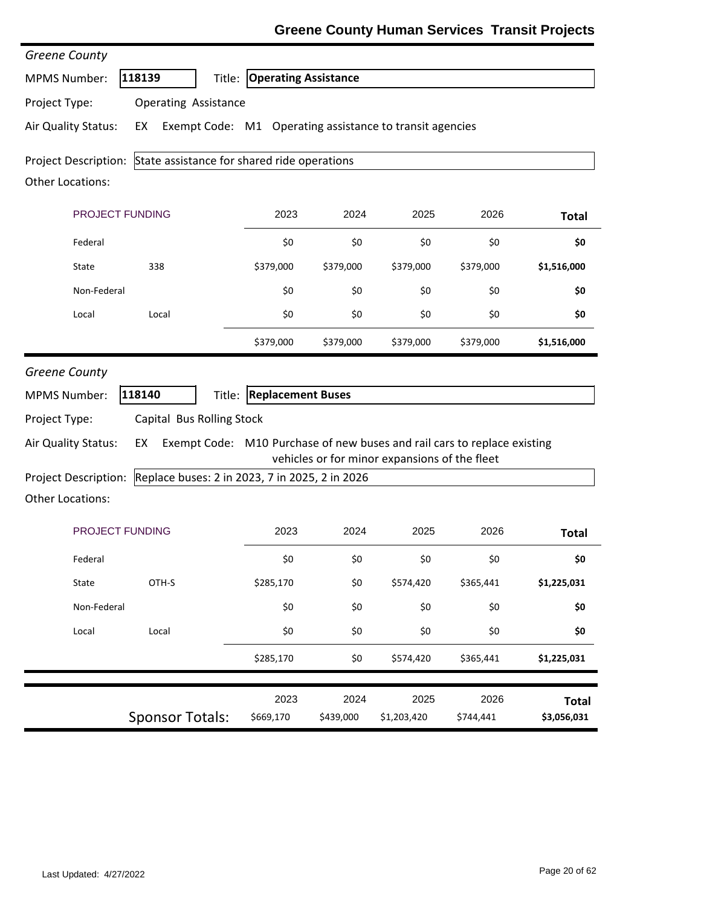# Greene County Human Services Transit Projects

*Greene County*

**MPMS Number:** 118139 **Title:** Operating Assistance

**Project Type:** Operating Assistance

**Air Quality Status:** EX **Exempt Code:** M1 Operating assistance to transit agencies

**Project Description:** State assistance for shared ride operations

**Other Locations:**

| PROJECT FUNDING | | 2023 | 2024 | 2025 | 2026 | Total |
|---|---|---|---|---|---|---|
| Federal | | $0 | $0 | $0 | $0 | **$0** |
| State | 338 | $379,000 | $379,000 | $379,000 | $379,000 | **$1,516,000** |
| Non-Federal | | $0 | $0 | $0 | $0 | **$0** |
| Local | Local | $0 | $0 | $0 | $0 | **$0** |
| | | $379,000 | $379,000 | $379,000 | $379,000 | **$1,516,000** |

*Greene County*

**MPMS Number:** 118140 **Title:** Replacement Buses

**Project Type:** Capital Bus Rolling Stock

**Air Quality Status:** EX **Exempt Code:** M10 Purchase of new buses and rail cars to replace existing vehicles or for minor expansions of the fleet

**Project Description:** Replace buses: 2 in 2023, 7 in 2025, 2 in 2026

**Other Locations:**

| PROJECT FUNDING | | 2023 | 2024 | 2025 | 2026 | Total |
|---|---|---|---|---|---|---|
| Federal | | $0 | $0 | $0 | $0 | **$0** |
| State | OTH-S | $285,170 | $0 | $574,420 | $365,441 | **$1,225,031** |
| Non-Federal | | $0 | $0 | $0 | $0 | **$0** |
| Local | Local | $0 | $0 | $0 | $0 | **$0** |
| | | $285,170 | $0 | $574,420 | $365,441 | **$1,225,031** |

| | 2023 | 2024 | 2025 | 2026 | Total |
|---|---|---|---|---|---|
| Sponsor Totals: | $669,170 | $439,000 | $1,203,420 | $744,441 | **$3,056,031** |

Last Updated: 4/27/2022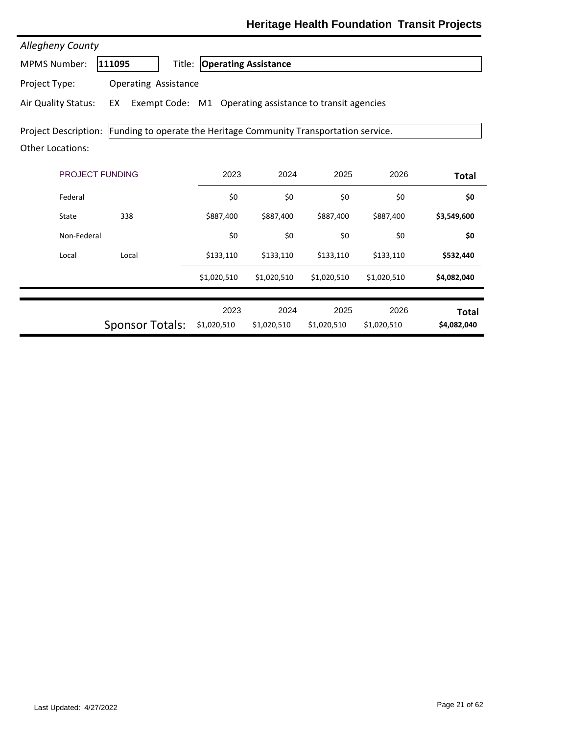## Heritage Health Foundation Transit Projects

*Allegheny County*

MPMS Number: **111095** Title: **Operating Assistance**

Project Type: Operating Assistance

Air Quality Status: EX Exempt Code: M1 Operating assistance to transit agencies

Project Description: Funding to operate the Heritage Community Transportation service.

Other Locations:

| PROJECT FUNDING | | 2023 | 2024 | 2025 | 2026 | Total |
|---|---|---|---|---|---|---|
| Federal | | $0 | $0 | $0 | $0 | **$0** |
| State | 338 | $887,400 | $887,400 | $887,400 | $887,400 | **$3,549,600** |
| Non-Federal | | $0 | $0 | $0 | $0 | **$0** |
| Local | Local | $133,110 | $133,110 | $133,110 | $133,110 | **$532,440** |
| | | $1,020,510 | $1,020,510 | $1,020,510 | $1,020,510 | **$4,082,040** |

| | 2023 | 2024 | 2025 | 2026 | Total |
|---|---|---|---|---|---|
| Sponsor Totals: | $1,020,510 | $1,020,510 | $1,020,510 | $1,020,510 | **$4,082,040** |

Last Updated: 4/27/2022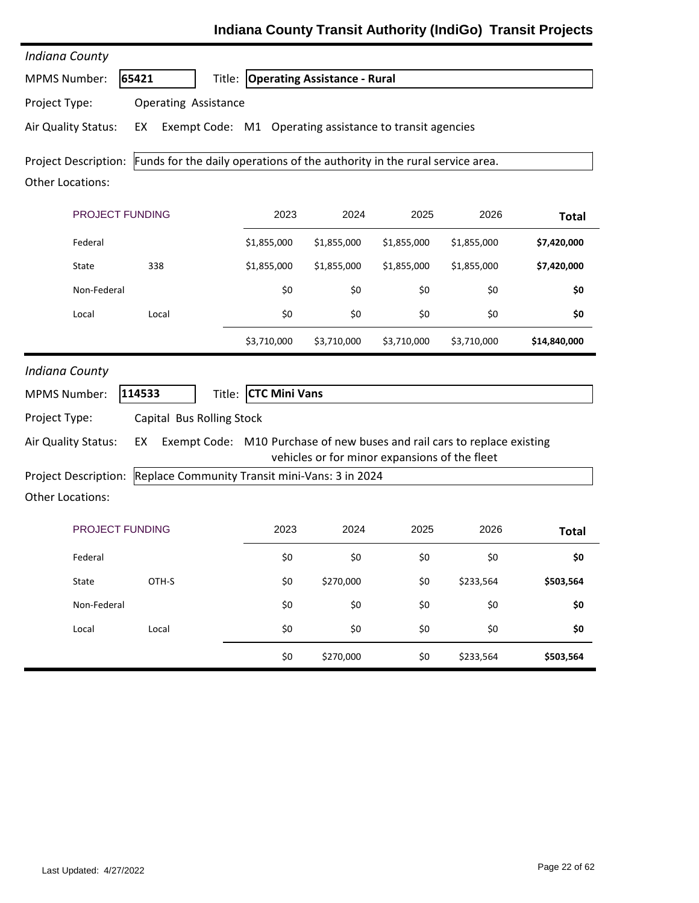# Indiana County Transit Authority (IndiGo) Transit Projects

*Indiana County*

**MPMS Number:** 65421 **Title:** **Operating Assistance - Rural**

**Project Type:** Operating Assistance

**Air Quality Status:** EX **Exempt Code:** M1 Operating assistance to transit agencies

**Project Description:** Funds for the daily operations of the authority in the rural service area.

**Other Locations:**

| PROJECT FUNDING | | 2023 | 2024 | 2025 | 2026 | Total |
|---|---|---|---|---|---|---|
| Federal | | $1,855,000 | $1,855,000 | $1,855,000 | $1,855,000 | **$7,420,000** |
| State | 338 | $1,855,000 | $1,855,000 | $1,855,000 | $1,855,000 | **$7,420,000** |
| Non-Federal | | $0 | $0 | $0 | $0 | **$0** |
| Local | Local | $0 | $0 | $0 | $0 | **$0** |
| | | $3,710,000 | $3,710,000 | $3,710,000 | $3,710,000 | **$14,840,000** |

*Indiana County*

**MPMS Number:** 114533 **Title:** **CTC Mini Vans**

**Project Type:** Capital Bus Rolling Stock

**Air Quality Status:** EX **Exempt Code:** M10 Purchase of new buses and rail cars to replace existing vehicles or for minor expansions of the fleet

**Project Description:** Replace Community Transit mini-Vans: 3 in 2024

**Other Locations:**

| PROJECT FUNDING | | 2023 | 2024 | 2025 | 2026 | Total |
|---|---|---|---|---|---|---|
| Federal | | $0 | $0 | $0 | $0 | **$0** |
| State | OTH-S | $0 | $270,000 | $0 | $233,564 | **$503,564** |
| Non-Federal | | $0 | $0 | $0 | $0 | **$0** |
| Local | Local | $0 | $0 | $0 | $0 | **$0** |
| | | $0 | $270,000 | $0 | $233,564 | **$503,564** |

Last Updated: 4/27/2022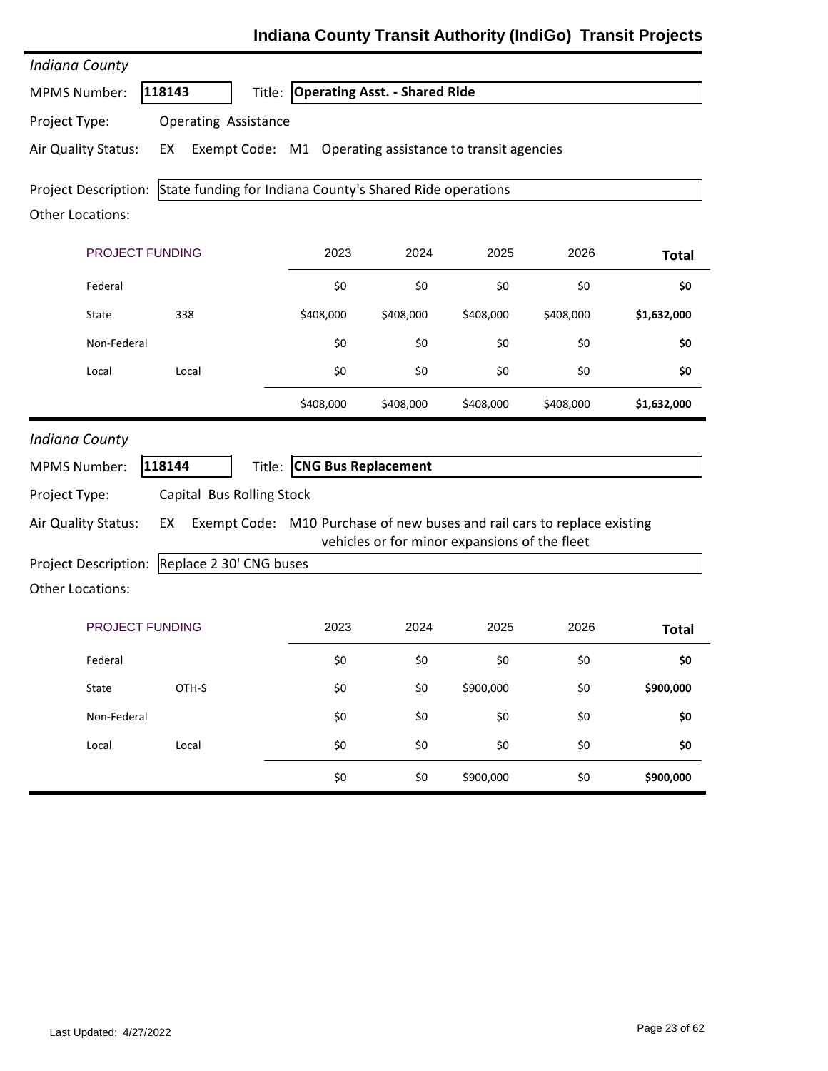# Indiana County Transit Authority (IndiGo) Transit Projects

*Indiana County*

**MPMS Number:** 118143 **Title:** **Operating Asst. - Shared Ride**

**Project Type:** Operating Assistance

**Air Quality Status:** EX Exempt Code: M1 Operating assistance to transit agencies

**Project Description:** State funding for Indiana County's Shared Ride operations

**Other Locations:**

| PROJECT FUNDING | | 2023 | 2024 | 2025 | 2026 | Total |
|---|---|---|---|---|---|---|
| Federal | | $0 | $0 | $0 | $0 | **$0** |
| State | 338 | $408,000 | $408,000 | $408,000 | $408,000 | **$1,632,000** |
| Non-Federal | | $0 | $0 | $0 | $0 | **$0** |
| Local | Local | $0 | $0 | $0 | $0 | **$0** |
| | | $408,000 | $408,000 | $408,000 | $408,000 | **$1,632,000** |

*Indiana County*

**MPMS Number:** 118144 **Title:** **CNG Bus Replacement**

**Project Type:** Capital Bus Rolling Stock

**Air Quality Status:** EX Exempt Code: M10 Purchase of new buses and rail cars to replace existing vehicles or for minor expansions of the fleet

**Project Description:** Replace 2 30' CNG buses

**Other Locations:**

| PROJECT FUNDING | | 2023 | 2024 | 2025 | 2026 | Total |
|---|---|---|---|---|---|---|
| Federal | | $0 | $0 | $0 | $0 | **$0** |
| State | OTH-S | $0 | $0 | $900,000 | $0 | **$900,000** |
| Non-Federal | | $0 | $0 | $0 | $0 | **$0** |
| Local | Local | $0 | $0 | $0 | $0 | **$0** |
| | | $0 | $0 | $900,000 | $0 | **$900,000** |

Last Updated: 4/27/2022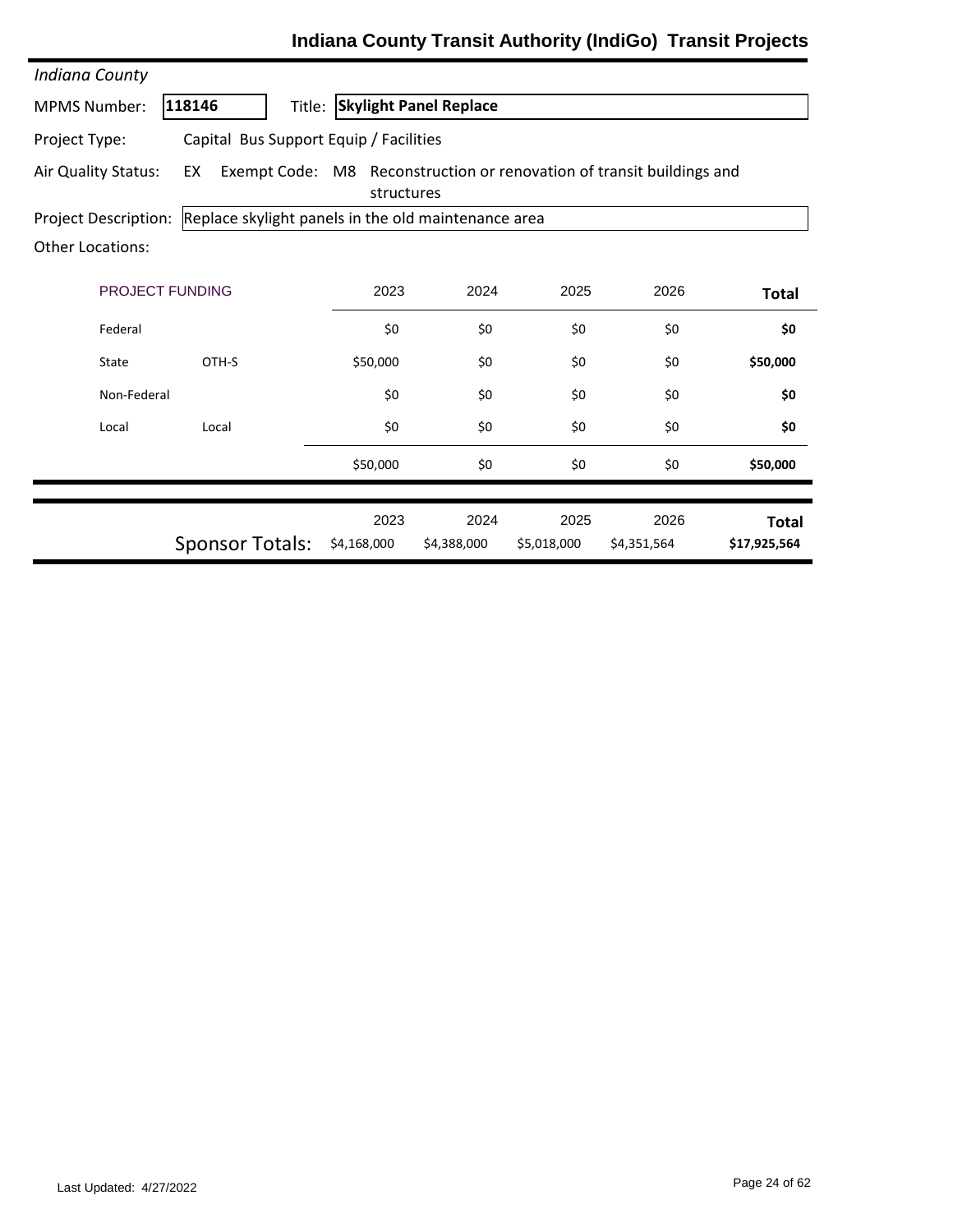# Indiana County Transit Authority (IndiGo) Transit Projects

*Indiana County*

**MPMS Number:** 118146 **Title:** **Skylight Panel Replace**

**Project Type:** Capital Bus Support Equip / Facilities

**Air Quality Status:** EX **Exempt Code:** M8 Reconstruction or renovation of transit buildings and structures

**Project Description:** Replace skylight panels in the old maintenance area

**Other Locations:**

| PROJECT FUNDING | | 2023 | 2024 | 2025 | 2026 | Total |
|---|---|---|---|---|---|---|
| Federal | | $0 | $0 | $0 | $0 | **$0** |
| State | OTH-S | $50,000 | $0 | $0 | $0 | **$50,000** |
| Non-Federal | | $0 | $0 | $0 | $0 | **$0** |
| Local | Local | $0 | $0 | $0 | $0 | **$0** |
| | | $50,000 | $0 | $0 | $0 | **$50,000** |

| | 2023 | 2024 | 2025 | 2026 | Total |
|---|---|---|---|---|---|
| Sponsor Totals: | $4,168,000 | $4,388,000 | $5,018,000 | $4,351,564 | **$17,925,564** |

Last Updated: 4/27/2022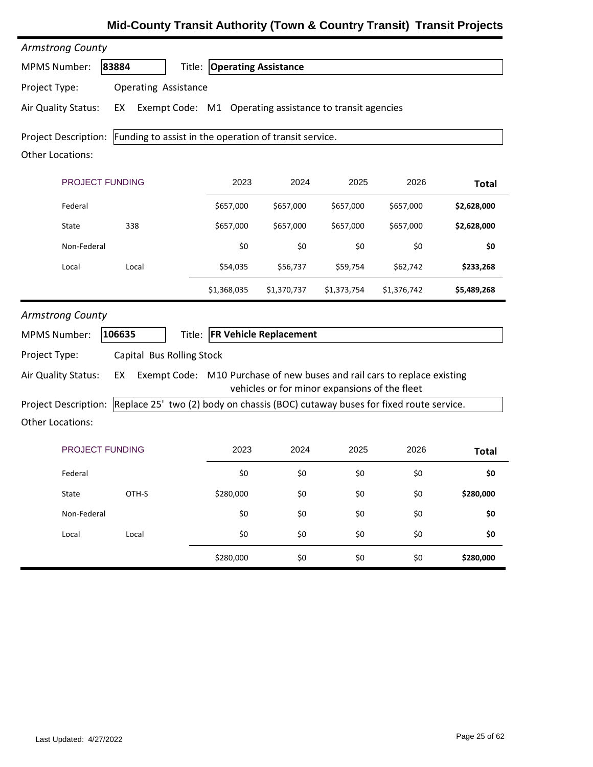# Mid-County Transit Authority (Town & Country Transit) Transit Projects

*Armstrong County*

**MPMS Number:** 83884 **Title:** **Operating Assistance**

**Project Type:** Operating Assistance

**Air Quality Status:** EX Exempt Code: M1 Operating assistance to transit agencies

**Project Description:** Funding to assist in the operation of transit service.

**Other Locations:**

| PROJECT FUNDING | | 2023 | 2024 | 2025 | 2026 | Total |
|---|---|---|---|---|---|---|
| Federal | | $657,000 | $657,000 | $657,000 | $657,000 | **$2,628,000** |
| State | 338 | $657,000 | $657,000 | $657,000 | $657,000 | **$2,628,000** |
| Non-Federal | | $0 | $0 | $0 | $0 | **$0** |
| Local | Local | $54,035 | $56,737 | $59,754 | $62,742 | **$233,268** |
| | | $1,368,035 | $1,370,737 | $1,373,754 | $1,376,742 | **$5,489,268** |

*Armstrong County*

**MPMS Number:** 106635 **Title:** **FR Vehicle Replacement**

**Project Type:** Capital Bus Rolling Stock

**Air Quality Status:** EX Exempt Code: M10 Purchase of new buses and rail cars to replace existing vehicles or for minor expansions of the fleet

**Project Description:** Replace 25' two (2) body on chassis (BOC) cutaway buses for fixed route service.

**Other Locations:**

| PROJECT FUNDING | | 2023 | 2024 | 2025 | 2026 | Total |
|---|---|---|---|---|---|---|
| Federal | | $0 | $0 | $0 | $0 | **$0** |
| State | OTH-S | $280,000 | $0 | $0 | $0 | **$280,000** |
| Non-Federal | | $0 | $0 | $0 | $0 | **$0** |
| Local | Local | $0 | $0 | $0 | $0 | **$0** |
| | | $280,000 | $0 | $0 | $0 | **$280,000** |

Last Updated: 4/27/2022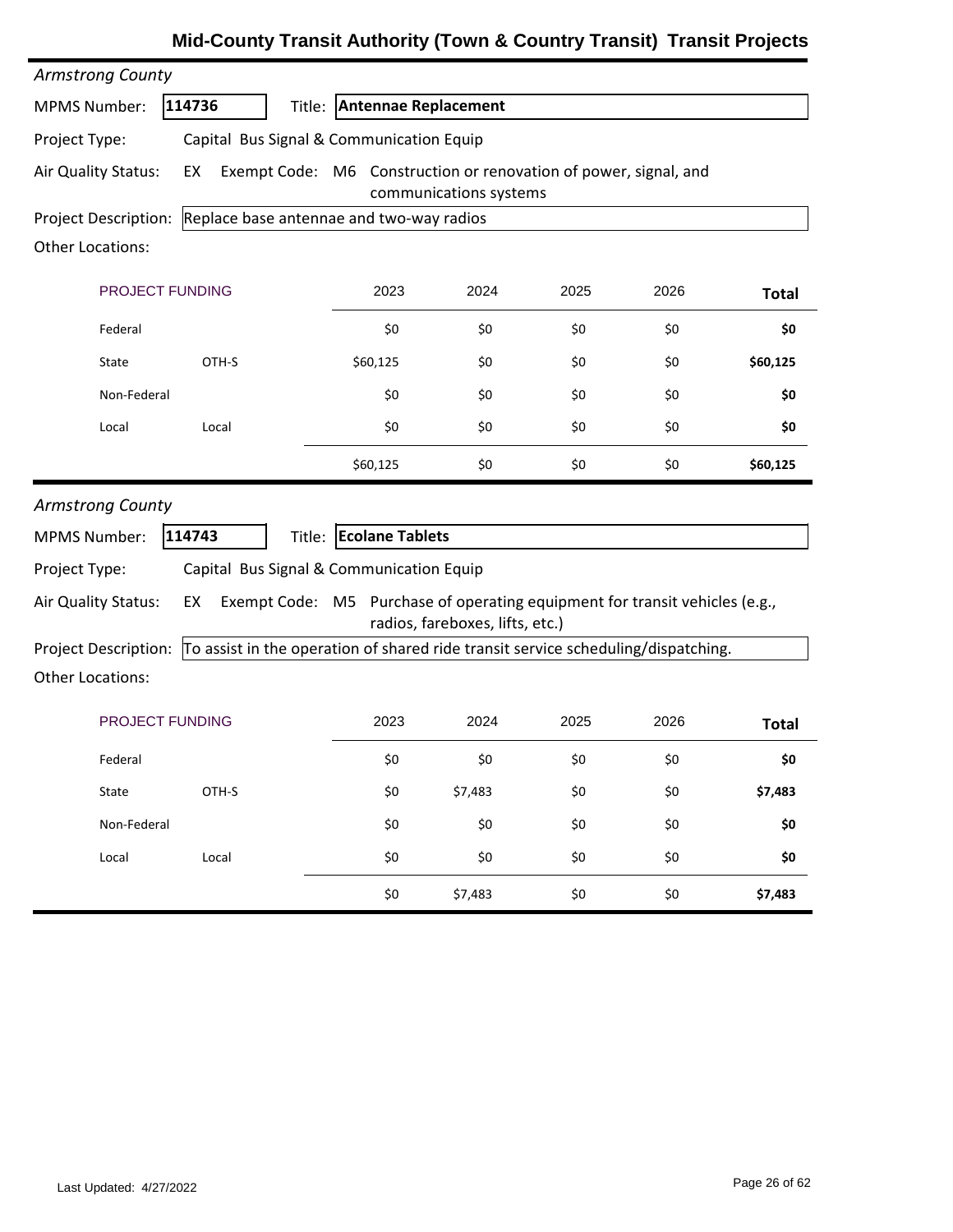# Mid-County Transit Authority (Town & Country Transit) Transit Projects

*Armstrong County*

**MPMS Number:** **114736** Title: **Antennae Replacement**

Project Type: Capital Bus Signal & Communication Equip

Air Quality Status: EX Exempt Code: M6 Construction or renovation of power, signal, and communications systems

Project Description: Replace base antennae and two-way radios

Other Locations:

| PROJECT FUNDING | | 2023 | 2024 | 2025 | 2026 | Total |
|---|---|---|---|---|---|---|
| Federal | | $0 | $0 | $0 | $0 | **$0** |
| State | OTH-S | $60,125 | $0 | $0 | $0 | **$60,125** |
| Non-Federal | | $0 | $0 | $0 | $0 | **$0** |
| Local | Local | $0 | $0 | $0 | $0 | **$0** |
| | | $60,125 | $0 | $0 | $0 | **$60,125** |

*Armstrong County*

**MPMS Number:** **114743** Title: **Ecolane Tablets**

Project Type: Capital Bus Signal & Communication Equip

Air Quality Status: EX Exempt Code: M5 Purchase of operating equipment for transit vehicles (e.g., radios, fareboxes, lifts, etc.)

Project Description: To assist in the operation of shared ride transit service scheduling/dispatching.

Other Locations:

| PROJECT FUNDING | | 2023 | 2024 | 2025 | 2026 | Total |
|---|---|---|---|---|---|---|
| Federal | | $0 | $0 | $0 | $0 | **$0** |
| State | OTH-S | $0 | $7,483 | $0 | $0 | **$7,483** |
| Non-Federal | | $0 | $0 | $0 | $0 | **$0** |
| Local | Local | $0 | $0 | $0 | $0 | **$0** |
| | | $0 | $7,483 | $0 | $0 | **$7,483** |

Last Updated: 4/27/2022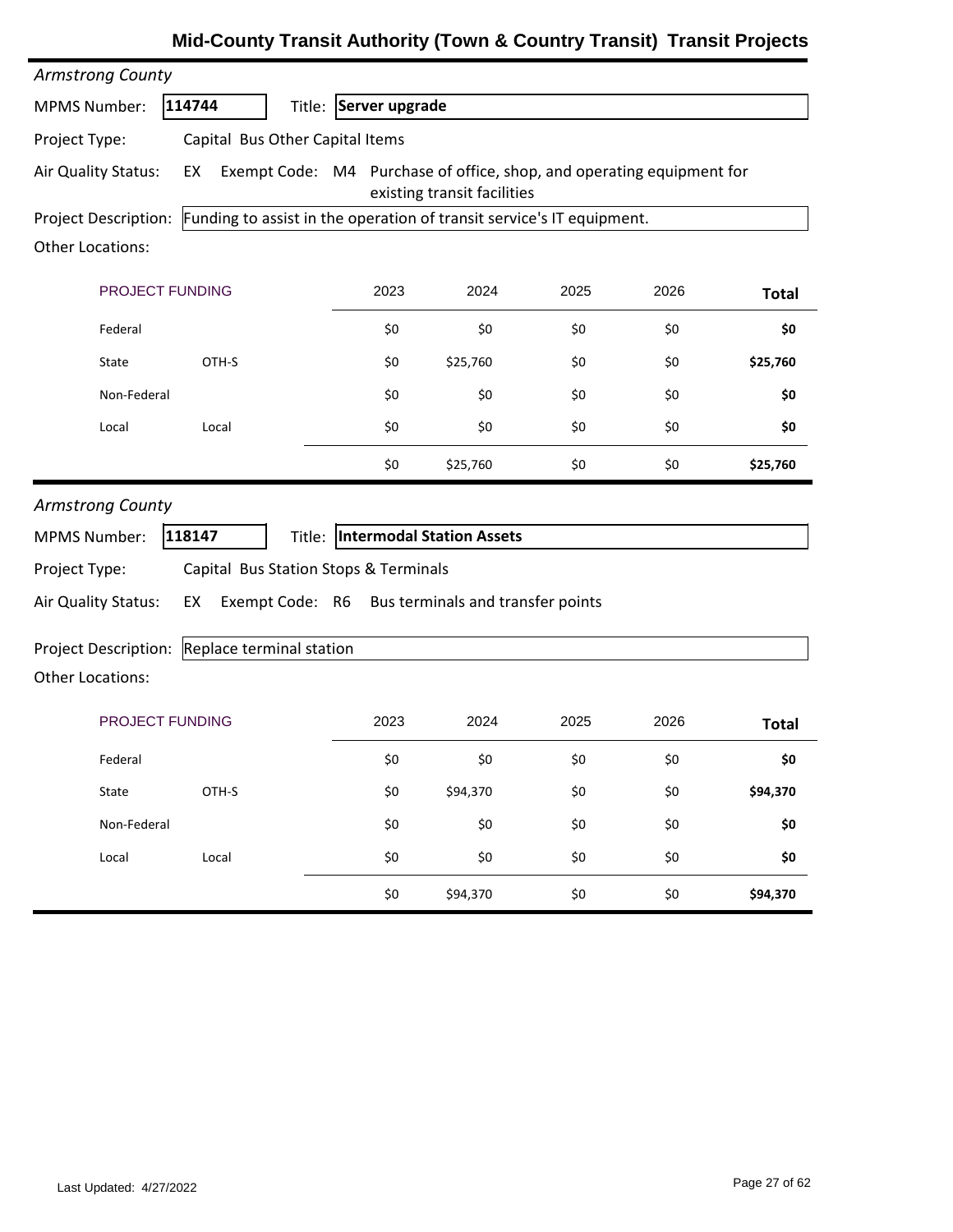# Mid-County Transit Authority (Town & Country Transit) Transit Projects

*Armstrong County*

**MPMS Number:** **114744** **Title:** **Server upgrade**

**Project Type:** Capital Bus Other Capital Items

**Air Quality Status:** EX Exempt Code: M4 Purchase of office, shop, and operating equipment for existing transit facilities

**Project Description:** Funding to assist in the operation of transit service's IT equipment.

**Other Locations:**

| PROJECT FUNDING | | 2023 | 2024 | 2025 | 2026 | Total |
|---|---|---|---|---|---|---|
| Federal | | $0 | $0 | $0 | $0 | **$0** |
| State | OTH-S | $0 | $25,760 | $0 | $0 | **$25,760** |
| Non-Federal | | $0 | $0 | $0 | $0 | **$0** |
| Local | Local | $0 | $0 | $0 | $0 | **$0** |
| | | $0 | $25,760 | $0 | $0 | **$25,760** |

*Armstrong County*

**MPMS Number:** **118147** **Title:** **Intermodal Station Assets**

**Project Type:** Capital Bus Station Stops & Terminals

**Air Quality Status:** EX Exempt Code: R6 Bus terminals and transfer points

**Project Description:** Replace terminal station

**Other Locations:**

| PROJECT FUNDING | | 2023 | 2024 | 2025 | 2026 | Total |
|---|---|---|---|---|---|---|
| Federal | | $0 | $0 | $0 | $0 | **$0** |
| State | OTH-S | $0 | $94,370 | $0 | $0 | **$94,370** |
| Non-Federal | | $0 | $0 | $0 | $0 | **$0** |
| Local | Local | $0 | $0 | $0 | $0 | **$0** |
| | | $0 | $94,370 | $0 | $0 | **$94,370** |

Last Updated: 4/27/2022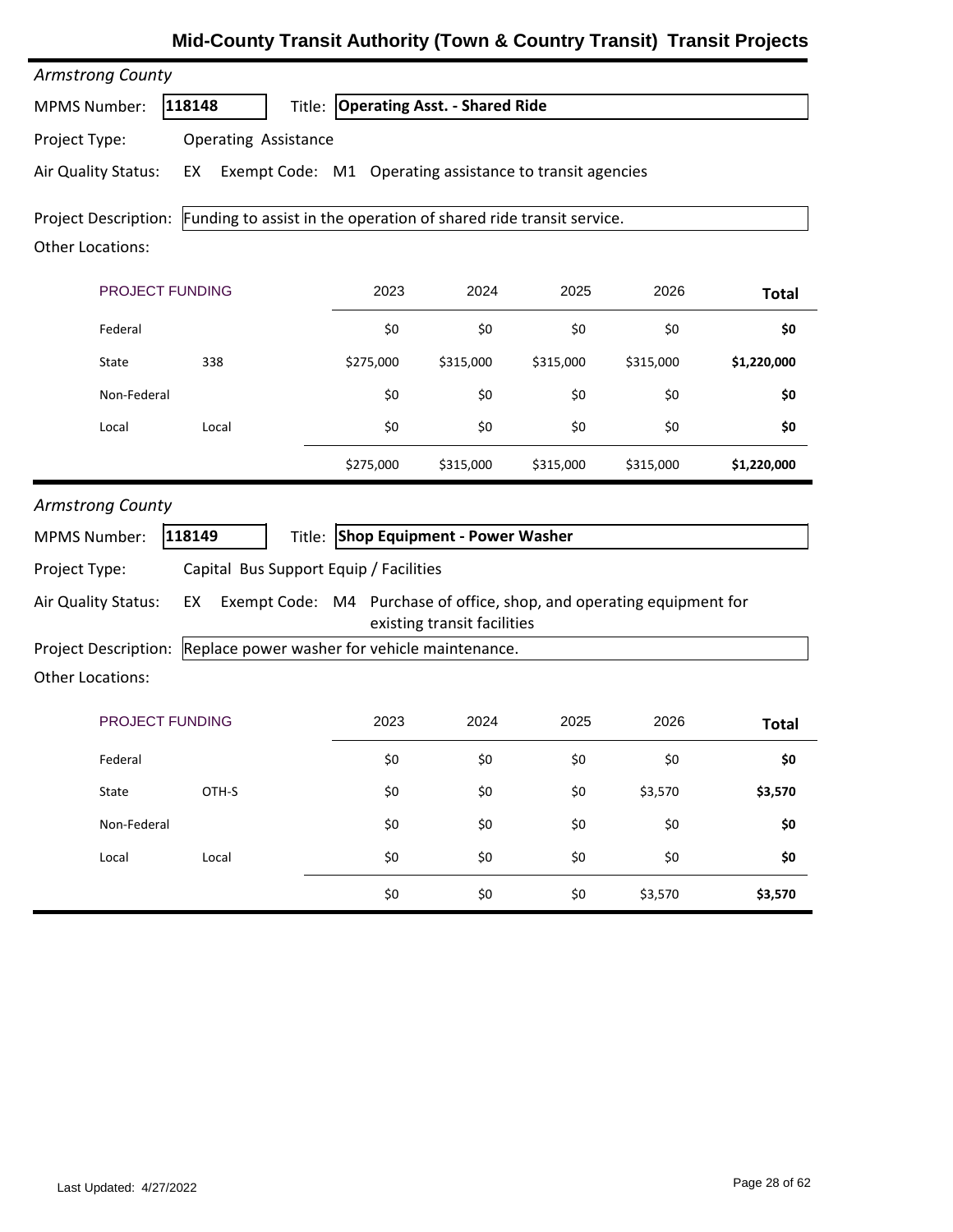# Mid-County Transit Authority (Town & Country Transit) Transit Projects

*Armstrong County*

**MPMS Number:** **118148** Title: **Operating Asst. - Shared Ride**

Project Type: Operating Assistance

Air Quality Status: EX Exempt Code: M1 Operating assistance to transit agencies

Project Description: Funding to assist in the operation of shared ride transit service.

Other Locations:

| PROJECT FUNDING | | 2023 | 2024 | 2025 | 2026 | Total |
|---|---|---|---|---|---|---|
| Federal | | $0 | $0 | $0 | $0 | **$0** |
| State | 338 | $275,000 | $315,000 | $315,000 | $315,000 | **$1,220,000** |
| Non-Federal | | $0 | $0 | $0 | $0 | **$0** |
| Local | Local | $0 | $0 | $0 | $0 | **$0** |
| | | $275,000 | $315,000 | $315,000 | $315,000 | **$1,220,000** |

*Armstrong County*

**MPMS Number:** **118149** Title: **Shop Equipment - Power Washer**

Project Type: Capital Bus Support Equip / Facilities

Air Quality Status: EX Exempt Code: M4 Purchase of office, shop, and operating equipment for existing transit facilities

Project Description: Replace power washer for vehicle maintenance.

Other Locations:

| PROJECT FUNDING | | 2023 | 2024 | 2025 | 2026 | Total |
|---|---|---|---|---|---|---|
| Federal | | $0 | $0 | $0 | $0 | **$0** |
| State | OTH-S | $0 | $0 | $0 | $3,570 | **$3,570** |
| Non-Federal | | $0 | $0 | $0 | $0 | **$0** |
| Local | Local | $0 | $0 | $0 | $0 | **$0** |
| | | $0 | $0 | $0 | $3,570 | **$3,570** |

Last Updated: 4/27/2022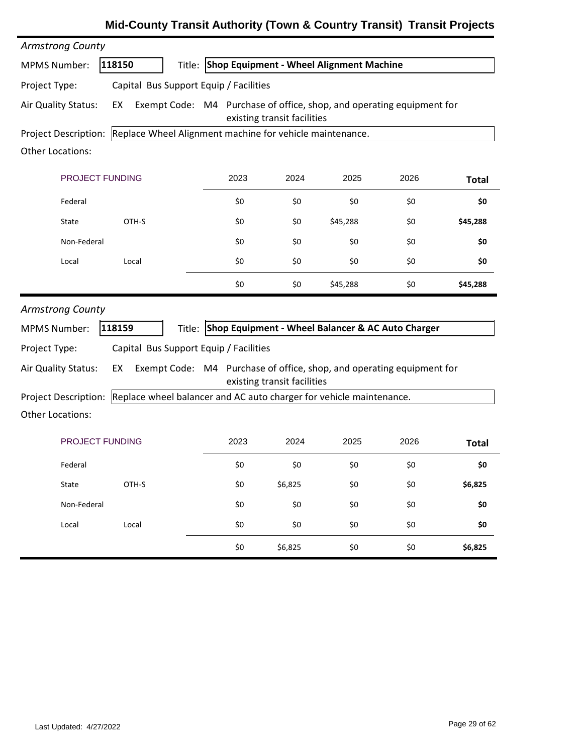# Mid-County Transit Authority (Town & Country Transit) Transit Projects

*Armstrong County*

**MPMS Number:** 118150 **Title:** **Shop Equipment - Wheel Alignment Machine**

**Project Type:** Capital Bus Support Equip / Facilities

**Air Quality Status:** EX Exempt Code: M4 Purchase of office, shop, and operating equipment for existing transit facilities

**Project Description:** Replace Wheel Alignment machine for vehicle maintenance.

**Other Locations:**

| PROJECT FUNDING | | 2023 | 2024 | 2025 | 2026 | Total |
|---|---|---|---|---|---|---|
| Federal | | $0 | $0 | $0 | $0 | **$0** |
| State | OTH-S | $0 | $0 | $45,288 | $0 | **$45,288** |
| Non-Federal | | $0 | $0 | $0 | $0 | **$0** |
| Local | Local | $0 | $0 | $0 | $0 | **$0** |
| | | $0 | $0 | $45,288 | $0 | **$45,288** |

*Armstrong County*

**MPMS Number:** 118159 **Title:** **Shop Equipment - Wheel Balancer & AC Auto Charger**

**Project Type:** Capital Bus Support Equip / Facilities

**Air Quality Status:** EX Exempt Code: M4 Purchase of office, shop, and operating equipment for existing transit facilities

**Project Description:** Replace wheel balancer and AC auto charger for vehicle maintenance.

**Other Locations:**

| PROJECT FUNDING | | 2023 | 2024 | 2025 | 2026 | Total |
|---|---|---|---|---|---|---|
| Federal | | $0 | $0 | $0 | $0 | **$0** |
| State | OTH-S | $0 | $6,825 | $0 | $0 | **$6,825** |
| Non-Federal | | $0 | $0 | $0 | $0 | **$0** |
| Local | Local | $0 | $0 | $0 | $0 | **$0** |
| | | $0 | $6,825 | $0 | $0 | **$6,825** |

Last Updated: 4/27/2022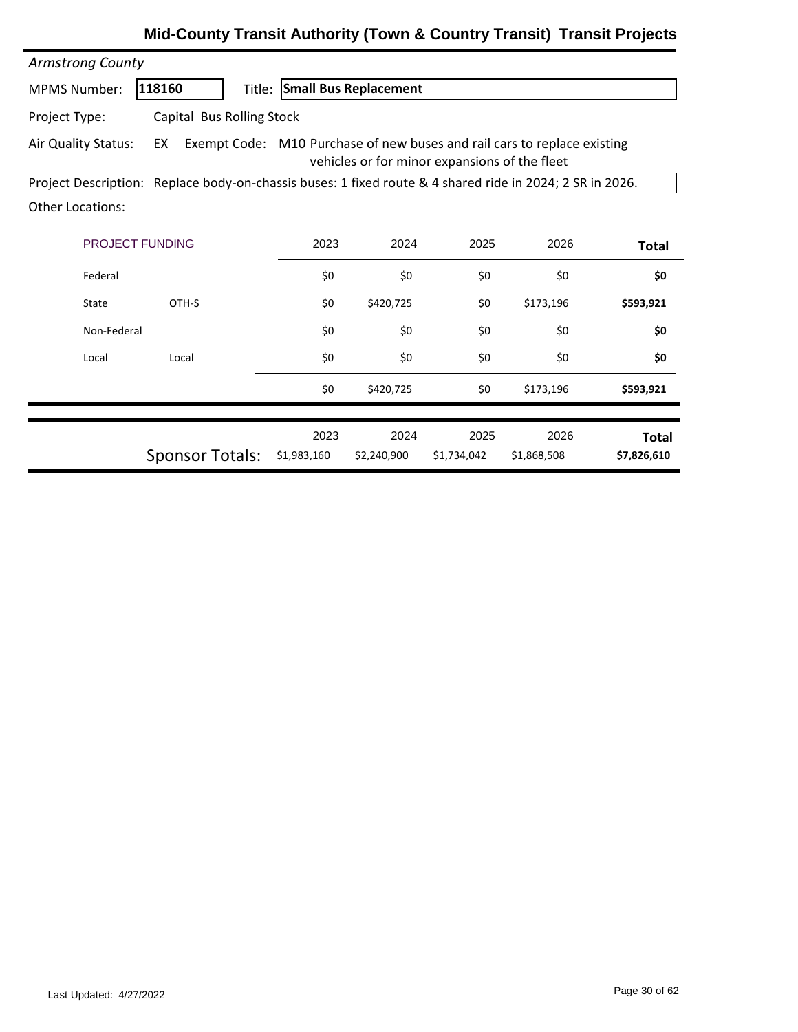# Mid-County Transit Authority (Town & Country Transit) Transit Projects

*Armstrong County*

**MPMS Number:** 118160 **Title:** **Small Bus Replacement**

**Project Type:** Capital Bus Rolling Stock

**Air Quality Status:** EX **Exempt Code:** M10 Purchase of new buses and rail cars to replace existing vehicles or for minor expansions of the fleet

**Project Description:** Replace body-on-chassis buses: 1 fixed route & 4 shared ride in 2024; 2 SR in 2026.

**Other Locations:**

| PROJECT FUNDING | | 2023 | 2024 | 2025 | 2026 | Total |
|---|---|---|---|---|---|---|
| Federal | | $0 | $0 | $0 | $0 | **$0** |
| State | OTH-S | $0 | $420,725 | $0 | $173,196 | **$593,921** |
| Non-Federal | | $0 | $0 | $0 | $0 | **$0** |
| Local | Local | $0 | $0 | $0 | $0 | **$0** |
| | | $0 | $420,725 | $0 | $173,196 | **$593,921** |

| | 2023 | 2024 | 2025 | 2026 | Total |
|---|---|---|---|---|---|
| Sponsor Totals: | $1,983,160 | $2,240,900 | $1,734,042 | $1,868,508 | **$7,826,610** |

Last Updated: 4/27/2022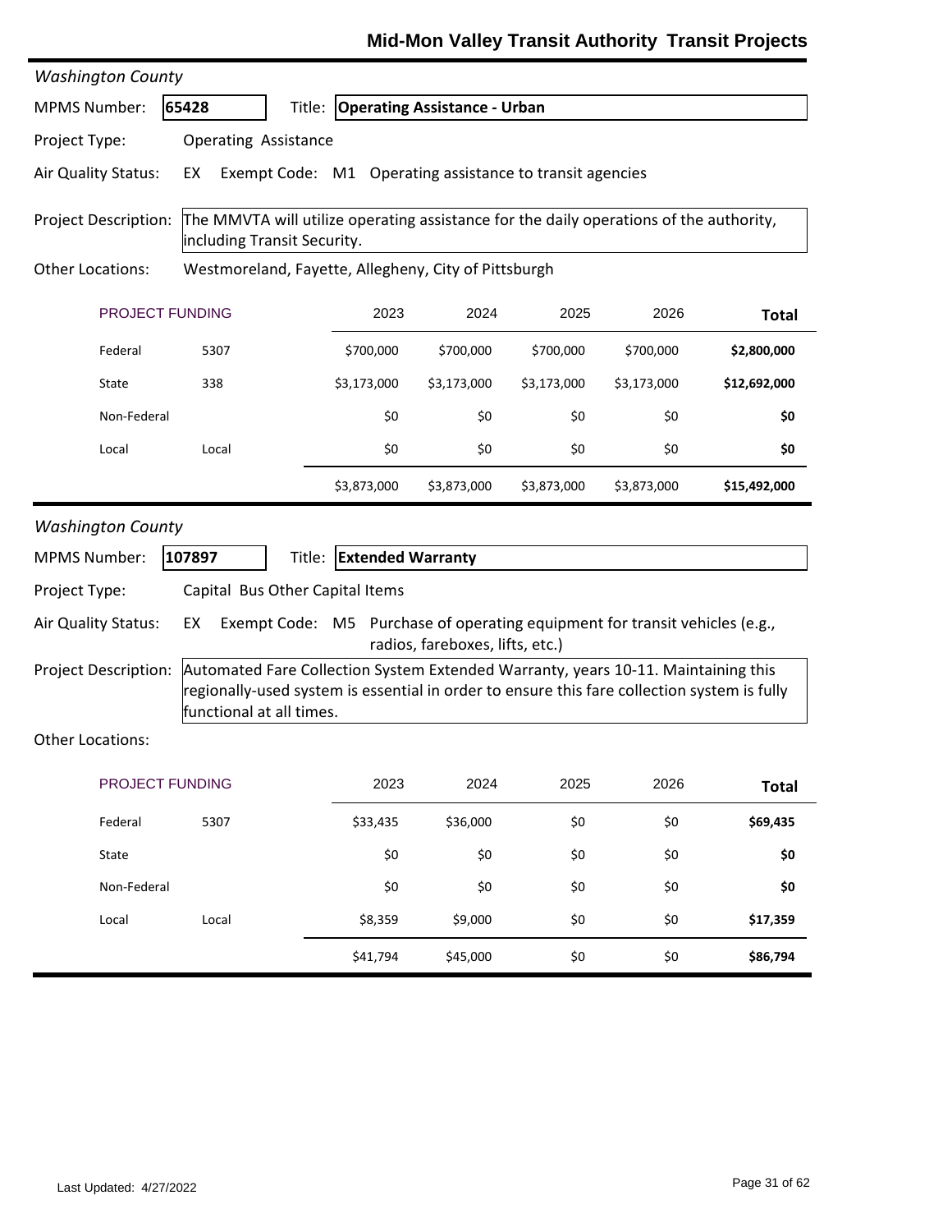# Mid-Mon Valley Transit Authority Transit Projects

*Washington County*

**MPMS Number:** **65428** Title: **Operating Assistance - Urban**

**Project Type:** Operating Assistance

**Air Quality Status:** EX Exempt Code: M1 Operating assistance to transit agencies

**Project Description:** The MMVTA will utilize operating assistance for the daily operations of the authority, including Transit Security.

**Other Locations:** Westmoreland, Fayette, Allegheny, City of Pittsburgh

| PROJECT FUNDING | | 2023 | 2024 | 2025 | 2026 | Total |
|---|---|---|---|---|---|---|
| Federal | 5307 | $700,000 | $700,000 | $700,000 | $700,000 | **$2,800,000** |
| State | 338 | $3,173,000 | $3,173,000 | $3,173,000 | $3,173,000 | **$12,692,000** |
| Non-Federal | | $0 | $0 | $0 | $0 | **$0** |
| Local | Local | $0 | $0 | $0 | $0 | **$0** |
| | | $3,873,000 | $3,873,000 | $3,873,000 | $3,873,000 | **$15,492,000** |

*Washington County*

**MPMS Number:** **107897** Title: **Extended Warranty**

**Project Type:** Capital Bus Other Capital Items

**Air Quality Status:** EX Exempt Code: M5 Purchase of operating equipment for transit vehicles (e.g., radios, fareboxes, lifts, etc.)

**Project Description:** Automated Fare Collection System Extended Warranty, years 10-11. Maintaining this regionally-used system is essential in order to ensure this fare collection system is fully functional at all times.

**Other Locations:**

| PROJECT FUNDING | | 2023 | 2024 | 2025 | 2026 | Total |
|---|---|---|---|---|---|---|
| Federal | 5307 | $33,435 | $36,000 | $0 | $0 | **$69,435** |
| State | | $0 | $0 | $0 | $0 | **$0** |
| Non-Federal | | $0 | $0 | $0 | $0 | **$0** |
| Local | Local | $8,359 | $9,000 | $0 | $0 | **$17,359** |
| | | $41,794 | $45,000 | $0 | $0 | **$86,794** |

Last Updated: 4/27/2022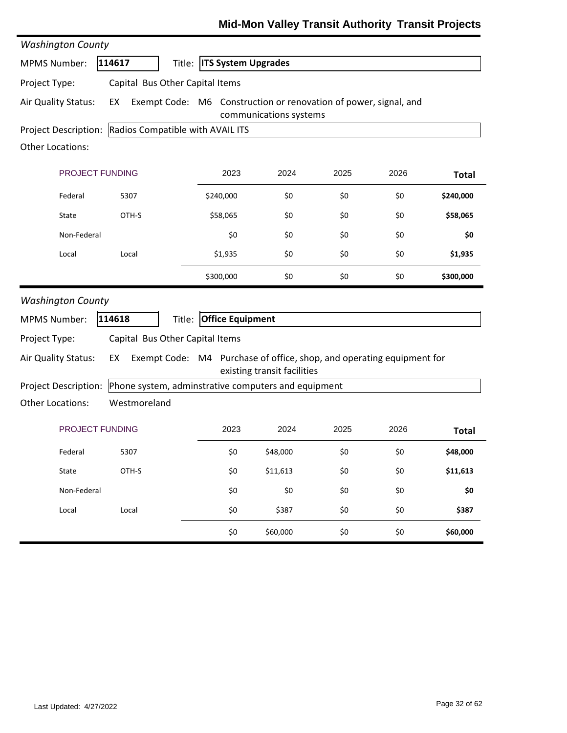# Mid-Mon Valley Transit Authority Transit Projects

*Washington County*

**MPMS Number:** 114617 **Title:** **ITS System Upgrades**

**Project Type:** Capital Bus Other Capital Items

**Air Quality Status:** EX Exempt Code: M6 Construction or renovation of power, signal, and communications systems

**Project Description:** Radios Compatible with AVAIL ITS

**Other Locations:**

| PROJECT FUNDING | | 2023 | 2024 | 2025 | 2026 | Total |
|---|---|---|---|---|---|---|
| Federal | 5307 | $240,000 | $0 | $0 | $0 | **$240,000** |
| State | OTH-S | $58,065 | $0 | $0 | $0 | **$58,065** |
| Non-Federal | | $0 | $0 | $0 | $0 | **$0** |
| Local | Local | $1,935 | $0 | $0 | $0 | **$1,935** |
| | | $300,000 | $0 | $0 | $0 | **$300,000** |

*Washington County*

**MPMS Number:** 114618 **Title:** **Office Equipment**

**Project Type:** Capital Bus Other Capital Items

**Air Quality Status:** EX Exempt Code: M4 Purchase of office, shop, and operating equipment for existing transit facilities

**Project Description:** Phone system, adminstrative computers and equipment

**Other Locations:** Westmoreland

| PROJECT FUNDING | | 2023 | 2024 | 2025 | 2026 | Total |
|---|---|---|---|---|---|---|
| Federal | 5307 | $0 | $48,000 | $0 | $0 | **$48,000** |
| State | OTH-S | $0 | $11,613 | $0 | $0 | **$11,613** |
| Non-Federal | | $0 | $0 | $0 | $0 | **$0** |
| Local | Local | $0 | $387 | $0 | $0 | **$387** |
| | | $0 | $60,000 | $0 | $0 | **$60,000** |

Last Updated: 4/27/2022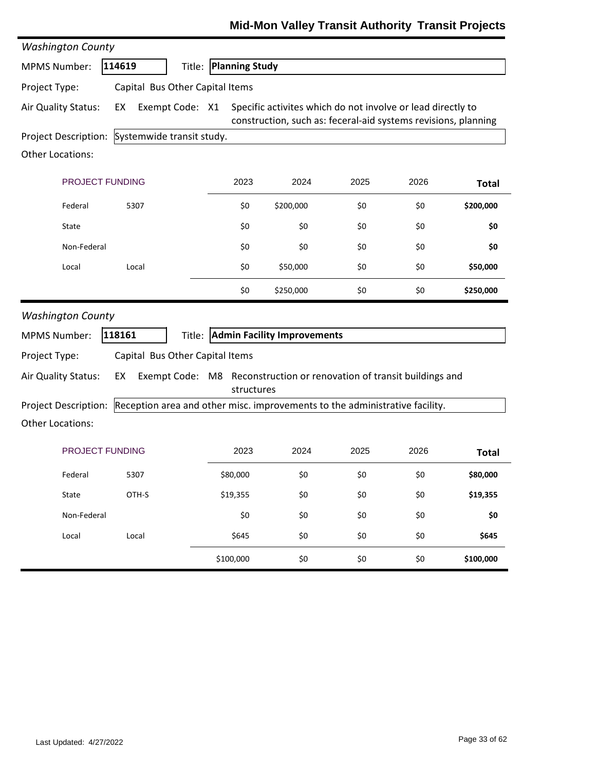## Mid-Mon Valley Transit Authority Transit Projects

*Washington County*

**MPMS Number:** 114619 **Title:** **Planning Study**

**Project Type:** Capital Bus Other Capital Items

**Air Quality Status:** EX **Exempt Code:** X1 Specific activites which do not involve or lead directly to construction, such as: feceral-aid systems revisions, planning

**Project Description:** Systemwide transit study.

**Other Locations:**

| PROJECT FUNDING | | 2023 | 2024 | 2025 | 2026 | Total |
|---|---|---|---|---|---|---|
| Federal | 5307 | $0 | $200,000 | $0 | $0 | **$200,000** |
| State | | $0 | $0 | $0 | $0 | **$0** |
| Non-Federal | | $0 | $0 | $0 | $0 | **$0** |
| Local | Local | $0 | $50,000 | $0 | $0 | **$50,000** |
| | | $0 | $250,000 | $0 | $0 | **$250,000** |

*Washington County*

**MPMS Number:** 118161 **Title:** **Admin Facility Improvements**

**Project Type:** Capital Bus Other Capital Items

**Air Quality Status:** EX **Exempt Code:** M8 Reconstruction or renovation of transit buildings and structures

**Project Description:** Reception area and other misc. improvements to the administrative facility.

**Other Locations:**

| PROJECT FUNDING | | 2023 | 2024 | 2025 | 2026 | Total |
|---|---|---|---|---|---|---|
| Federal | 5307 | $80,000 | $0 | $0 | $0 | **$80,000** |
| State | OTH-S | $19,355 | $0 | $0 | $0 | **$19,355** |
| Non-Federal | | $0 | $0 | $0 | $0 | **$0** |
| Local | Local | $645 | $0 | $0 | $0 | **$645** |
| | | $100,000 | $0 | $0 | $0 | **$100,000** |

Last Updated: 4/27/2022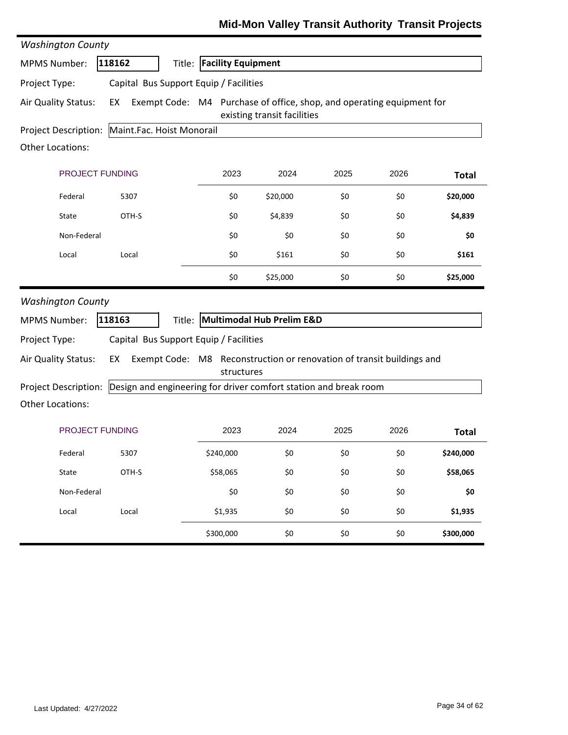# Mid-Mon Valley Transit Authority Transit Projects

*Washington County*

**MPMS Number:** **118162** Title: **Facility Equipment**

**Project Type:** Capital Bus Support Equip / Facilities

**Air Quality Status:** EX Exempt Code: M4 Purchase of office, shop, and operating equipment for existing transit facilities

**Project Description:** Maint.Fac. Hoist Monorail

**Other Locations:**

| PROJECT FUNDING | | 2023 | 2024 | 2025 | 2026 | Total |
|---|---|---|---|---|---|---|
| Federal | 5307 | $0 | $20,000 | $0 | $0 | **$20,000** |
| State | OTH-S | $0 | $4,839 | $0 | $0 | **$4,839** |
| Non-Federal | | $0 | $0 | $0 | $0 | **$0** |
| Local | Local | $0 | $161 | $0 | $0 | **$161** |
| | | $0 | $25,000 | $0 | $0 | **$25,000** |

*Washington County*

**MPMS Number:** **118163** Title: **Multimodal Hub Prelim E&D**

**Project Type:** Capital Bus Support Equip / Facilities

**Air Quality Status:** EX Exempt Code: M8 Reconstruction or renovation of transit buildings and structures

**Project Description:** Design and engineering for driver comfort station and break room

**Other Locations:**

| PROJECT FUNDING | | 2023 | 2024 | 2025 | 2026 | Total |
|---|---|---|---|---|---|---|
| Federal | 5307 | $240,000 | $0 | $0 | $0 | **$240,000** |
| State | OTH-S | $58,065 | $0 | $0 | $0 | **$58,065** |
| Non-Federal | | $0 | $0 | $0 | $0 | **$0** |
| Local | Local | $1,935 | $0 | $0 | $0 | **$1,935** |
| | | $300,000 | $0 | $0 | $0 | **$300,000** |

Last Updated: 4/27/2022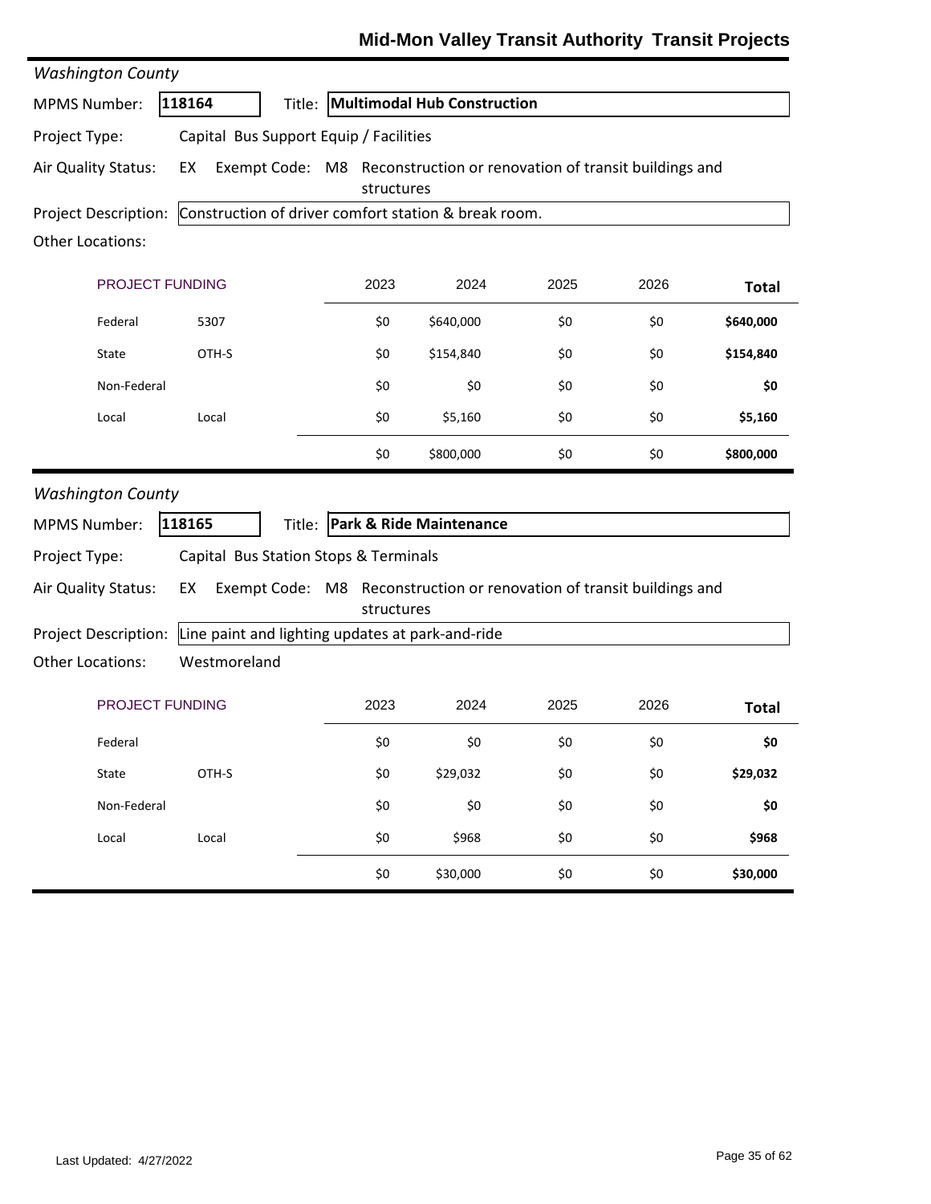## Mid-Mon Valley Transit Authority Transit Projects

*Washington County*

**MPMS Number:** 118164 **Title:** **Multimodal Hub Construction**

**Project Type:** Capital Bus Support Equip / Facilities

**Air Quality Status:** EX Exempt Code: M8 Reconstruction or renovation of transit buildings and structures

**Project Description:** Construction of driver comfort station & break room.

**Other Locations:**

| PROJECT FUNDING | | 2023 | 2024 | 2025 | 2026 | Total |
|---|---|---|---|---|---|---|
| Federal | 5307 | $0 | $640,000 | $0 | $0 | **$640,000** |
| State | OTH-S | $0 | $154,840 | $0 | $0 | **$154,840** |
| Non-Federal | | $0 | $0 | $0 | $0 | **$0** |
| Local | Local | $0 | $5,160 | $0 | $0 | **$5,160** |
| | | $0 | $800,000 | $0 | $0 | **$800,000** |

*Washington County*

**MPMS Number:** 118165 **Title:** **Park & Ride Maintenance**

**Project Type:** Capital Bus Station Stops & Terminals

**Air Quality Status:** EX Exempt Code: M8 Reconstruction or renovation of transit buildings and structures

**Project Description:** Line paint and lighting updates at park-and-ride

**Other Locations:** Westmoreland

| PROJECT FUNDING | | 2023 | 2024 | 2025 | 2026 | Total |
|---|---|---|---|---|---|---|
| Federal | | $0 | $0 | $0 | $0 | **$0** |
| State | OTH-S | $0 | $29,032 | $0 | $0 | **$29,032** |
| Non-Federal | | $0 | $0 | $0 | $0 | **$0** |
| Local | Local | $0 | $968 | $0 | $0 | **$968** |
| | | $0 | $30,000 | $0 | $0 | **$30,000** |

Last Updated: 4/27/2022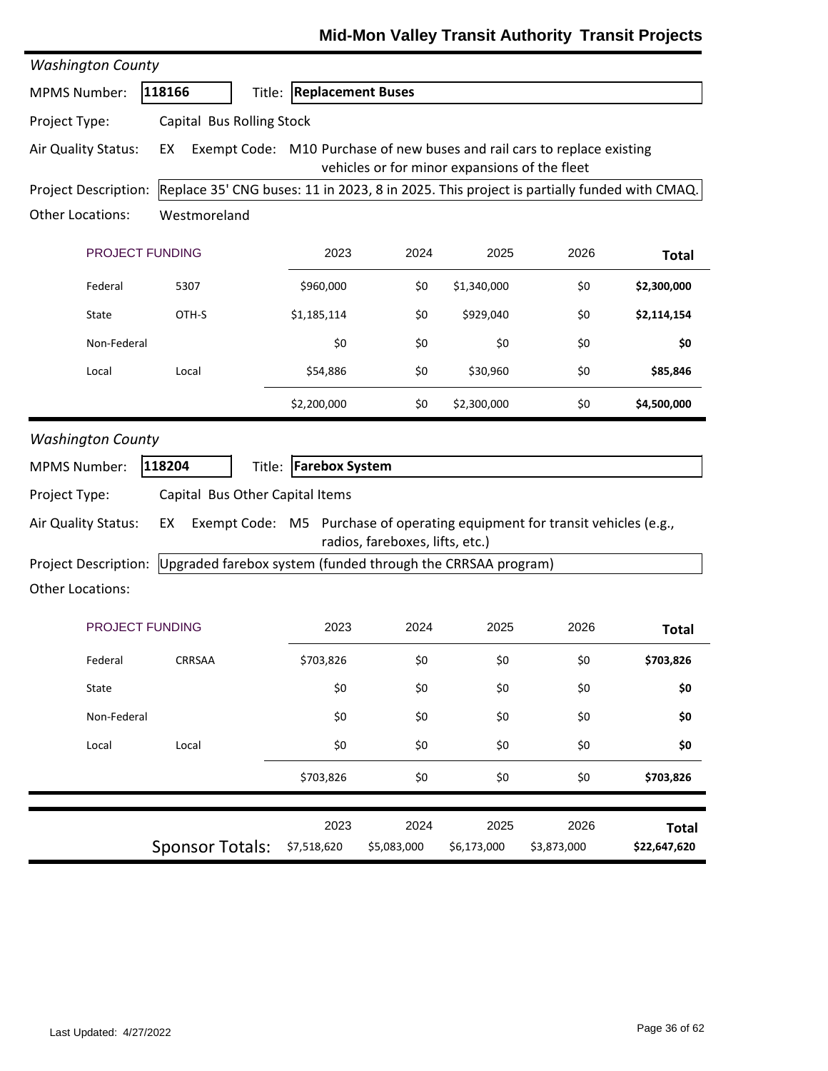# Mid-Mon Valley Transit Authority Transit Projects

*Washington County*

**MPMS Number:** 118166 **Title:** **Replacement Buses**

**Project Type:** Capital Bus Rolling Stock

**Air Quality Status:** EX **Exempt Code:** M10 Purchase of new buses and rail cars to replace existing vehicles or for minor expansions of the fleet

**Project Description:** Replace 35' CNG buses: 11 in 2023, 8 in 2025. This project is partially funded with CMAQ.

**Other Locations:** Westmoreland

| PROJECT FUNDING | | 2023 | 2024 | 2025 | 2026 | Total |
|---|---|---|---|---|---|---|
| Federal | 5307 | $960,000 | $0 | $1,340,000 | $0 | **$2,300,000** |
| State | OTH-S | $1,185,114 | $0 | $929,040 | $0 | **$2,114,154** |
| Non-Federal | | $0 | $0 | $0 | $0 | **$0** |
| Local | Local | $54,886 | $0 | $30,960 | $0 | **$85,846** |
| | | $2,200,000 | $0 | $2,300,000 | $0 | **$4,500,000** |

*Washington County*

**MPMS Number:** 118204 **Title:** **Farebox System**

**Project Type:** Capital Bus Other Capital Items

**Air Quality Status:** EX **Exempt Code:** M5 Purchase of operating equipment for transit vehicles (e.g., radios, fareboxes, lifts, etc.)

**Project Description:** Upgraded farebox system (funded through the CRRSAA program)

**Other Locations:**

| PROJECT FUNDING | | 2023 | 2024 | 2025 | 2026 | Total |
|---|---|---|---|---|---|---|
| Federal | CRRSAA | $703,826 | $0 | $0 | $0 | **$703,826** |
| State | | $0 | $0 | $0 | $0 | **$0** |
| Non-Federal | | $0 | $0 | $0 | $0 | **$0** |
| Local | Local | $0 | $0 | $0 | $0 | **$0** |
| | | $703,826 | $0 | $0 | $0 | **$703,826** |

| | 2023 | 2024 | 2025 | 2026 | Total |
|---|---|---|---|---|---|
| Sponsor Totals: | $7,518,620 | $5,083,000 | $6,173,000 | $3,873,000 | **$22,647,620** |

Last Updated: 4/27/2022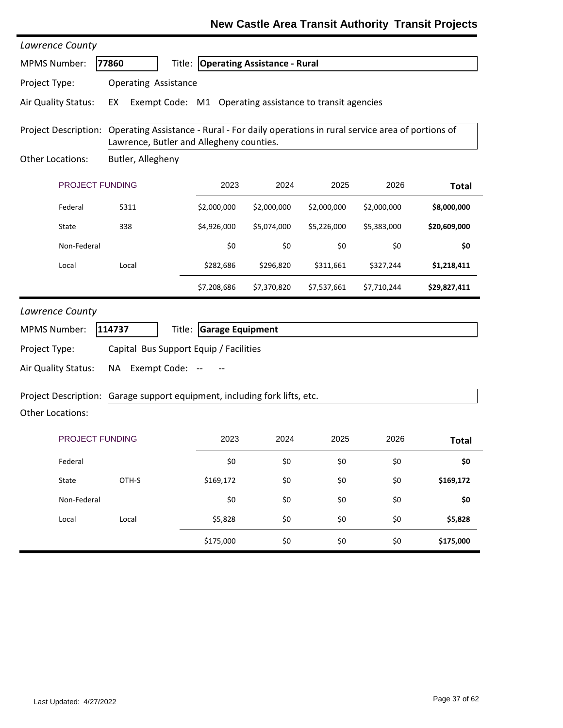# New Castle Area Transit Authority Transit Projects

*Lawrence County*

**MPMS Number:** **77860** Title: **Operating Assistance - Rural**

Project Type: Operating Assistance

Air Quality Status: EX Exempt Code: M1 Operating assistance to transit agencies

Project Description: Operating Assistance - Rural - For daily operations in rural service area of portions of Lawrence, Butler and Allegheny counties.

Other Locations: Butler, Allegheny

| PROJECT FUNDING | | 2023 | 2024 | 2025 | 2026 | Total |
|---|---|---|---|---|---|---|
| Federal | 5311 | $2,000,000 | $2,000,000 | $2,000,000 | $2,000,000 | **$8,000,000** |
| State | 338 | $4,926,000 | $5,074,000 | $5,226,000 | $5,383,000 | **$20,609,000** |
| Non-Federal | | $0 | $0 | $0 | $0 | **$0** |
| Local | Local | $282,686 | $296,820 | $311,661 | $327,244 | **$1,218,411** |
| | | $7,208,686 | $7,370,820 | $7,537,661 | $7,710,244 | **$29,827,411** |

*Lawrence County*

**MPMS Number:** **114737** Title: **Garage Equipment**

Project Type: Capital Bus Support Equip / Facilities

Air Quality Status: NA Exempt Code: -- --

Project Description: Garage support equipment, including fork lifts, etc.

Other Locations:

| PROJECT FUNDING | | 2023 | 2024 | 2025 | 2026 | Total |
|---|---|---|---|---|---|---|
| Federal | | $0 | $0 | $0 | $0 | **$0** |
| State | OTH-S | $169,172 | $0 | $0 | $0 | **$169,172** |
| Non-Federal | | $0 | $0 | $0 | $0 | **$0** |
| Local | Local | $5,828 | $0 | $0 | $0 | **$5,828** |
| | | $175,000 | $0 | $0 | $0 | **$175,000** |

Last Updated: 4/27/2022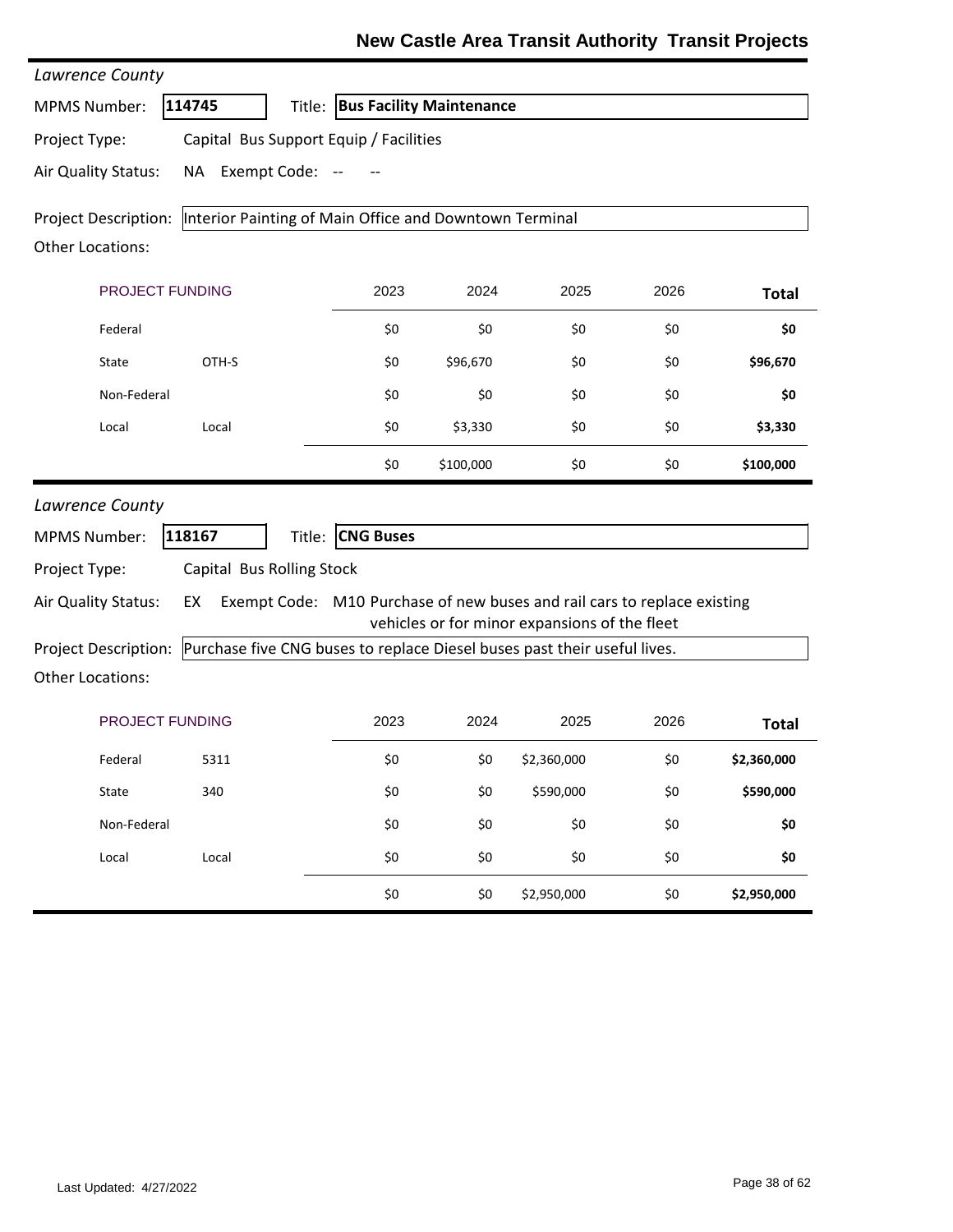# New Castle Area Transit Authority Transit Projects

*Lawrence County*

MPMS Number: **114745** Title: **Bus Facility Maintenance**

Project Type: Capital Bus Support Equip / Facilities

Air Quality Status: NA Exempt Code: -- --

Project Description: Interior Painting of Main Office and Downtown Terminal

Other Locations:

| PROJECT FUNDING | | 2023 | 2024 | 2025 | 2026 | Total |
|---|---|---|---|---|---|---|
| Federal | | $0 | $0 | $0 | $0 | **$0** |
| State | OTH-S | $0 | $96,670 | $0 | $0 | **$96,670** |
| Non-Federal | | $0 | $0 | $0 | $0 | **$0** |
| Local | Local | $0 | $3,330 | $0 | $0 | **$3,330** |
| | | $0 | $100,000 | $0 | $0 | **$100,000** |

*Lawrence County*

MPMS Number: **118167** Title: **CNG Buses**

Project Type: Capital Bus Rolling Stock

Air Quality Status: EX Exempt Code: M10 Purchase of new buses and rail cars to replace existing vehicles or for minor expansions of the fleet

Project Description: Purchase five CNG buses to replace Diesel buses past their useful lives.

Other Locations:

| PROJECT FUNDING | | 2023 | 2024 | 2025 | 2026 | Total |
|---|---|---|---|---|---|---|
| Federal | 5311 | $0 | $0 | $2,360,000 | $0 | **$2,360,000** |
| State | 340 | $0 | $0 | $590,000 | $0 | **$590,000** |
| Non-Federal | | $0 | $0 | $0 | $0 | **$0** |
| Local | Local | $0 | $0 | $0 | $0 | **$0** |
| | | $0 | $0 | $2,950,000 | $0 | **$2,950,000** |

Last Updated: 4/27/2022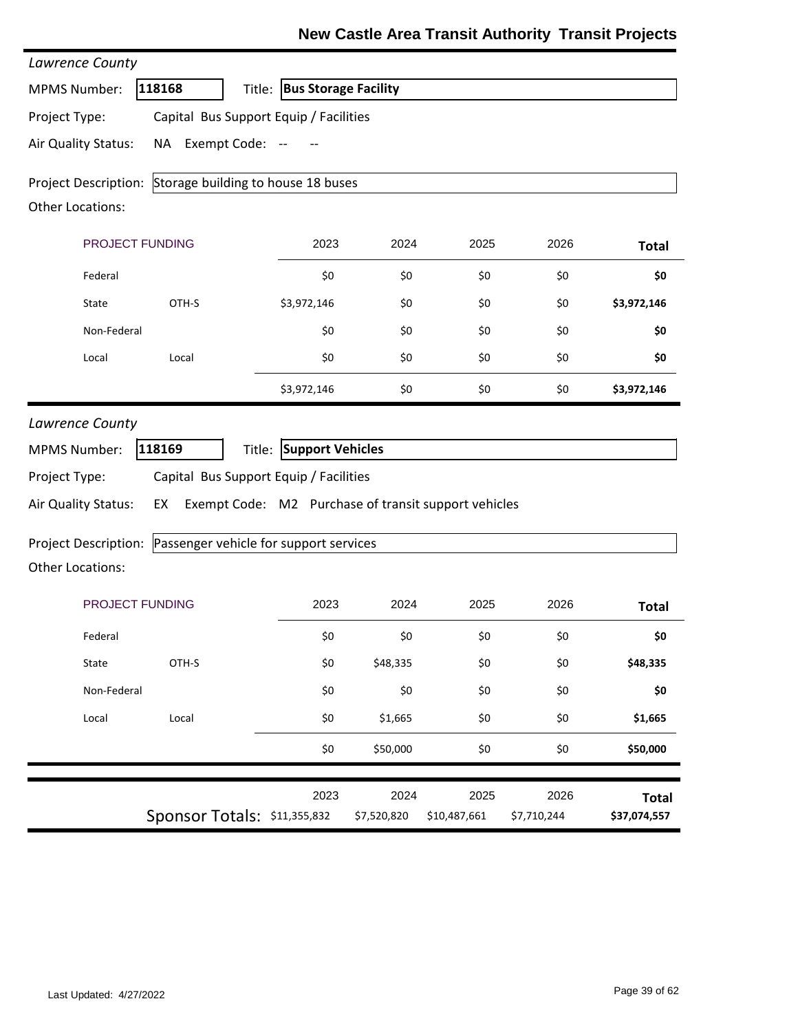# New Castle Area Transit Authority Transit Projects

*Lawrence County*

**MPMS Number:** **118168** Title: **Bus Storage Facility**

Project Type: Capital Bus Support Equip / Facilities

Air Quality Status: NA Exempt Code: -- --

Project Description: Storage building to house 18 buses

Other Locations:

| PROJECT FUNDING | | 2023 | 2024 | 2025 | 2026 | Total |
|---|---|---|---|---|---|---|
| Federal | | $0 | $0 | $0 | $0 | **$0** |
| State | OTH-S | $3,972,146 | $0 | $0 | $0 | **$3,972,146** |
| Non-Federal | | $0 | $0 | $0 | $0 | **$0** |
| Local | Local | $0 | $0 | $0 | $0 | **$0** |
| | | $3,972,146 | $0 | $0 | $0 | **$3,972,146** |

*Lawrence County*

**MPMS Number:** **118169** Title: **Support Vehicles**

Project Type: Capital Bus Support Equip / Facilities

Air Quality Status: EX Exempt Code: M2 Purchase of transit support vehicles

Project Description: Passenger vehicle for support services

Other Locations:

| PROJECT FUNDING | | 2023 | 2024 | 2025 | 2026 | Total |
|---|---|---|---|---|---|---|
| Federal | | $0 | $0 | $0 | $0 | **$0** |
| State | OTH-S | $0 | $48,335 | $0 | $0 | **$48,335** |
| Non-Federal | | $0 | $0 | $0 | $0 | **$0** |
| Local | Local | $0 | $1,665 | $0 | $0 | **$1,665** |
| | | $0 | $50,000 | $0 | $0 | **$50,000** |

| | 2023 | 2024 | 2025 | 2026 | Total |
|---|---|---|---|---|---|
| Sponsor Totals: | $11,355,832 | $7,520,820 | $10,487,661 | $7,710,244 | **$37,074,557** |

Last Updated: 4/27/2022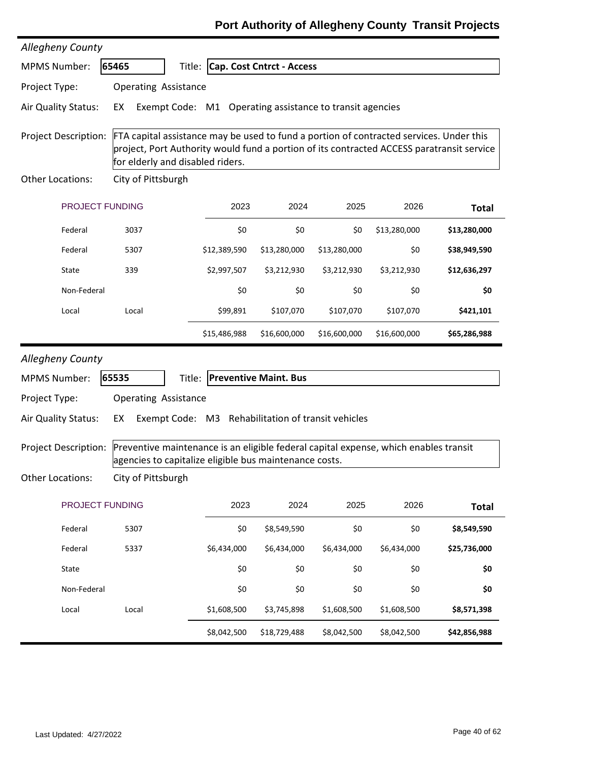# Port Authority of Allegheny County Transit Projects

*Allegheny County*

**MPMS Number:** 65465 **Title:** Cap. Cost Cntrct - Access

**Project Type:** Operating Assistance

**Air Quality Status:** EX Exempt Code: M1 Operating assistance to transit agencies

**Project Description:** FTA capital assistance may be used to fund a portion of contracted services. Under this project, Port Authority would fund a portion of its contracted ACCESS paratransit service for elderly and disabled riders.

**Other Locations:** City of Pittsburgh

| PROJECT FUNDING | | 2023 | 2024 | 2025 | 2026 | Total |
|---|---|---|---|---|---|---|
| Federal | 3037 | $0 | $0 | $0 | $13,280,000 | **$13,280,000** |
| Federal | 5307 | $12,389,590 | $13,280,000 | $13,280,000 | $0 | **$38,949,590** |
| State | 339 | $2,997,507 | $3,212,930 | $3,212,930 | $3,212,930 | **$12,636,297** |
| Non-Federal | | $0 | $0 | $0 | $0 | **$0** |
| Local | Local | $99,891 | $107,070 | $107,070 | $107,070 | **$421,101** |
| | | $15,486,988 | $16,600,000 | $16,600,000 | $16,600,000 | **$65,286,988** |

*Allegheny County*

**MPMS Number:** 65535 **Title:** Preventive Maint. Bus

**Project Type:** Operating Assistance

**Air Quality Status:** EX Exempt Code: M3 Rehabilitation of transit vehicles

**Project Description:** Preventive maintenance is an eligible federal capital expense, which enables transit agencies to capitalize eligible bus maintenance costs.

**Other Locations:** City of Pittsburgh

| PROJECT FUNDING | | 2023 | 2024 | 2025 | 2026 | Total |
|---|---|---|---|---|---|---|
| Federal | 5307 | $0 | $8,549,590 | $0 | $0 | **$8,549,590** |
| Federal | 5337 | $6,434,000 | $6,434,000 | $6,434,000 | $6,434,000 | **$25,736,000** |
| State | | $0 | $0 | $0 | $0 | **$0** |
| Non-Federal | | $0 | $0 | $0 | $0 | **$0** |
| Local | Local | $1,608,500 | $3,745,898 | $1,608,500 | $1,608,500 | **$8,571,398** |
| | | $8,042,500 | $18,729,488 | $8,042,500 | $8,042,500 | **$42,856,988** |

Last Updated: 4/27/2022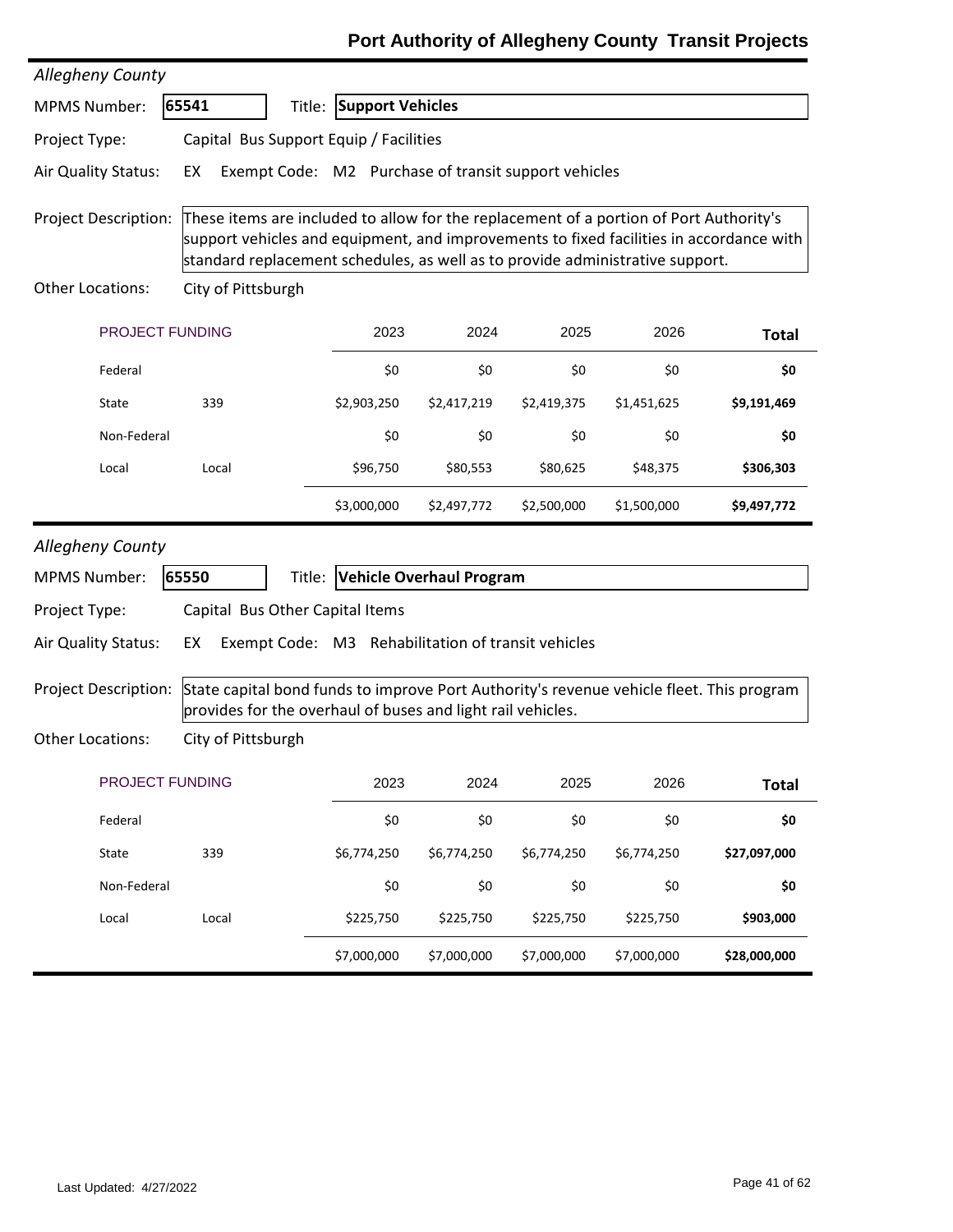# Port Authority of Allegheny County Transit Projects

*Allegheny County*

**MPMS Number:** 65541 **Title:** **Support Vehicles**

**Project Type:** Capital Bus Support Equip / Facilities

**Air Quality Status:** EX Exempt Code: M2 Purchase of transit support vehicles

**Project Description:** These items are included to allow for the replacement of a portion of Port Authority's support vehicles and equipment, and improvements to fixed facilities in accordance with standard replacement schedules, as well as to provide administrative support.

**Other Locations:** City of Pittsburgh

| PROJECT FUNDING | | 2023 | 2024 | 2025 | 2026 | Total |
|---|---|---|---|---|---|---|
| Federal | | $0 | $0 | $0 | $0 | **$0** |
| State | 339 | $2,903,250 | $2,417,219 | $2,419,375 | $1,451,625 | **$9,191,469** |
| Non-Federal | | $0 | $0 | $0 | $0 | **$0** |
| Local | Local | $96,750 | $80,553 | $80,625 | $48,375 | **$306,303** |
| | | $3,000,000 | $2,497,772 | $2,500,000 | $1,500,000 | **$9,497,772** |

*Allegheny County*

**MPMS Number:** 65550 **Title:** **Vehicle Overhaul Program**

**Project Type:** Capital Bus Other Capital Items

**Air Quality Status:** EX Exempt Code: M3 Rehabilitation of transit vehicles

**Project Description:** State capital bond funds to improve Port Authority's revenue vehicle fleet. This program provides for the overhaul of buses and light rail vehicles.

**Other Locations:** City of Pittsburgh

| PROJECT FUNDING | | 2023 | 2024 | 2025 | 2026 | Total |
|---|---|---|---|---|---|---|
| Federal | | $0 | $0 | $0 | $0 | **$0** |
| State | 339 | $6,774,250 | $6,774,250 | $6,774,250 | $6,774,250 | **$27,097,000** |
| Non-Federal | | $0 | $0 | $0 | $0 | **$0** |
| Local | Local | $225,750 | $225,750 | $225,750 | $225,750 | **$903,000** |
| | | $7,000,000 | $7,000,000 | $7,000,000 | $7,000,000 | **$28,000,000** |

Last Updated: 4/27/2022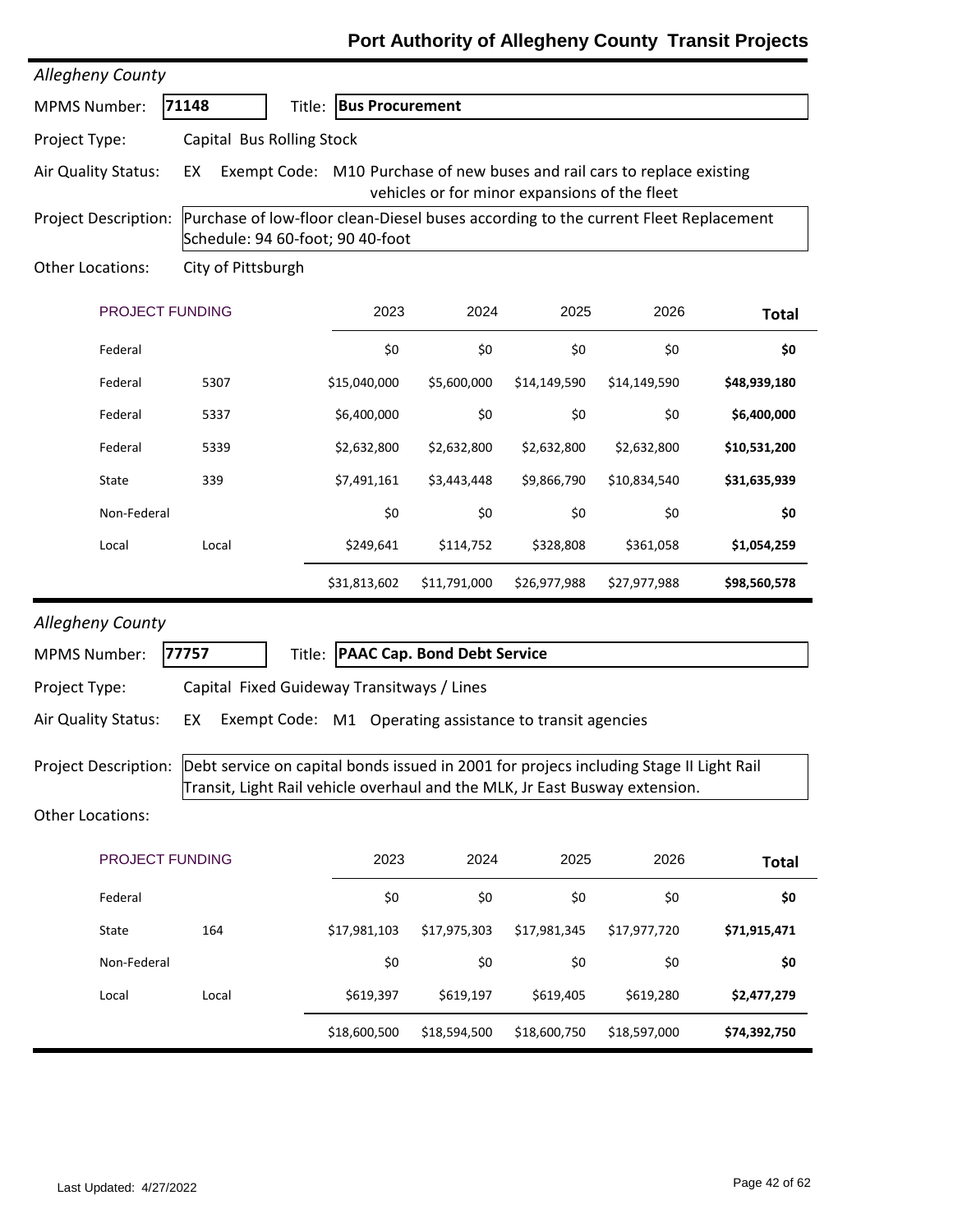## Port Authority of Allegheny County Transit Projects

*Allegheny County*

**MPMS Number:** 71148 **Title:** Bus Procurement

**Project Type:** Capital Bus Rolling Stock

**Air Quality Status:** EX Exempt Code: M10 Purchase of new buses and rail cars to replace existing vehicles or for minor expansions of the fleet

**Project Description:** Purchase of low-floor clean-Diesel buses according to the current Fleet Replacement Schedule: 94 60-foot; 90 40-foot

**Other Locations:** City of Pittsburgh

| PROJECT FUNDING | | 2023 | 2024 | 2025 | 2026 | Total |
|---|---|---|---|---|---|---|
| Federal | | $0 | $0 | $0 | $0 | **$0** |
| Federal | 5307 | $15,040,000 | $5,600,000 | $14,149,590 | $14,149,590 | **$48,939,180** |
| Federal | 5337 | $6,400,000 | $0 | $0 | $0 | **$6,400,000** |
| Federal | 5339 | $2,632,800 | $2,632,800 | $2,632,800 | $2,632,800 | **$10,531,200** |
| State | 339 | $7,491,161 | $3,443,448 | $9,866,790 | $10,834,540 | **$31,635,939** |
| Non-Federal | | $0 | $0 | $0 | $0 | **$0** |
| Local | Local | $249,641 | $114,752 | $328,808 | $361,058 | **$1,054,259** |
| | | $31,813,602 | $11,791,000 | $26,977,988 | $27,977,988 | **$98,560,578** |

*Allegheny County*

**MPMS Number:** 77757 **Title:** PAAC Cap. Bond Debt Service

**Project Type:** Capital Fixed Guideway Transitways / Lines

**Air Quality Status:** EX Exempt Code: M1 Operating assistance to transit agencies

**Project Description:** Debt service on capital bonds issued in 2001 for projecs including Stage II Light Rail Transit, Light Rail vehicle overhaul and the MLK, Jr East Busway extension.

**Other Locations:**

| PROJECT FUNDING | | 2023 | 2024 | 2025 | 2026 | Total |
|---|---|---|---|---|---|---|
| Federal | | $0 | $0 | $0 | $0 | **$0** |
| State | 164 | $17,981,103 | $17,975,303 | $17,981,345 | $17,977,720 | **$71,915,471** |
| Non-Federal | | $0 | $0 | $0 | $0 | **$0** |
| Local | Local | $619,397 | $619,197 | $619,405 | $619,280 | **$2,477,279** |
| | | $18,600,500 | $18,594,500 | $18,600,750 | $18,597,000 | **$74,392,750** |

Last Updated: 4/27/2022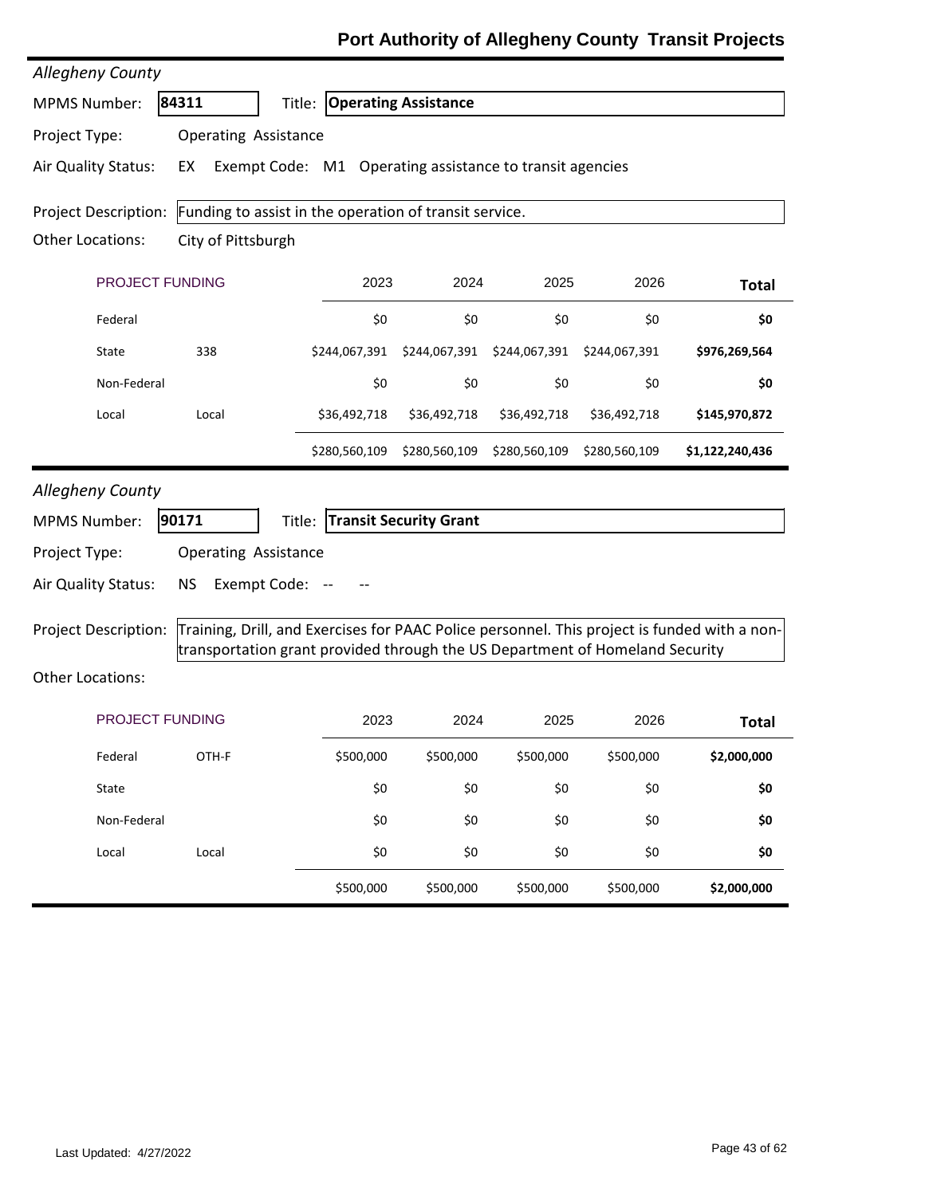# Port Authority of Allegheny County Transit Projects

*Allegheny County*

**MPMS Number:** 84311 **Title:** **Operating Assistance**

**Project Type:** Operating Assistance

**Air Quality Status:** EX Exempt Code: M1 Operating assistance to transit agencies

**Project Description:** Funding to assist in the operation of transit service.

**Other Locations:** City of Pittsburgh

| PROJECT FUNDING | | 2023 | 2024 | 2025 | 2026 | Total |
|---|---|---|---|---|---|---|
| Federal | | $0 | $0 | $0 | $0 | **$0** |
| State | 338 | $244,067,391 | $244,067,391 | $244,067,391 | $244,067,391 | **$976,269,564** |
| Non-Federal | | $0 | $0 | $0 | $0 | **$0** |
| Local | Local | $36,492,718 | $36,492,718 | $36,492,718 | $36,492,718 | **$145,970,872** |
| | | $280,560,109 | $280,560,109 | $280,560,109 | $280,560,109 | **$1,122,240,436** |

*Allegheny County*

**MPMS Number:** 90171 **Title:** **Transit Security Grant**

**Project Type:** Operating Assistance

**Air Quality Status:** NS Exempt Code: -- --

**Project Description:** Training, Drill, and Exercises for PAAC Police personnel. This project is funded with a non-transportation grant provided through the US Department of Homeland Security

**Other Locations:**

| PROJECT FUNDING | | 2023 | 2024 | 2025 | 2026 | Total |
|---|---|---|---|---|---|---|
| Federal | OTH-F | $500,000 | $500,000 | $500,000 | $500,000 | **$2,000,000** |
| State | | $0 | $0 | $0 | $0 | **$0** |
| Non-Federal | | $0 | $0 | $0 | $0 | **$0** |
| Local | Local | $0 | $0 | $0 | $0 | **$0** |
| | | $500,000 | $500,000 | $500,000 | $500,000 | **$2,000,000** |

Last Updated: 4/27/2022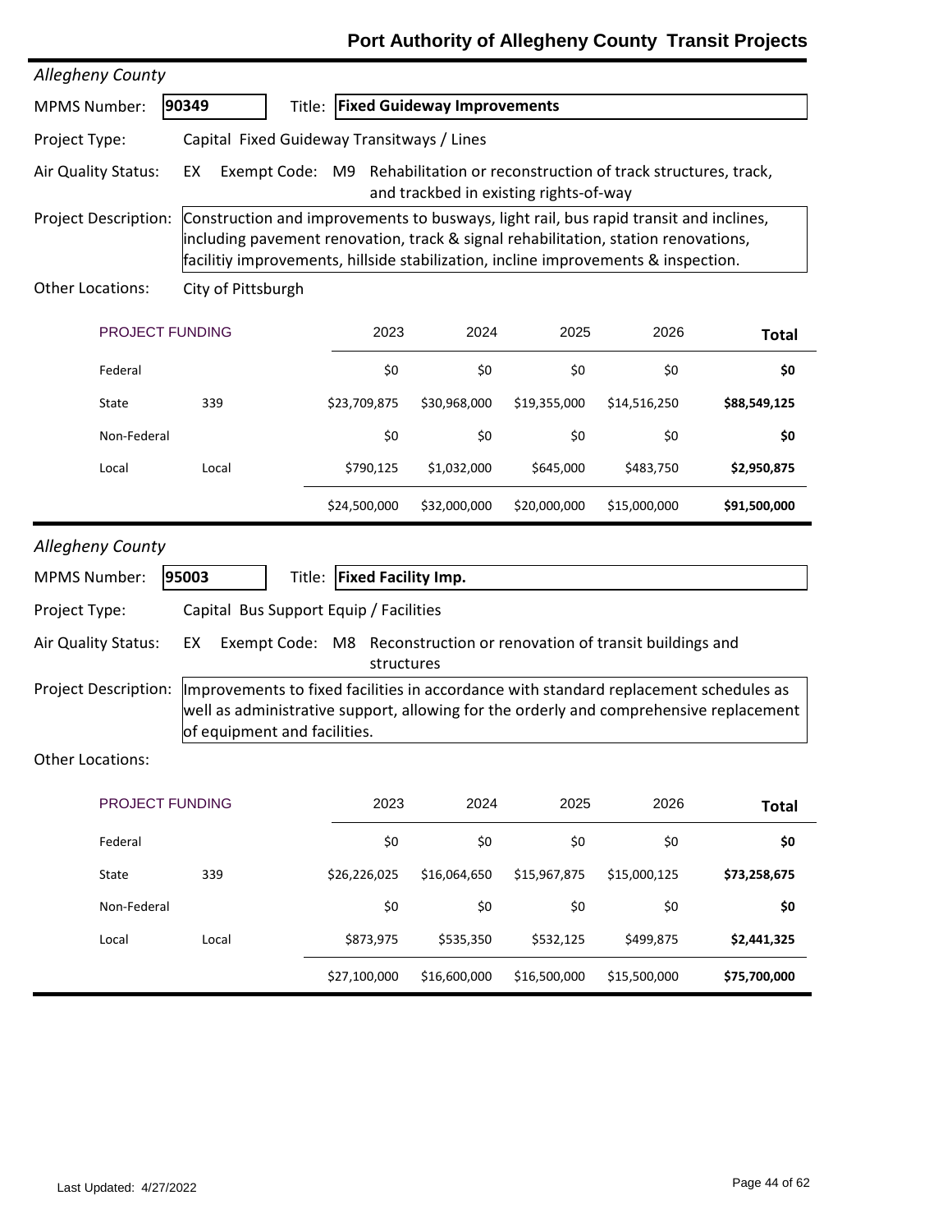# Port Authority of Allegheny County Transit Projects

*Allegheny County*

**MPMS Number:** 90349 **Title:** **Fixed Guideway Improvements**

**Project Type:** Capital Fixed Guideway Transitways / Lines

**Air Quality Status:** EX Exempt Code: M9 Rehabilitation or reconstruction of track structures, track, and trackbed in existing rights-of-way

**Project Description:** Construction and improvements to busways, light rail, bus rapid transit and inclines, including pavement renovation, track & signal rehabilitation, station renovations, facilitiy improvements, hillside stabilization, incline improvements & inspection.

**Other Locations:** City of Pittsburgh

| PROJECT FUNDING | | 2023 | 2024 | 2025 | 2026 | Total |
|---|---|---|---|---|---|---|
| Federal | | $0 | $0 | $0 | $0 | **$0** |
| State | 339 | $23,709,875 | $30,968,000 | $19,355,000 | $14,516,250 | **$88,549,125** |
| Non-Federal | | $0 | $0 | $0 | $0 | **$0** |
| Local | Local | $790,125 | $1,032,000 | $645,000 | $483,750 | **$2,950,875** |
| | | $24,500,000 | $32,000,000 | $20,000,000 | $15,000,000 | **$91,500,000** |

*Allegheny County*

**MPMS Number:** 95003 **Title:** **Fixed Facility Imp.**

**Project Type:** Capital Bus Support Equip / Facilities

**Air Quality Status:** EX Exempt Code: M8 Reconstruction or renovation of transit buildings and structures

**Project Description:** Improvements to fixed facilities in accordance with standard replacement schedules as well as administrative support, allowing for the orderly and comprehensive replacement of equipment and facilities.

**Other Locations:**

| PROJECT FUNDING | | 2023 | 2024 | 2025 | 2026 | Total |
|---|---|---|---|---|---|---|
| Federal | | $0 | $0 | $0 | $0 | **$0** |
| State | 339 | $26,226,025 | $16,064,650 | $15,967,875 | $15,000,125 | **$73,258,675** |
| Non-Federal | | $0 | $0 | $0 | $0 | **$0** |
| Local | Local | $873,975 | $535,350 | $532,125 | $499,875 | **$2,441,325** |
| | | $27,100,000 | $16,600,000 | $16,500,000 | $15,500,000 | **$75,700,000** |

Last Updated: 4/27/2022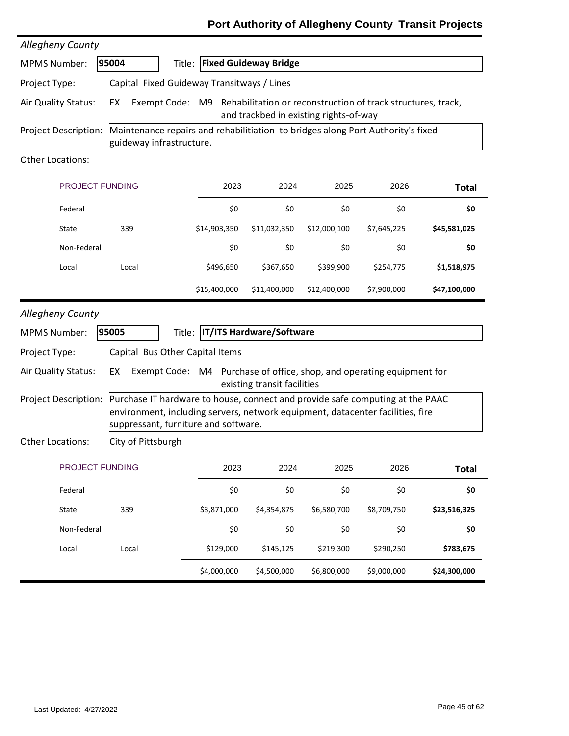## Allegheny County

**MPMS Number:** 95004 **Title:** **Fixed Guideway Bridge**

**Project Type:** Capital Fixed Guideway Transitways / Lines

**Air Quality Status:** EX Exempt Code: M9 Rehabilitation or reconstruction of track structures, track, and trackbed in existing rights-of-way

**Project Description:** Maintenance repairs and rehabilitiation to bridges along Port Authority's fixed guideway infrastructure.

**Other Locations:**

| PROJECT FUNDING | | 2023 | 2024 | 2025 | 2026 | Total |
|---|---|---|---|---|---|---|
| Federal | | $0 | $0 | $0 | $0 | **$0** |
| State | 339 | $14,903,350 | $11,032,350 | $12,000,100 | $7,645,225 | **$45,581,025** |
| Non-Federal | | $0 | $0 | $0 | $0 | **$0** |
| Local | Local | $496,650 | $367,650 | $399,900 | $254,775 | **$1,518,975** |
| | | $15,400,000 | $11,400,000 | $12,400,000 | $7,900,000 | **$47,100,000** |

## Allegheny County

**MPMS Number:** 95005 **Title:** **IT/ITS Hardware/Software**

**Project Type:** Capital Bus Other Capital Items

**Air Quality Status:** EX Exempt Code: M4 Purchase of office, shop, and operating equipment for existing transit facilities

**Project Description:** Purchase IT hardware to house, connect and provide safe computing at the PAAC environment, including servers, network equipment, datacenter facilities, fire suppressant, furniture and software.

**Other Locations:** City of Pittsburgh

| PROJECT FUNDING | | 2023 | 2024 | 2025 | 2026 | Total |
|---|---|---|---|---|---|---|
| Federal | | $0 | $0 | $0 | $0 | **$0** |
| State | 339 | $3,871,000 | $4,354,875 | $6,580,700 | $8,709,750 | **$23,516,325** |
| Non-Federal | | $0 | $0 | $0 | $0 | **$0** |
| Local | Local | $129,000 | $145,125 | $219,300 | $290,250 | **$783,675** |
| | | $4,000,000 | $4,500,000 | $6,800,000 | $9,000,000 | **$24,300,000** |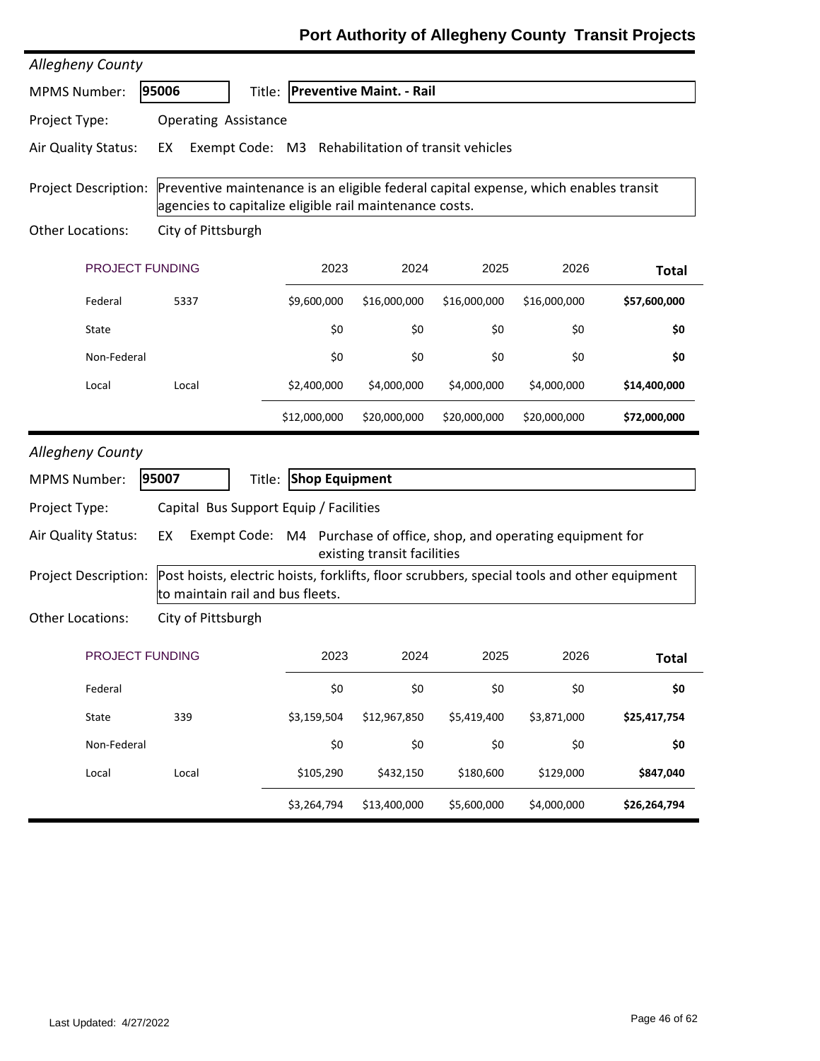# Port Authority of Allegheny County Transit Projects

*Allegheny County*

**MPMS Number:** **95006** Title: **Preventive Maint. - Rail**

**Project Type:** Operating Assistance

**Air Quality Status:** EX Exempt Code: M3 Rehabilitation of transit vehicles

**Project Description:** Preventive maintenance is an eligible federal capital expense, which enables transit agencies to capitalize eligible rail maintenance costs.

**Other Locations:** City of Pittsburgh

| PROJECT FUNDING | | 2023 | 2024 | 2025 | 2026 | Total |
|---|---|---|---|---|---|---|
| Federal | 5337 | $9,600,000 | $16,000,000 | $16,000,000 | $16,000,000 | **$57,600,000** |
| State | | $0 | $0 | $0 | $0 | **$0** |
| Non-Federal | | $0 | $0 | $0 | $0 | **$0** |
| Local | Local | $2,400,000 | $4,000,000 | $4,000,000 | $4,000,000 | **$14,400,000** |
| | | $12,000,000 | $20,000,000 | $20,000,000 | $20,000,000 | **$72,000,000** |

*Allegheny County*

**MPMS Number:** **95007** Title: **Shop Equipment**

**Project Type:** Capital Bus Support Equip / Facilities

**Air Quality Status:** EX Exempt Code: M4 Purchase of office, shop, and operating equipment for existing transit facilities

**Project Description:** Post hoists, electric hoists, forklifts, floor scrubbers, special tools and other equipment to maintain rail and bus fleets.

**Other Locations:** City of Pittsburgh

| PROJECT FUNDING | | 2023 | 2024 | 2025 | 2026 | Total |
|---|---|---|---|---|---|---|
| Federal | | $0 | $0 | $0 | $0 | **$0** |
| State | 339 | $3,159,504 | $12,967,850 | $5,419,400 | $3,871,000 | **$25,417,754** |
| Non-Federal | | $0 | $0 | $0 | $0 | **$0** |
| Local | Local | $105,290 | $432,150 | $180,600 | $129,000 | **$847,040** |
| | | $3,264,794 | $13,400,000 | $5,600,000 | $4,000,000 | **$26,264,794** |

Last Updated: 4/27/2022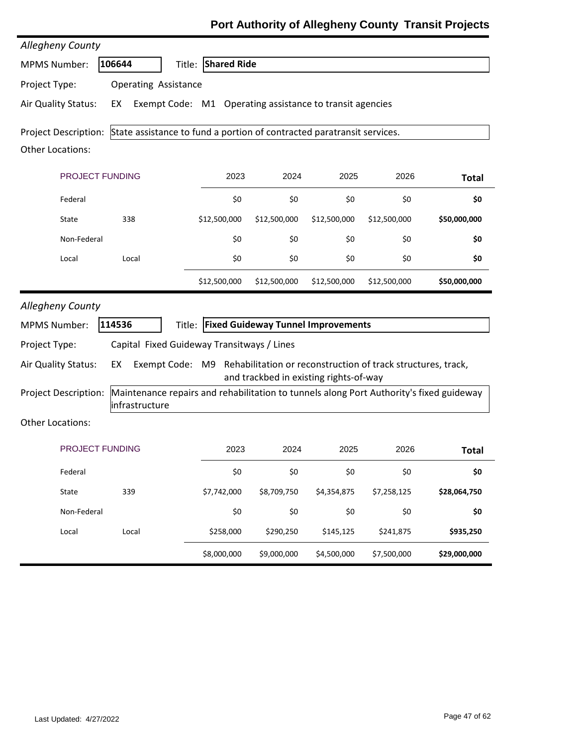# Port Authority of Allegheny County Transit Projects

*Allegheny County*

**MPMS Number:** **106644** Title: **Shared Ride**

**Project Type:** Operating Assistance

**Air Quality Status:** EX Exempt Code: M1 Operating assistance to transit agencies

**Project Description:** State assistance to fund a portion of contracted paratransit services.

**Other Locations:**

| PROJECT FUNDING | | 2023 | 2024 | 2025 | 2026 | Total |
|---|---|---|---|---|---|---|
| Federal | | $0 | $0 | $0 | $0 | **$0** |
| State | 338 | $12,500,000 | $12,500,000 | $12,500,000 | $12,500,000 | **$50,000,000** |
| Non-Federal | | $0 | $0 | $0 | $0 | **$0** |
| Local | Local | $0 | $0 | $0 | $0 | **$0** |
| | | $12,500,000 | $12,500,000 | $12,500,000 | $12,500,000 | **$50,000,000** |

*Allegheny County*

**MPMS Number:** **114536** Title: **Fixed Guideway Tunnel Improvements**

**Project Type:** Capital Fixed Guideway Transitways / Lines

**Air Quality Status:** EX Exempt Code: M9 Rehabilitation or reconstruction of track structures, track, and trackbed in existing rights-of-way

**Project Description:** Maintenance repairs and rehabilitation to tunnels along Port Authority's fixed guideway infrastructure

**Other Locations:**

| PROJECT FUNDING | | 2023 | 2024 | 2025 | 2026 | Total |
|---|---|---|---|---|---|---|
| Federal | | $0 | $0 | $0 | $0 | **$0** |
| State | 339 | $7,742,000 | $8,709,750 | $4,354,875 | $7,258,125 | **$28,064,750** |
| Non-Federal | | $0 | $0 | $0 | $0 | **$0** |
| Local | Local | $258,000 | $290,250 | $145,125 | $241,875 | **$935,250** |
| | | $8,000,000 | $9,000,000 | $4,500,000 | $7,500,000 | **$29,000,000** |

Last Updated: 4/27/2022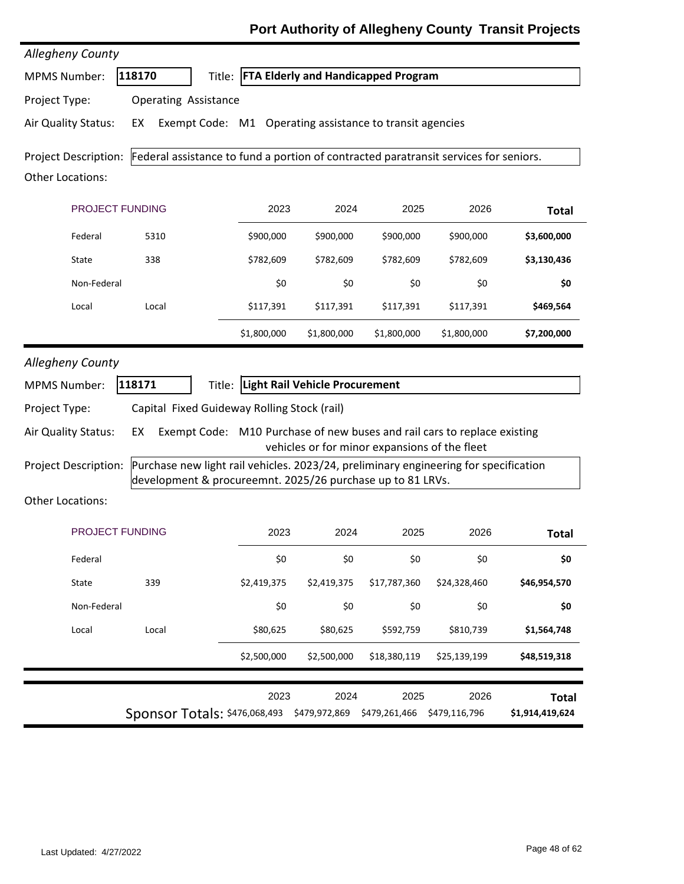# Port Authority of Allegheny County Transit Projects

*Allegheny County*

**MPMS Number:** 118170 **Title:** **FTA Elderly and Handicapped Program**

**Project Type:** Operating Assistance

**Air Quality Status:** EX Exempt Code: M1 Operating assistance to transit agencies

**Project Description:** Federal assistance to fund a portion of contracted paratransit services for seniors.

**Other Locations:**

| PROJECT FUNDING | | 2023 | 2024 | 2025 | 2026 | Total |
|---|---|---|---|---|---|---|
| Federal | 5310 | $900,000 | $900,000 | $900,000 | $900,000 | **$3,600,000** |
| State | 338 | $782,609 | $782,609 | $782,609 | $782,609 | **$3,130,436** |
| Non-Federal | | $0 | $0 | $0 | $0 | **$0** |
| Local | Local | $117,391 | $117,391 | $117,391 | $117,391 | **$469,564** |
| | | $1,800,000 | $1,800,000 | $1,800,000 | $1,800,000 | **$7,200,000** |

*Allegheny County*

**MPMS Number:** 118171 **Title:** **Light Rail Vehicle Procurement**

**Project Type:** Capital Fixed Guideway Rolling Stock (rail)

**Air Quality Status:** EX Exempt Code: M10 Purchase of new buses and rail cars to replace existing vehicles or for minor expansions of the fleet

**Project Description:** Purchase new light rail vehicles. 2023/24, preliminary engineering for specification development & procureemnt. 2025/26 purchase up to 81 LRVs.

**Other Locations:**

| PROJECT FUNDING | | 2023 | 2024 | 2025 | 2026 | Total |
|---|---|---|---|---|---|---|
| Federal | | $0 | $0 | $0 | $0 | **$0** |
| State | 339 | $2,419,375 | $2,419,375 | $17,787,360 | $24,328,460 | **$46,954,570** |
| Non-Federal | | $0 | $0 | $0 | $0 | **$0** |
| Local | Local | $80,625 | $80,625 | $592,759 | $810,739 | **$1,564,748** |
| | | $2,500,000 | $2,500,000 | $18,380,119 | $25,139,199 | **$48,519,318** |

| | 2023 | 2024 | 2025 | 2026 | Total |
|---|---|---|---|---|---|
| Sponsor Totals: | $476,068,493 | $479,972,869 | $479,261,466 | $479,116,796 | **$1,914,419,624** |

Last Updated: 4/27/2022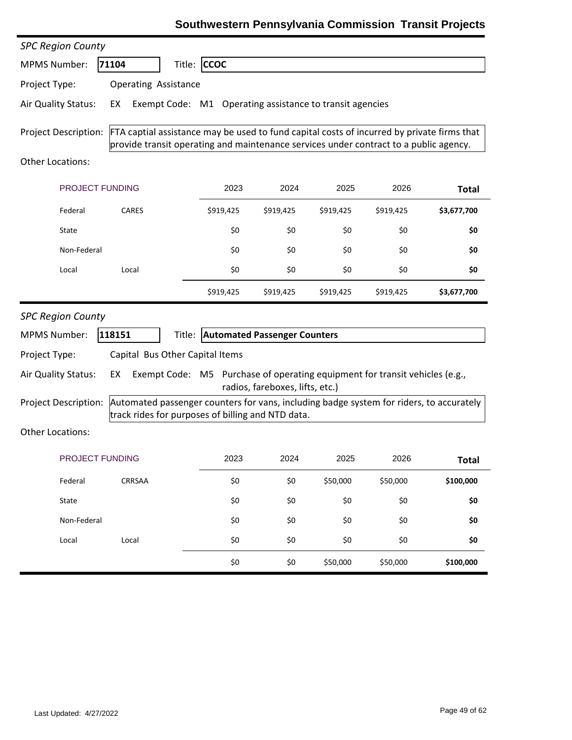*SPC Region County*

**MPMS Number:** 71104 **Title:** **CCOC**

**Project Type:** Operating Assistance

**Air Quality Status:** EX Exempt Code: M1 Operating assistance to transit agencies

**Project Description:** FTA captial assistance may be used to fund capital costs of incurred by private firms that provide transit operating and maintenance services under contract to a public agency.

**Other Locations:**

| PROJECT FUNDING | | 2023 | 2024 | 2025 | 2026 | Total |
|---|---|---|---|---|---|---|
| Federal | CARES | $919,425 | $919,425 | $919,425 | $919,425 | **$3,677,700** |
| State | | $0 | $0 | $0 | $0 | **$0** |
| Non-Federal | | $0 | $0 | $0 | $0 | **$0** |
| Local | Local | $0 | $0 | $0 | $0 | **$0** |
| | | $919,425 | $919,425 | $919,425 | $919,425 | **$3,677,700** |

*SPC Region County*

**MPMS Number:** 118151 **Title:** **Automated Passenger Counters**

**Project Type:** Capital Bus Other Capital Items

**Air Quality Status:** EX Exempt Code: M5 Purchase of operating equipment for transit vehicles (e.g., radios, fareboxes, lifts, etc.)

**Project Description:** Automated passenger counters for vans, including badge system for riders, to accurately track rides for purposes of billing and NTD data.

**Other Locations:**

| PROJECT FUNDING | | 2023 | 2024 | 2025 | 2026 | Total |
|---|---|---|---|---|---|---|
| Federal | CRRSAA | $0 | $0 | $50,000 | $50,000 | **$100,000** |
| State | | $0 | $0 | $0 | $0 | **$0** |
| Non-Federal | | $0 | $0 | $0 | $0 | **$0** |
| Local | Local | $0 | $0 | $0 | $0 | **$0** |
| | | $0 | $0 | $50,000 | $50,000 | **$100,000** |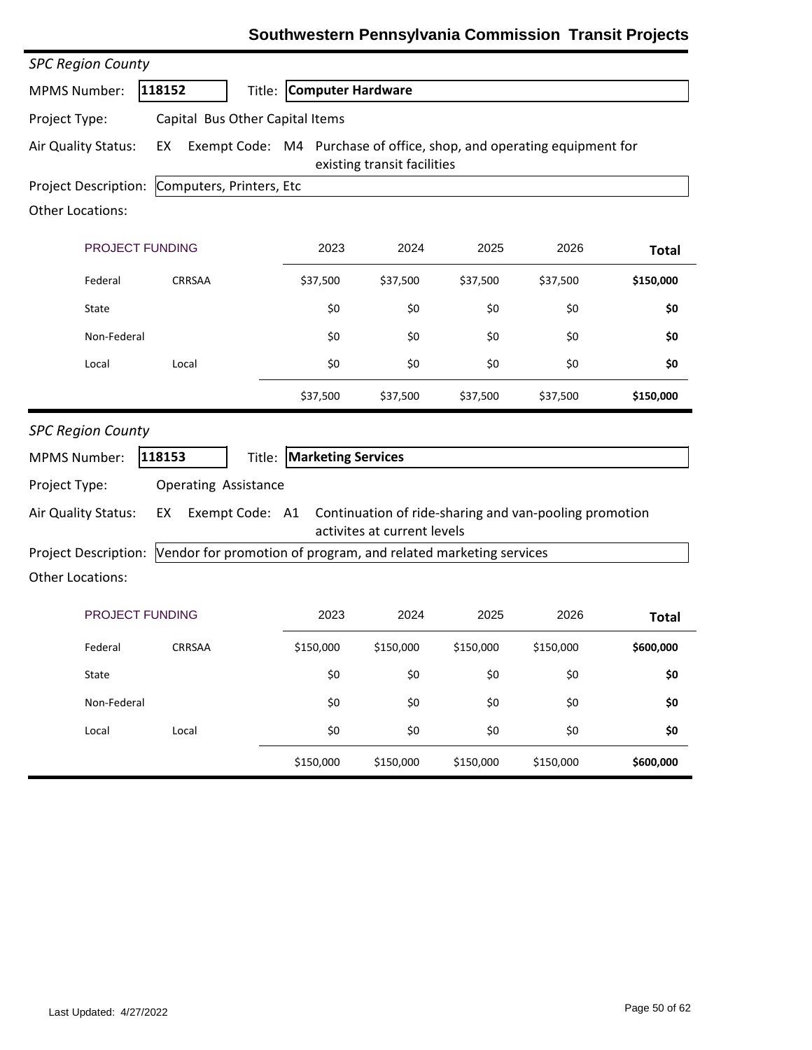# Southwestern Pennsylvania Commission Transit Projects

*SPC Region County*

**MPMS Number:** 118152 **Title:** **Computer Hardware**

**Project Type:** Capital Bus Other Capital Items

**Air Quality Status:** EX **Exempt Code:** M4 Purchase of office, shop, and operating equipment for existing transit facilities

**Project Description:** Computers, Printers, Etc

**Other Locations:**

| PROJECT FUNDING | | 2023 | 2024 | 2025 | 2026 | Total |
|---|---|---|---|---|---|---|
| Federal | CRRSAA | $37,500 | $37,500 | $37,500 | $37,500 | **$150,000** |
| State | | $0 | $0 | $0 | $0 | **$0** |
| Non-Federal | | $0 | $0 | $0 | $0 | **$0** |
| Local | Local | $0 | $0 | $0 | $0 | **$0** |
| | | $37,500 | $37,500 | $37,500 | $37,500 | **$150,000** |

*SPC Region County*

**MPMS Number:** 118153 **Title:** **Marketing Services**

**Project Type:** Operating Assistance

**Air Quality Status:** EX **Exempt Code:** A1 Continuation of ride-sharing and van-pooling promotion activites at current levels

**Project Description:** Vendor for promotion of program, and related marketing services

**Other Locations:**

| PROJECT FUNDING | | 2023 | 2024 | 2025 | 2026 | Total |
|---|---|---|---|---|---|---|
| Federal | CRRSAA | $150,000 | $150,000 | $150,000 | $150,000 | **$600,000** |
| State | | $0 | $0 | $0 | $0 | **$0** |
| Non-Federal | | $0 | $0 | $0 | $0 | **$0** |
| Local | Local | $0 | $0 | $0 | $0 | **$0** |
| | | $150,000 | $150,000 | $150,000 | $150,000 | **$600,000** |

Last Updated: 4/27/2022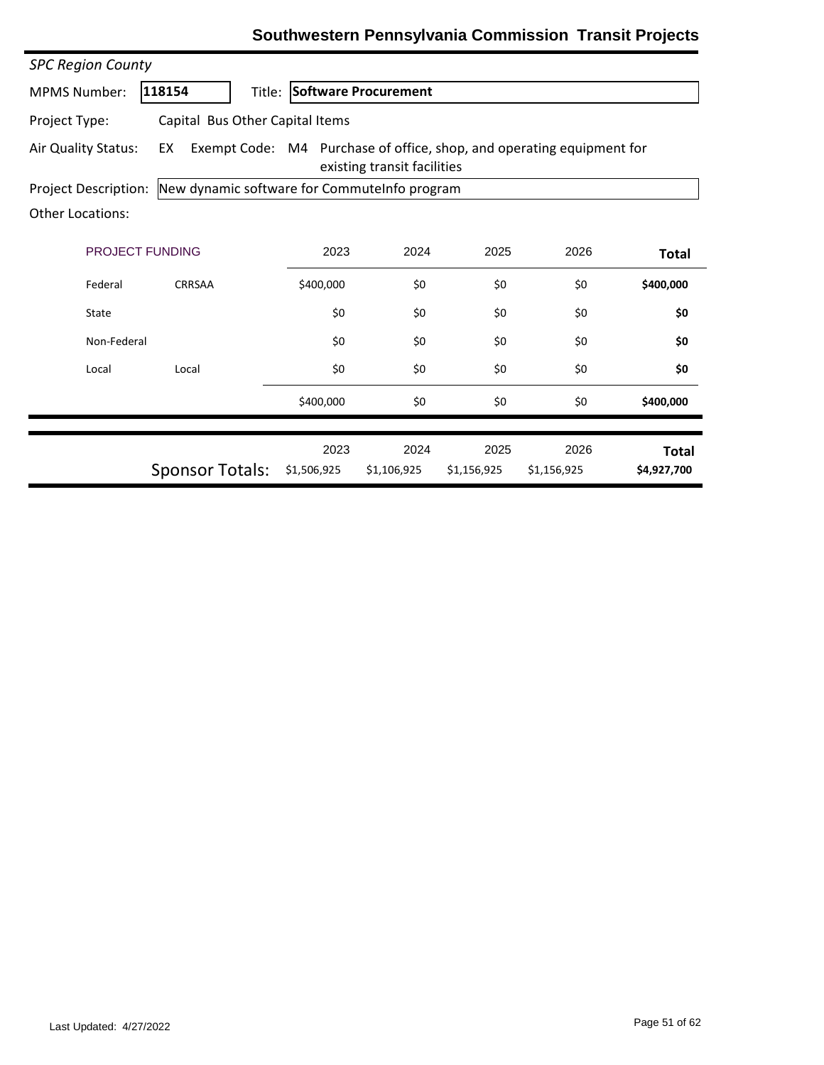## Southwestern Pennsylvania Commission Transit Projects

*SPC Region County*

**MPMS Number:** 118154 **Title:** **Software Procurement**

**Project Type:** Capital Bus Other Capital Items

**Air Quality Status:** EX **Exempt Code:** M4 Purchase of office, shop, and operating equipment for existing transit facilities

**Project Description:** New dynamic software for CommuteInfo program

**Other Locations:**

| PROJECT FUNDING | | 2023 | 2024 | 2025 | 2026 | Total |
|---|---|---|---|---|---|---|
| Federal | CRRSAA | $400,000 | $0 | $0 | $0 | **$400,000** |
| State | | $0 | $0 | $0 | $0 | **$0** |
| Non-Federal | | $0 | $0 | $0 | $0 | **$0** |
| Local | Local | $0 | $0 | $0 | $0 | **$0** |
| | | $400,000 | $0 | $0 | $0 | **$400,000** |

| | 2023 | 2024 | 2025 | 2026 | Total |
|---|---|---|---|---|---|
| Sponsor Totals: | $1,506,925 | $1,106,925 | $1,156,925 | $1,156,925 | **$4,927,700** |

Last Updated: 4/27/2022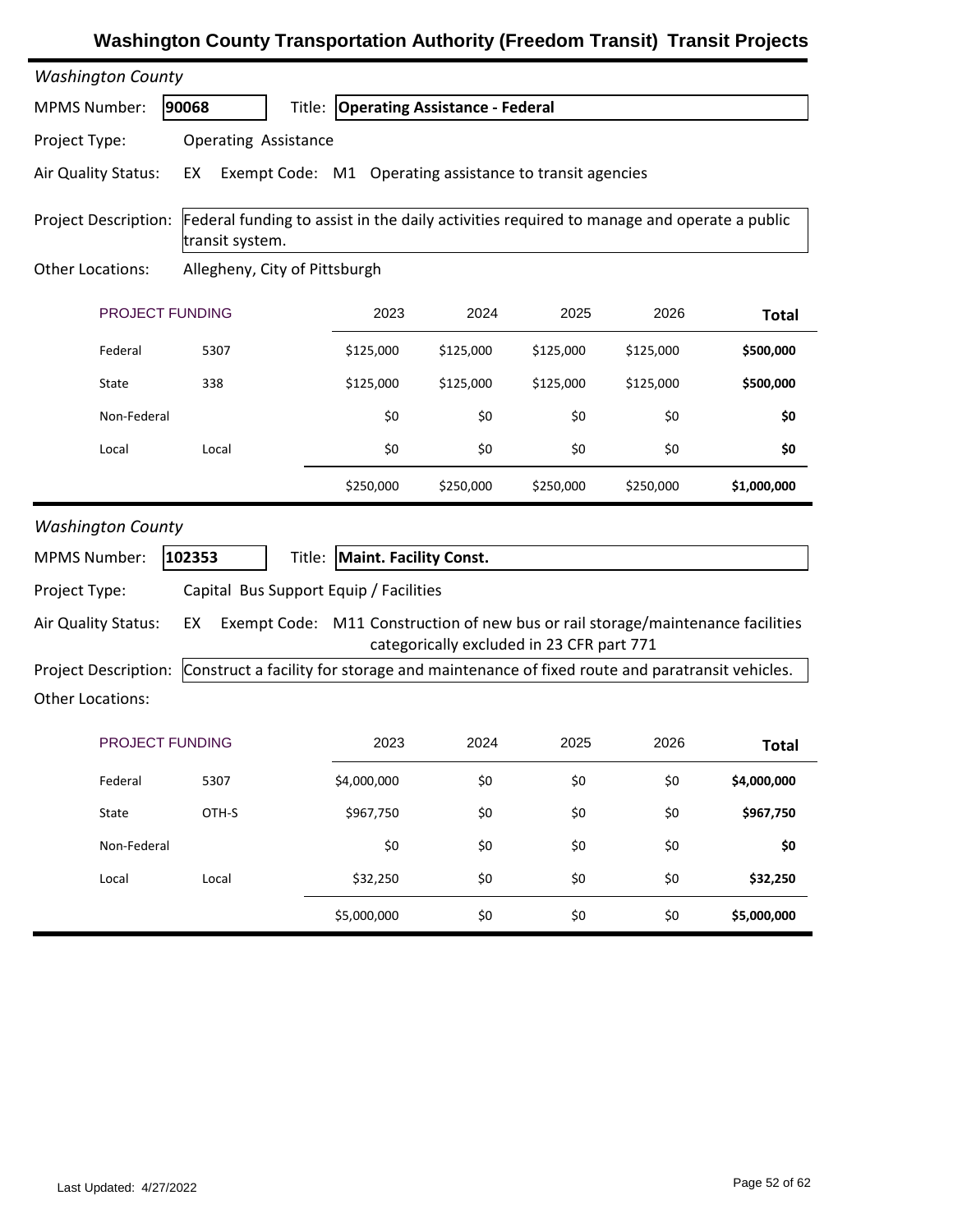# Washington County Transportation Authority (Freedom Transit) Transit Projects

*Washington County*

**MPMS Number:** **90068** Title: **Operating Assistance - Federal**

**Project Type:** Operating Assistance

**Air Quality Status:** EX Exempt Code: M1 Operating assistance to transit agencies

**Project Description:** Federal funding to assist in the daily activities required to manage and operate a public transit system.

**Other Locations:** Allegheny, City of Pittsburgh

| PROJECT FUNDING | | 2023 | 2024 | 2025 | 2026 | Total |
|---|---|---|---|---|---|---|
| Federal | 5307 | $125,000 | $125,000 | $125,000 | $125,000 | **$500,000** |
| State | 338 | $125,000 | $125,000 | $125,000 | $125,000 | **$500,000** |
| Non-Federal | | $0 | $0 | $0 | $0 | **$0** |
| Local | Local | $0 | $0 | $0 | $0 | **$0** |
| | | $250,000 | $250,000 | $250,000 | $250,000 | **$1,000,000** |

*Washington County*

**MPMS Number:** **102353** Title: **Maint. Facility Const.**

**Project Type:** Capital Bus Support Equip / Facilities

**Air Quality Status:** EX Exempt Code: M11 Construction of new bus or rail storage/maintenance facilities categorically excluded in 23 CFR part 771

**Project Description:** Construct a facility for storage and maintenance of fixed route and paratransit vehicles.

**Other Locations:**

| PROJECT FUNDING | | 2023 | 2024 | 2025 | 2026 | Total |
|---|---|---|---|---|---|---|
| Federal | 5307 | $4,000,000 | $0 | $0 | $0 | **$4,000,000** |
| State | OTH-S | $967,750 | $0 | $0 | $0 | **$967,750** |
| Non-Federal | | $0 | $0 | $0 | $0 | **$0** |
| Local | Local | $32,250 | $0 | $0 | $0 | **$32,250** |
| | | $5,000,000 | $0 | $0 | $0 | **$5,000,000** |

Last Updated: 4/27/2022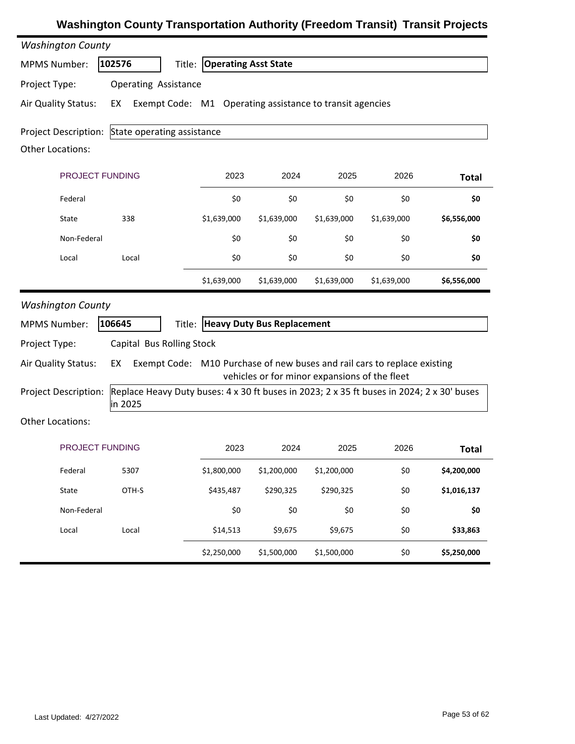# Washington County Transportation Authority (Freedom Transit) Transit Projects

*Washington County*

**MPMS Number:** 102576 **Title:** **Operating Asst State**

**Project Type:** Operating Assistance

**Air Quality Status:** EX Exempt Code: M1 Operating assistance to transit agencies

**Project Description:** State operating assistance

**Other Locations:**

| PROJECT FUNDING | | 2023 | 2024 | 2025 | 2026 | Total |
|---|---|---|---|---|---|---|
| Federal | | $0 | $0 | $0 | $0 | **$0** |
| State | 338 | $1,639,000 | $1,639,000 | $1,639,000 | $1,639,000 | **$6,556,000** |
| Non-Federal | | $0 | $0 | $0 | $0 | **$0** |
| Local | Local | $0 | $0 | $0 | $0 | **$0** |
| | | $1,639,000 | $1,639,000 | $1,639,000 | $1,639,000 | **$6,556,000** |

*Washington County*

**MPMS Number:** 106645 **Title:** **Heavy Duty Bus Replacement**

**Project Type:** Capital Bus Rolling Stock

**Air Quality Status:** EX Exempt Code: M10 Purchase of new buses and rail cars to replace existing vehicles or for minor expansions of the fleet

**Project Description:** Replace Heavy Duty buses: 4 x 30 ft buses in 2023; 2 x 35 ft buses in 2024; 2 x 30' buses in 2025

**Other Locations:**

| PROJECT FUNDING | | 2023 | 2024 | 2025 | 2026 | Total |
|---|---|---|---|---|---|---|
| Federal | 5307 | $1,800,000 | $1,200,000 | $1,200,000 | $0 | **$4,200,000** |
| State | OTH-S | $435,487 | $290,325 | $290,325 | $0 | **$1,016,137** |
| Non-Federal | | $0 | $0 | $0 | $0 | **$0** |
| Local | Local | $14,513 | $9,675 | $9,675 | $0 | **$33,863** |
| | | $2,250,000 | $1,500,000 | $1,500,000 | $0 | **$5,250,000** |

Last Updated: 4/27/2022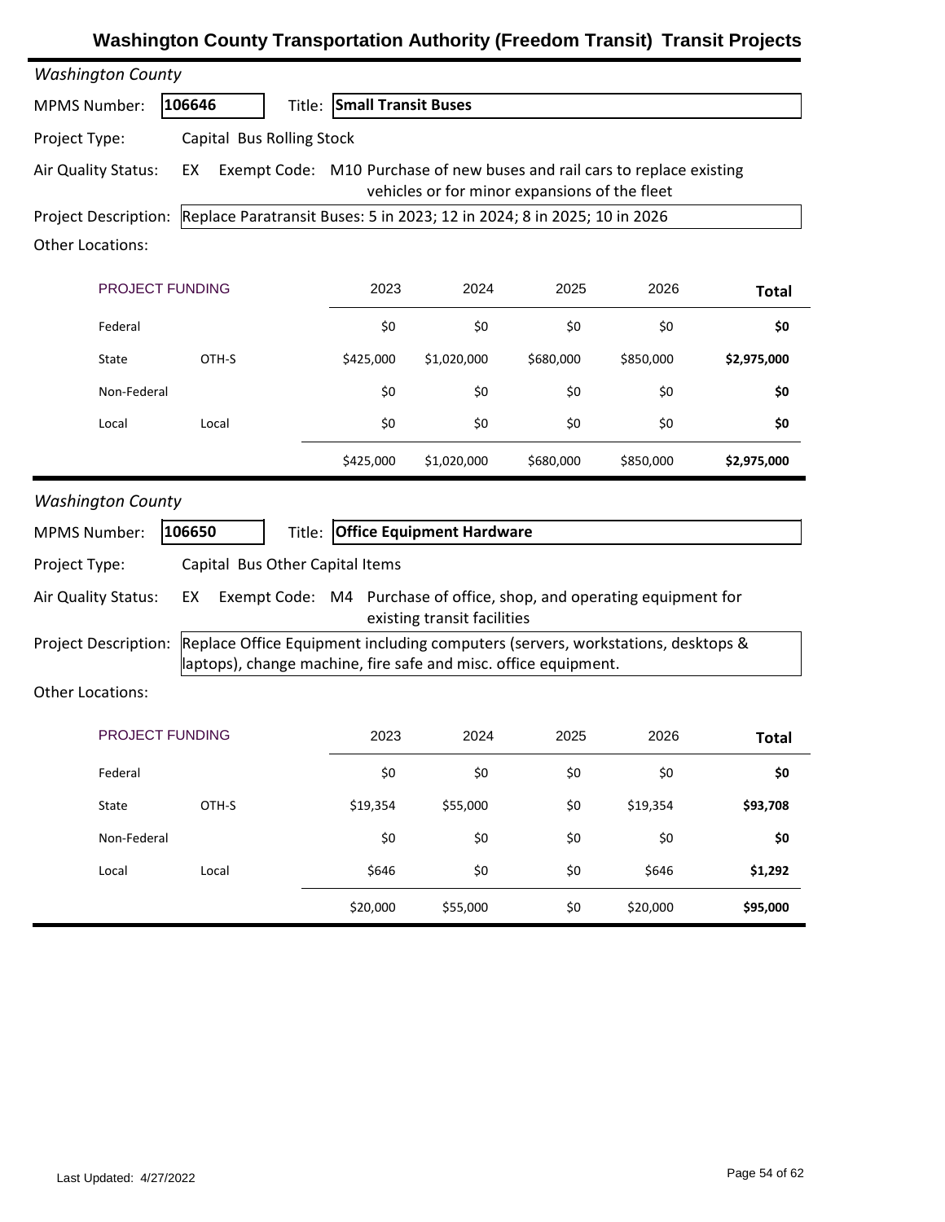# Washington County Transportation Authority (Freedom Transit) Transit Projects

*Washington County*

**MPMS Number:** 106646 **Title:** **Small Transit Buses**

**Project Type:** Capital Bus Rolling Stock

**Air Quality Status:** EX **Exempt Code:** M10 Purchase of new buses and rail cars to replace existing vehicles or for minor expansions of the fleet

**Project Description:** Replace Paratransit Buses: 5 in 2023; 12 in 2024; 8 in 2025; 10 in 2026

**Other Locations:**

| PROJECT FUNDING | | 2023 | 2024 | 2025 | 2026 | Total |
|---|---|---|---|---|---|---|
| Federal | | $0 | $0 | $0 | $0 | **$0** |
| State | OTH-S | $425,000 | $1,020,000 | $680,000 | $850,000 | **$2,975,000** |
| Non-Federal | | $0 | $0 | $0 | $0 | **$0** |
| Local | Local | $0 | $0 | $0 | $0 | **$0** |
| | | $425,000 | $1,020,000 | $680,000 | $850,000 | **$2,975,000** |

*Washington County*

**MPMS Number:** 106650 **Title:** **Office Equipment Hardware**

**Project Type:** Capital Bus Other Capital Items

**Air Quality Status:** EX **Exempt Code:** M4 Purchase of office, shop, and operating equipment for existing transit facilities

**Project Description:** Replace Office Equipment including computers (servers, workstations, desktops & laptops), change machine, fire safe and misc. office equipment.

**Other Locations:**

| PROJECT FUNDING | | 2023 | 2024 | 2025 | 2026 | Total |
|---|---|---|---|---|---|---|
| Federal | | $0 | $0 | $0 | $0 | **$0** |
| State | OTH-S | $19,354 | $55,000 | $0 | $19,354 | **$93,708** |
| Non-Federal | | $0 | $0 | $0 | $0 | **$0** |
| Local | Local | $646 | $0 | $0 | $646 | **$1,292** |
| | | $20,000 | $55,000 | $0 | $20,000 | **$95,000** |

Last Updated: 4/27/2022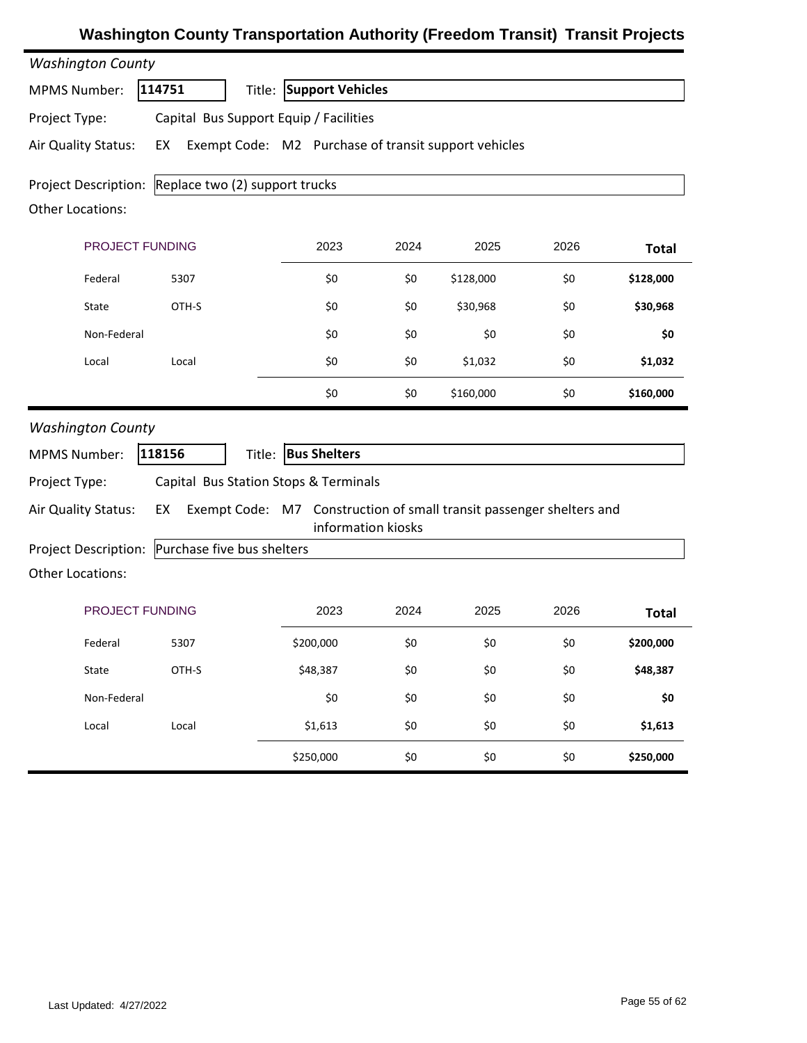# Washington County Transportation Authority (Freedom Transit) Transit Projects

*Washington County*

**MPMS Number:** 114751 **Title:** **Support Vehicles**

**Project Type:** Capital Bus Support Equip / Facilities

**Air Quality Status:** EX Exempt Code: M2 Purchase of transit support vehicles

**Project Description:** Replace two (2) support trucks

**Other Locations:**

| PROJECT FUNDING | | 2023 | 2024 | 2025 | 2026 | Total |
|---|---|---|---|---|---|---|
| Federal | 5307 | $0 | $0 | $128,000 | $0 | **$128,000** |
| State | OTH-S | $0 | $0 | $30,968 | $0 | **$30,968** |
| Non-Federal | | $0 | $0 | $0 | $0 | **$0** |
| Local | Local | $0 | $0 | $1,032 | $0 | **$1,032** |
| | | $0 | $0 | $160,000 | $0 | **$160,000** |

*Washington County*

**MPMS Number:** 118156 **Title:** **Bus Shelters**

**Project Type:** Capital Bus Station Stops & Terminals

**Air Quality Status:** EX Exempt Code: M7 Construction of small transit passenger shelters and information kiosks

**Project Description:** Purchase five bus shelters

**Other Locations:**

| PROJECT FUNDING | | 2023 | 2024 | 2025 | 2026 | Total |
|---|---|---|---|---|---|---|
| Federal | 5307 | $200,000 | $0 | $0 | $0 | **$200,000** |
| State | OTH-S | $48,387 | $0 | $0 | $0 | **$48,387** |
| Non-Federal | | $0 | $0 | $0 | $0 | **$0** |
| Local | Local | $1,613 | $0 | $0 | $0 | **$1,613** |
| | | $250,000 | $0 | $0 | $0 | **$250,000** |

Last Updated: 4/27/2022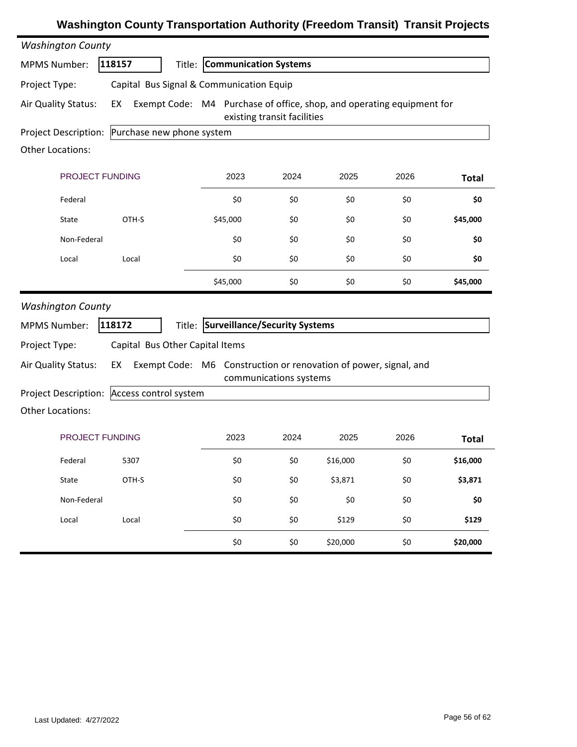# Washington County Transportation Authority (Freedom Transit) Transit Projects

*Washington County*

**MPMS Number:** **118157** Title: **Communication Systems**

**Project Type:** Capital Bus Signal & Communication Equip

**Air Quality Status:** EX Exempt Code: M4 Purchase of office, shop, and operating equipment for existing transit facilities

**Project Description:** Purchase new phone system

**Other Locations:**

| PROJECT FUNDING | | 2023 | 2024 | 2025 | 2026 | Total |
|---|---|---|---|---|---|---|
| Federal | | $0 | $0 | $0 | $0 | **$0** |
| State | OTH-S | $45,000 | $0 | $0 | $0 | **$45,000** |
| Non-Federal | | $0 | $0 | $0 | $0 | **$0** |
| Local | Local | $0 | $0 | $0 | $0 | **$0** |
| | | $45,000 | $0 | $0 | $0 | **$45,000** |

*Washington County*

**MPMS Number:** **118172** Title: **Surveillance/Security Systems**

**Project Type:** Capital Bus Other Capital Items

**Air Quality Status:** EX Exempt Code: M6 Construction or renovation of power, signal, and communications systems

**Project Description:** Access control system

**Other Locations:**

| PROJECT FUNDING | | 2023 | 2024 | 2025 | 2026 | Total |
|---|---|---|---|---|---|---|
| Federal | 5307 | $0 | $0 | $16,000 | $0 | **$16,000** |
| State | OTH-S | $0 | $0 | $3,871 | $0 | **$3,871** |
| Non-Federal | | $0 | $0 | $0 | $0 | **$0** |
| Local | Local | $0 | $0 | $129 | $0 | **$129** |
| | | $0 | $0 | $20,000 | $0 | **$20,000** |

Last Updated: 4/27/2022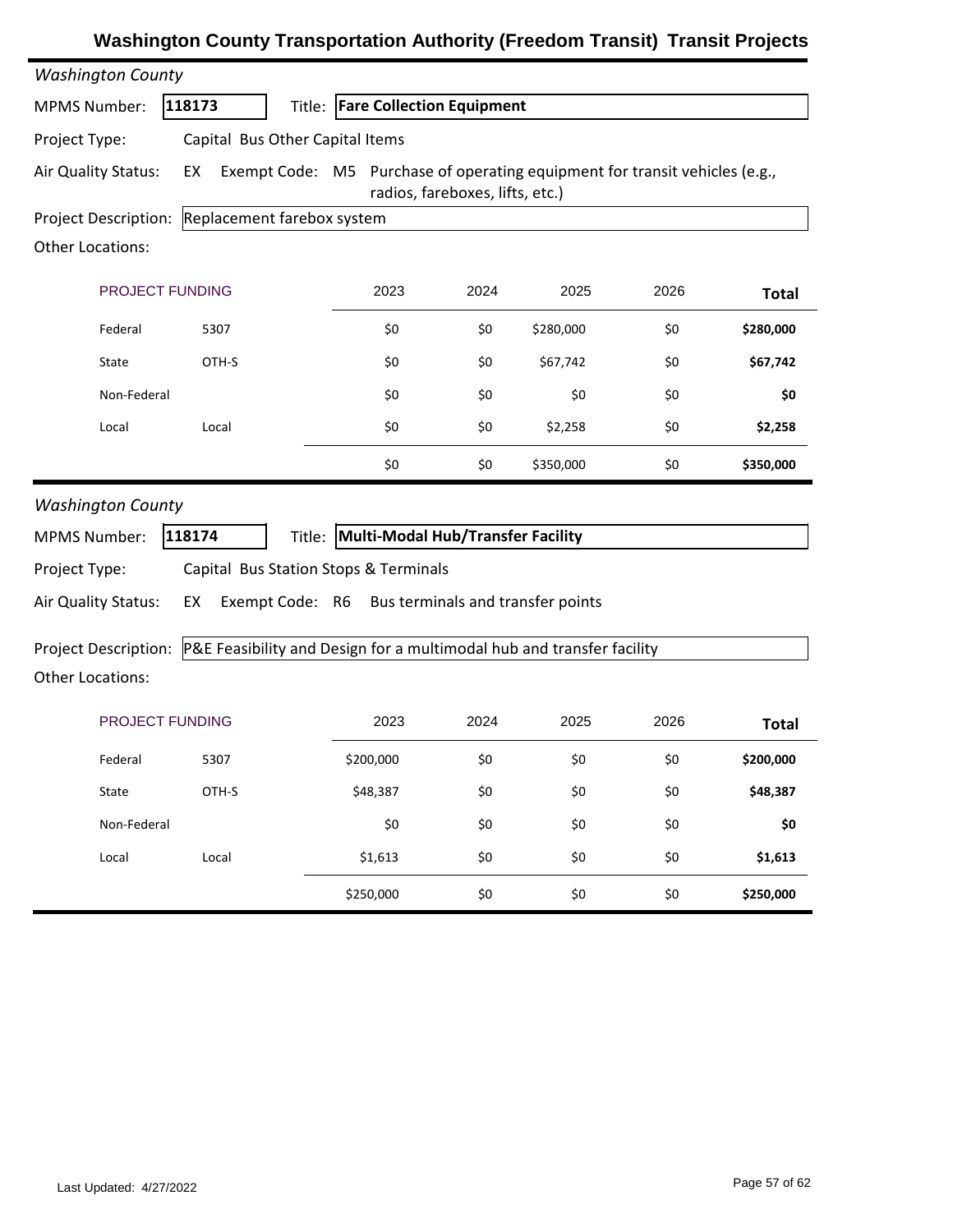# Washington County Transportation Authority (Freedom Transit) Transit Projects

*Washington County*

**MPMS Number:** 118173 **Title:** **Fare Collection Equipment**

**Project Type:** Capital Bus Other Capital Items

**Air Quality Status:** EX Exempt Code: M5 Purchase of operating equipment for transit vehicles (e.g., radios, fareboxes, lifts, etc.)

**Project Description:** Replacement farebox system

**Other Locations:**

| PROJECT FUNDING | | 2023 | 2024 | 2025 | 2026 | Total |
|---|---|---|---|---|---|---|
| Federal | 5307 | $0 | $0 | $280,000 | $0 | **$280,000** |
| State | OTH-S | $0 | $0 | $67,742 | $0 | **$67,742** |
| Non-Federal | | $0 | $0 | $0 | $0 | **$0** |
| Local | Local | $0 | $0 | $2,258 | $0 | **$2,258** |
| | | $0 | $0 | $350,000 | $0 | **$350,000** |

*Washington County*

**MPMS Number:** 118174 **Title:** **Multi-Modal Hub/Transfer Facility**

**Project Type:** Capital Bus Station Stops & Terminals

**Air Quality Status:** EX Exempt Code: R6 Bus terminals and transfer points

**Project Description:** P&E Feasibility and Design for a multimodal hub and transfer facility

**Other Locations:**

| PROJECT FUNDING | | 2023 | 2024 | 2025 | 2026 | Total |
|---|---|---|---|---|---|---|
| Federal | 5307 | $200,000 | $0 | $0 | $0 | **$200,000** |
| State | OTH-S | $48,387 | $0 | $0 | $0 | **$48,387** |
| Non-Federal | | $0 | $0 | $0 | $0 | **$0** |
| Local | Local | $1,613 | $0 | $0 | $0 | **$1,613** |
| | | $250,000 | $0 | $0 | $0 | **$250,000** |

Last Updated: 4/27/2022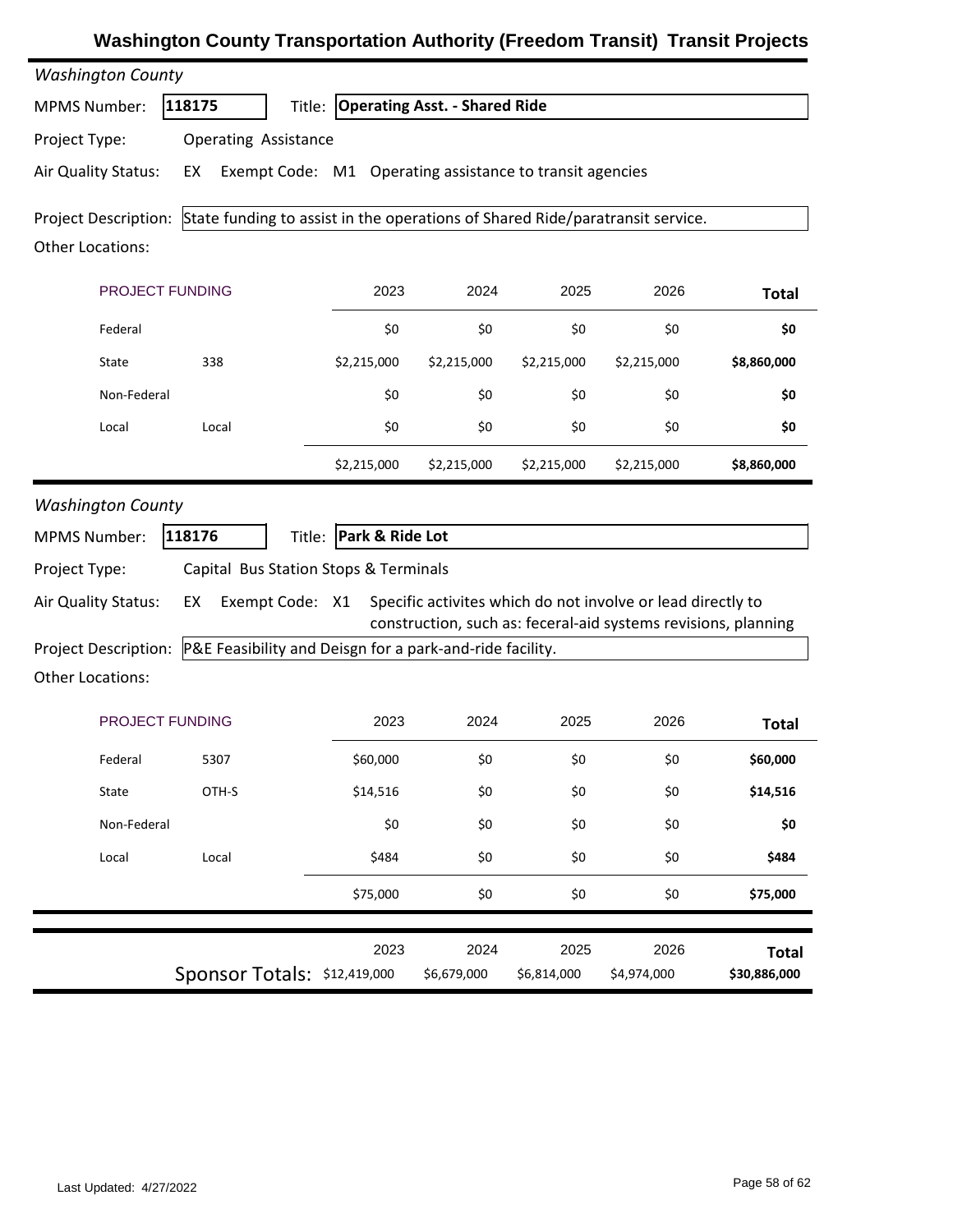# Washington County Transportation Authority (Freedom Transit) Transit Projects

*Washington County*

**MPMS Number:** **118175** Title: **Operating Asst. - Shared Ride**

**Project Type:** Operating Assistance

**Air Quality Status:** EX Exempt Code: M1 Operating assistance to transit agencies

**Project Description:** State funding to assist in the operations of Shared Ride/paratransit service.

**Other Locations:**

| PROJECT FUNDING | | 2023 | 2024 | 2025 | 2026 | Total |
|---|---|---|---|---|---|---|
| Federal | | $0 | $0 | $0 | $0 | **$0** |
| State | 338 | $2,215,000 | $2,215,000 | $2,215,000 | $2,215,000 | **$8,860,000** |
| Non-Federal | | $0 | $0 | $0 | $0 | **$0** |
| Local | Local | $0 | $0 | $0 | $0 | **$0** |
| | | $2,215,000 | $2,215,000 | $2,215,000 | $2,215,000 | **$8,860,000** |

*Washington County*

**MPMS Number:** **118176** Title: **Park & Ride Lot**

**Project Type:** Capital Bus Station Stops & Terminals

**Air Quality Status:** EX Exempt Code: X1 Specific activites which do not involve or lead directly to construction, such as: feceral-aid systems revisions, planning

**Project Description:** P&E Feasibility and Deisgn for a park-and-ride facility.

**Other Locations:**

| PROJECT FUNDING | | 2023 | 2024 | 2025 | 2026 | Total |
|---|---|---|---|---|---|---|
| Federal | 5307 | $60,000 | $0 | $0 | $0 | **$60,000** |
| State | OTH-S | $14,516 | $0 | $0 | $0 | **$14,516** |
| Non-Federal | | $0 | $0 | $0 | $0 | **$0** |
| Local | Local | $484 | $0 | $0 | $0 | **$484** |
| | | $75,000 | $0 | $0 | $0 | **$75,000** |

| | 2023 | 2024 | 2025 | 2026 | Total |
|---|---|---|---|---|---|
| Sponsor Totals: | $12,419,000 | $6,679,000 | $6,814,000 | $4,974,000 | **$30,886,000** |

Last Updated: 4/27/2022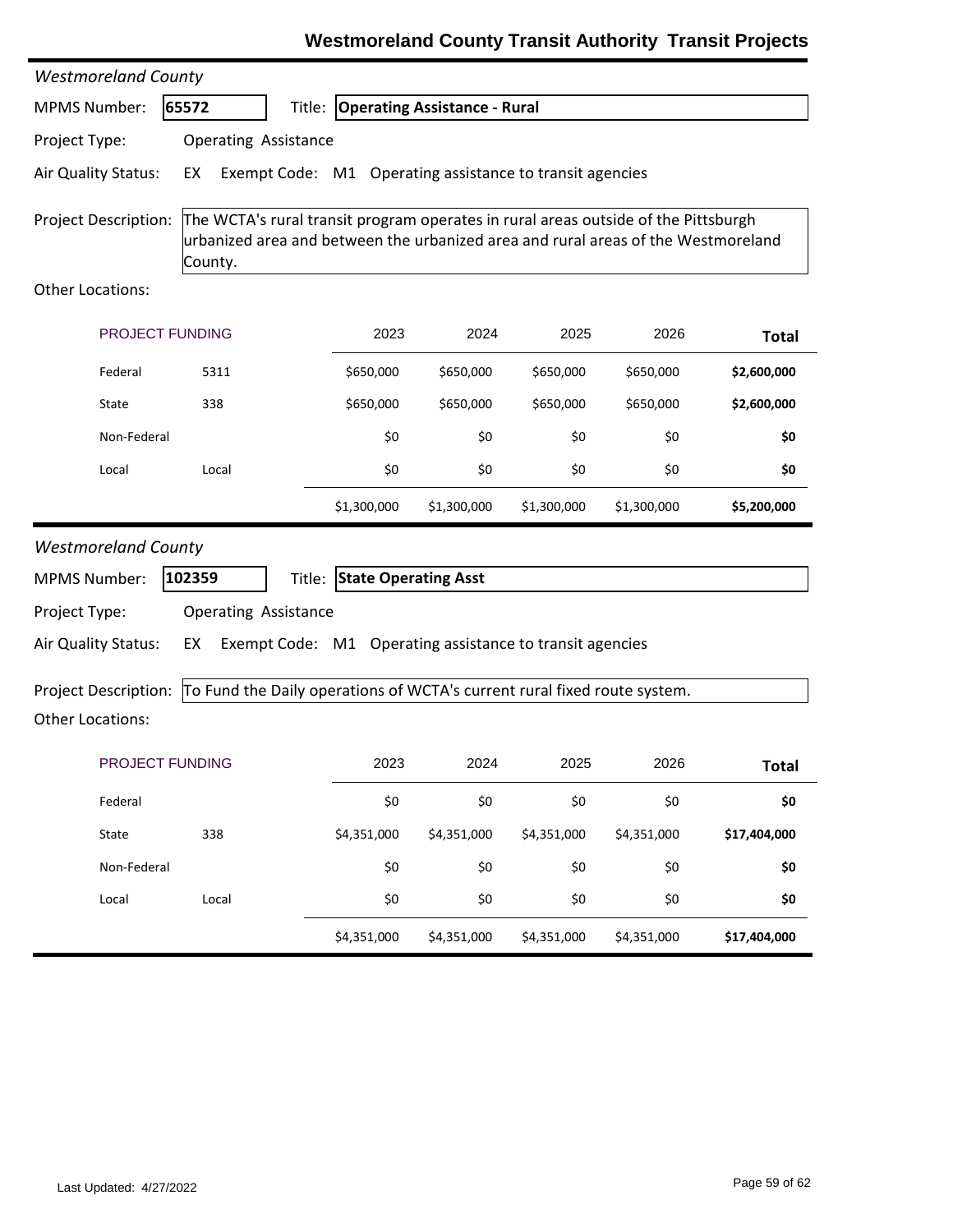# Westmoreland County Transit Authority Transit Projects

*Westmoreland County*

**MPMS Number:** **65572** Title: **Operating Assistance - Rural**

**Project Type:** Operating Assistance

**Air Quality Status:** EX Exempt Code: M1 Operating assistance to transit agencies

**Project Description:** The WCTA's rural transit program operates in rural areas outside of the Pittsburgh urbanized area and between the urbanized area and rural areas of the Westmoreland County.

**Other Locations:**

| PROJECT FUNDING | | 2023 | 2024 | 2025 | 2026 | Total |
|---|---|---|---|---|---|---|
| Federal | 5311 | $650,000 | $650,000 | $650,000 | $650,000 | **$2,600,000** |
| State | 338 | $650,000 | $650,000 | $650,000 | $650,000 | **$2,600,000** |
| Non-Federal | | $0 | $0 | $0 | $0 | **$0** |
| Local | Local | $0 | $0 | $0 | $0 | **$0** |
| | | $1,300,000 | $1,300,000 | $1,300,000 | $1,300,000 | **$5,200,000** |

*Westmoreland County*

**MPMS Number:** **102359** Title: **State Operating Asst**

**Project Type:** Operating Assistance

**Air Quality Status:** EX Exempt Code: M1 Operating assistance to transit agencies

**Project Description:** To Fund the Daily operations of WCTA's current rural fixed route system.

**Other Locations:**

| PROJECT FUNDING | | 2023 | 2024 | 2025 | 2026 | Total |
|---|---|---|---|---|---|---|
| Federal | | $0 | $0 | $0 | $0 | **$0** |
| State | 338 | $4,351,000 | $4,351,000 | $4,351,000 | $4,351,000 | **$17,404,000** |
| Non-Federal | | $0 | $0 | $0 | $0 | **$0** |
| Local | Local | $0 | $0 | $0 | $0 | **$0** |
| | | $4,351,000 | $4,351,000 | $4,351,000 | $4,351,000 | **$17,404,000** |

Last Updated: 4/27/2022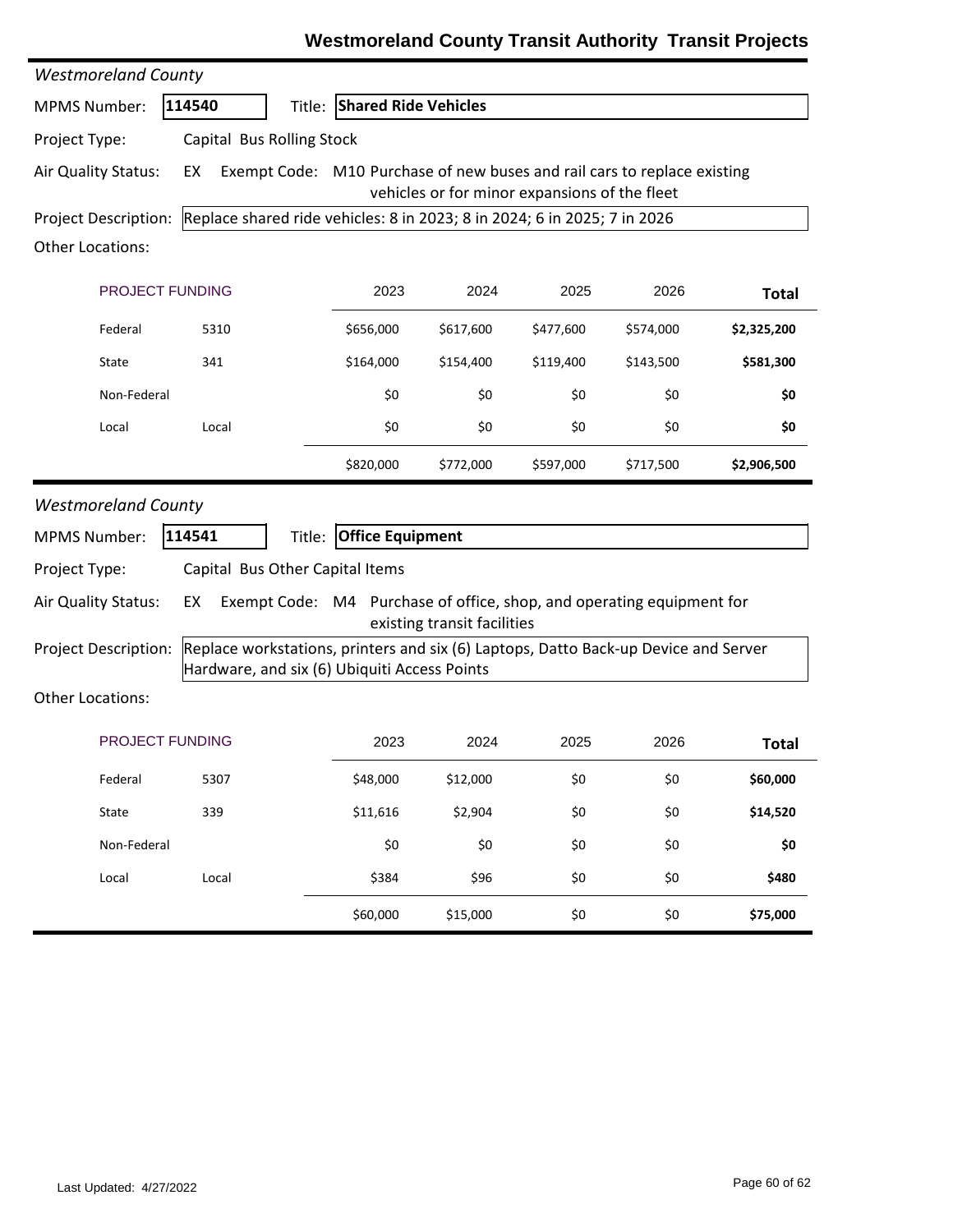# Westmoreland County Transit Authority Transit Projects

*Westmoreland County*

**MPMS Number:** 114540 **Title:** **Shared Ride Vehicles**

**Project Type:** Capital Bus Rolling Stock

**Air Quality Status:** EX Exempt Code: M10 Purchase of new buses and rail cars to replace existing vehicles or for minor expansions of the fleet

**Project Description:** Replace shared ride vehicles: 8 in 2023; 8 in 2024; 6 in 2025; 7 in 2026

**Other Locations:**

| PROJECT FUNDING | | 2023 | 2024 | 2025 | 2026 | Total |
|---|---|---|---|---|---|---|
| Federal | 5310 | $656,000 | $617,600 | $477,600 | $574,000 | **$2,325,200** |
| State | 341 | $164,000 | $154,400 | $119,400 | $143,500 | **$581,300** |
| Non-Federal | | $0 | $0 | $0 | $0 | **$0** |
| Local | Local | $0 | $0 | $0 | $0 | **$0** |
| | | $820,000 | $772,000 | $597,000 | $717,500 | **$2,906,500** |

*Westmoreland County*

**MPMS Number:** 114541 **Title:** **Office Equipment**

**Project Type:** Capital Bus Other Capital Items

**Air Quality Status:** EX Exempt Code: M4 Purchase of office, shop, and operating equipment for existing transit facilities

**Project Description:** Replace workstations, printers and six (6) Laptops, Datto Back-up Device and Server Hardware, and six (6) Ubiquiti Access Points

**Other Locations:**

| PROJECT FUNDING | | 2023 | 2024 | 2025 | 2026 | Total |
|---|---|---|---|---|---|---|
| Federal | 5307 | $48,000 | $12,000 | $0 | $0 | **$60,000** |
| State | 339 | $11,616 | $2,904 | $0 | $0 | **$14,520** |
| Non-Federal | | $0 | $0 | $0 | $0 | **$0** |
| Local | Local | $384 | $96 | $0 | $0 | **$480** |
| | | $60,000 | $15,000 | $0 | $0 | **$75,000** |

Last Updated: 4/27/2022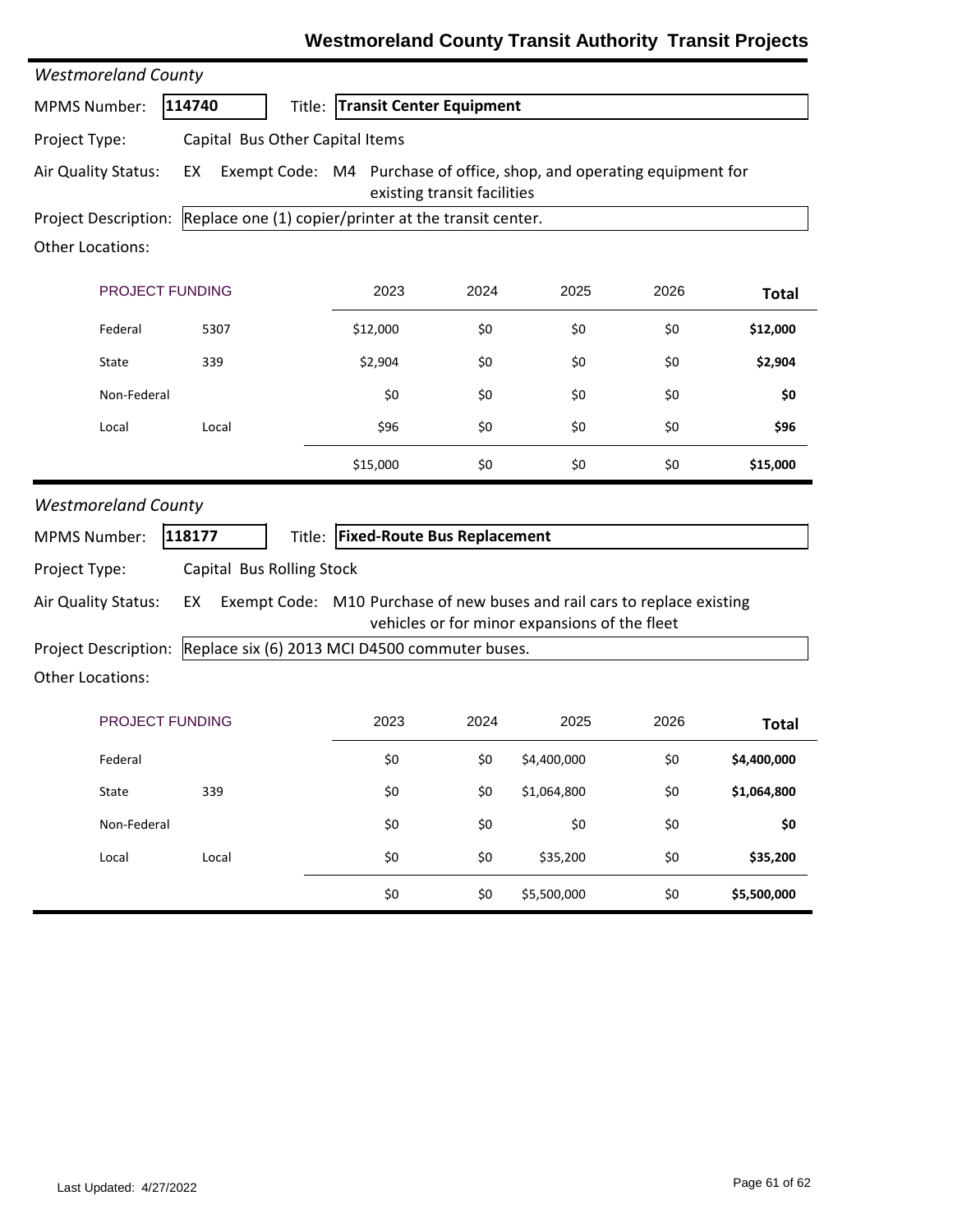## Westmoreland County Transit Authority Transit Projects

*Westmoreland County*

**MPMS Number:** **114740** Title: **Transit Center Equipment**

**Project Type:** Capital Bus Other Capital Items

**Air Quality Status:** EX Exempt Code: M4 Purchase of office, shop, and operating equipment for existing transit facilities

**Project Description:** Replace one (1) copier/printer at the transit center.

**Other Locations:**

| PROJECT FUNDING | | 2023 | 2024 | 2025 | 2026 | Total |
|---|---|---|---|---|---|---|
| Federal | 5307 | $12,000 | $0 | $0 | $0 | **$12,000** |
| State | 339 | $2,904 | $0 | $0 | $0 | **$2,904** |
| Non-Federal | | $0 | $0 | $0 | $0 | **$0** |
| Local | Local | $96 | $0 | $0 | $0 | **$96** |
| | | $15,000 | $0 | $0 | $0 | **$15,000** |

*Westmoreland County*

**MPMS Number:** **118177** Title: **Fixed-Route Bus Replacement**

**Project Type:** Capital Bus Rolling Stock

**Air Quality Status:** EX Exempt Code: M10 Purchase of new buses and rail cars to replace existing vehicles or for minor expansions of the fleet

**Project Description:** Replace six (6) 2013 MCI D4500 commuter buses.

**Other Locations:**

| PROJECT FUNDING | | 2023 | 2024 | 2025 | 2026 | Total |
|---|---|---|---|---|---|---|
| Federal | | $0 | $0 | $4,400,000 | $0 | **$4,400,000** |
| State | 339 | $0 | $0 | $1,064,800 | $0 | **$1,064,800** |
| Non-Federal | | $0 | $0 | $0 | $0 | **$0** |
| Local | Local | $0 | $0 | $35,200 | $0 | **$35,200** |
| | | $0 | $0 | $5,500,000 | $0 | **$5,500,000** |

Last Updated: 4/27/2022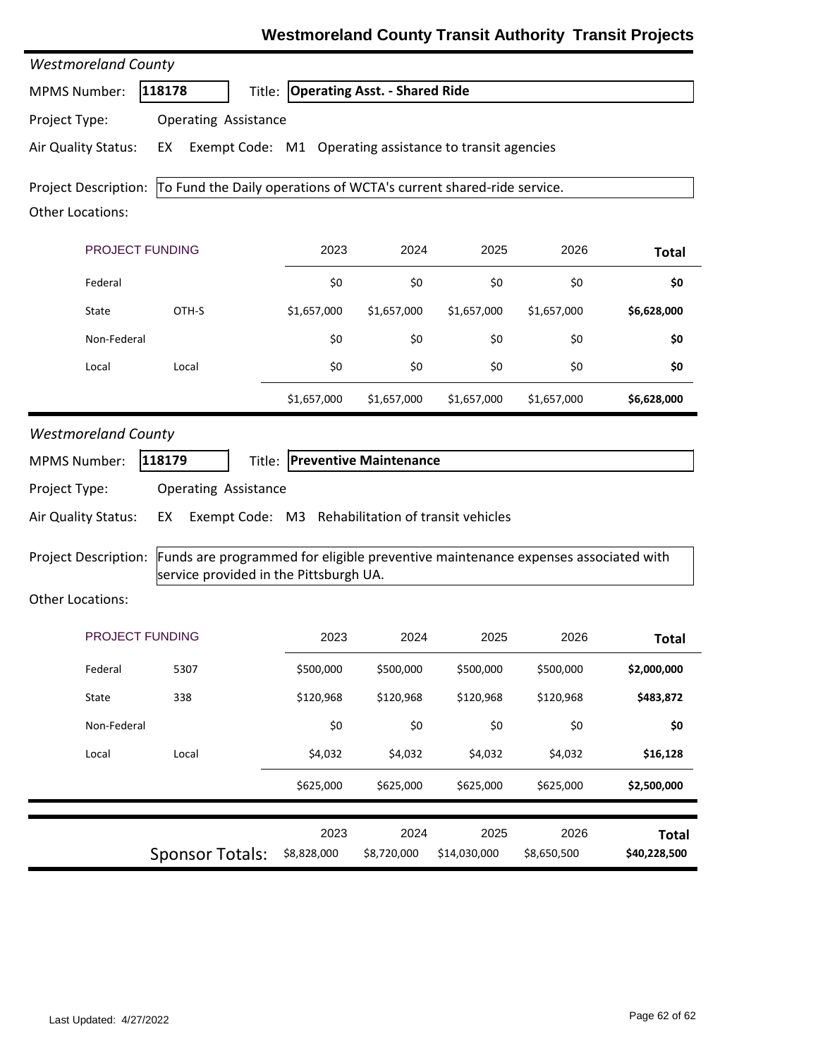# Westmoreland County Transit Authority Transit Projects

*Westmoreland County*

**MPMS Number:** 118178 **Title:** **Operating Asst. - Shared Ride**

**Project Type:** Operating Assistance

**Air Quality Status:** EX Exempt Code: M1 Operating assistance to transit agencies

**Project Description:** To Fund the Daily operations of WCTA's current shared-ride service.

**Other Locations:**

| PROJECT FUNDING | | 2023 | 2024 | 2025 | 2026 | Total |
|---|---|---|---|---|---|---|
| Federal | | $0 | $0 | $0 | $0 | **$0** |
| State | OTH-S | $1,657,000 | $1,657,000 | $1,657,000 | $1,657,000 | **$6,628,000** |
| Non-Federal | | $0 | $0 | $0 | $0 | **$0** |
| Local | Local | $0 | $0 | $0 | $0 | **$0** |
| | | $1,657,000 | $1,657,000 | $1,657,000 | $1,657,000 | **$6,628,000** |

*Westmoreland County*

**MPMS Number:** 118179 **Title:** **Preventive Maintenance**

**Project Type:** Operating Assistance

**Air Quality Status:** EX Exempt Code: M3 Rehabilitation of transit vehicles

**Project Description:** Funds are programmed for eligible preventive maintenance expenses associated with service provided in the Pittsburgh UA.

**Other Locations:**

| PROJECT FUNDING | | 2023 | 2024 | 2025 | 2026 | Total |
|---|---|---|---|---|---|---|
| Federal | 5307 | $500,000 | $500,000 | $500,000 | $500,000 | **$2,000,000** |
| State | 338 | $120,968 | $120,968 | $120,968 | $120,968 | **$483,872** |
| Non-Federal | | $0 | $0 | $0 | $0 | **$0** |
| Local | Local | $4,032 | $4,032 | $4,032 | $4,032 | **$16,128** |
| | | $625,000 | $625,000 | $625,000 | $625,000 | **$2,500,000** |

| | 2023 | 2024 | 2025 | 2026 | Total |
|---|---|---|---|---|---|
| Sponsor Totals: | $8,828,000 | $8,720,000 | $14,030,000 | $8,650,500 | **$40,228,500** |

Last Updated: 4/27/2022